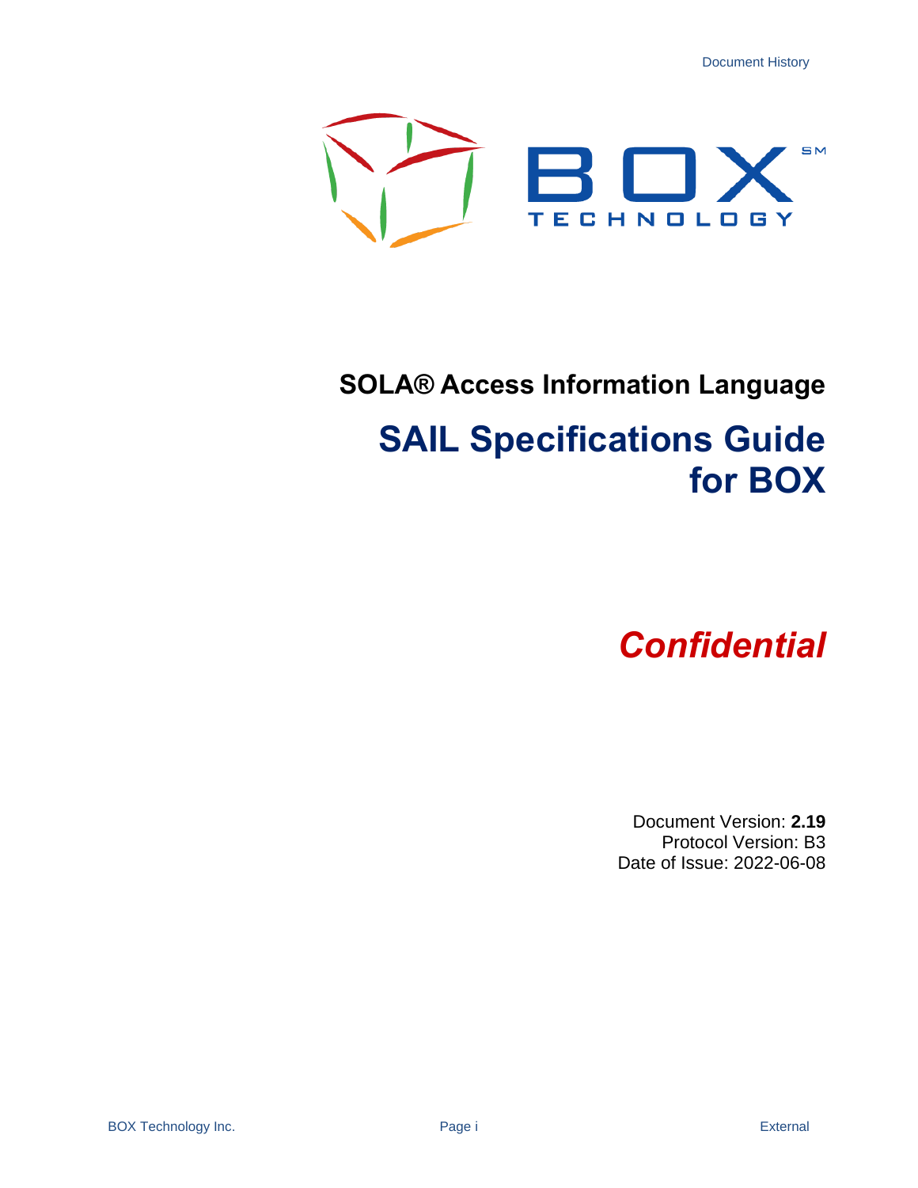# SOLA® Access Information Language

# SAIL Specifications Guide for BOX

***Confidential***

Document Version: **2.19**
Protocol Version: B3
Date of Issue: 2022-06-08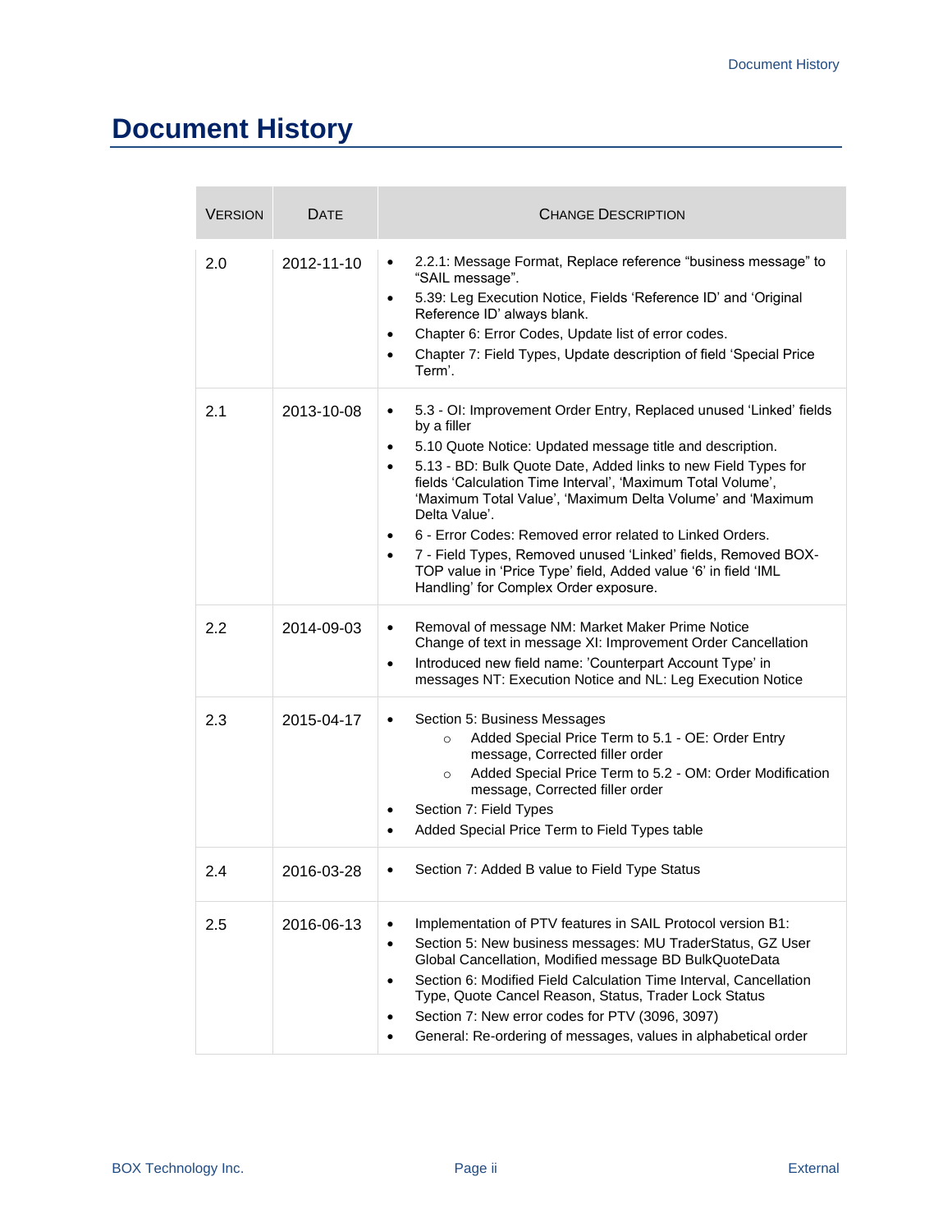# Document History

| VERSION | DATE | CHANGE DESCRIPTION |
|---|---|---|
| 2.0 | 2012-11-10 | • 2.2.1: Message Format, Replace reference "business message" to "SAIL message".<br>• 5.39: Leg Execution Notice, Fields 'Reference ID' and 'Original Reference ID' always blank.<br>• Chapter 6: Error Codes, Update list of error codes.<br>• Chapter 7: Field Types, Update description of field 'Special Price Term'. |
| 2.1 | 2013-10-08 | • 5.3 - OI: Improvement Order Entry, Replaced unused 'Linked' fields by a filler<br>• 5.10 Quote Notice: Updated message title and description.<br>• 5.13 - BD: Bulk Quote Date, Added links to new Field Types for fields 'Calculation Time Interval', 'Maximum Total Volume', 'Maximum Total Value', 'Maximum Delta Volume' and 'Maximum Delta Value'.<br>• 6 - Error Codes: Removed error related to Linked Orders.<br>• 7 - Field Types, Removed unused 'Linked' fields, Removed BOX-TOP value in 'Price Type' field, Added value '6' in field 'IML Handling' for Complex Order exposure. |
| 2.2 | 2014-09-03 | • Removal of message NM: Market Maker Prime Notice Change of text in message XI: Improvement Order Cancellation<br>• Introduced new field name: 'Counterpart Account Type' in messages NT: Execution Notice and NL: Leg Execution Notice |
| 2.3 | 2015-04-17 | • Section 5: Business Messages<br>  ○ Added Special Price Term to 5.1 - OE: Order Entry message, Corrected filler order<br>  ○ Added Special Price Term to 5.2 - OM: Order Modification message, Corrected filler order<br>• Section 7: Field Types<br>• Added Special Price Term to Field Types table |
| 2.4 | 2016-03-28 | • Section 7: Added B value to Field Type Status |
| 2.5 | 2016-06-13 | • Implementation of PTV features in SAIL Protocol version B1:<br>• Section 5: New business messages: MU TraderStatus, GZ User Global Cancellation, Modified message BD BulkQuoteData<br>• Section 6: Modified Field Calculation Time Interval, Cancellation Type, Quote Cancel Reason, Status, Trader Lock Status<br>• Section 7: New error codes for PTV (3096, 3097)<br>• General: Re-ordering of messages, values in alphabetical order |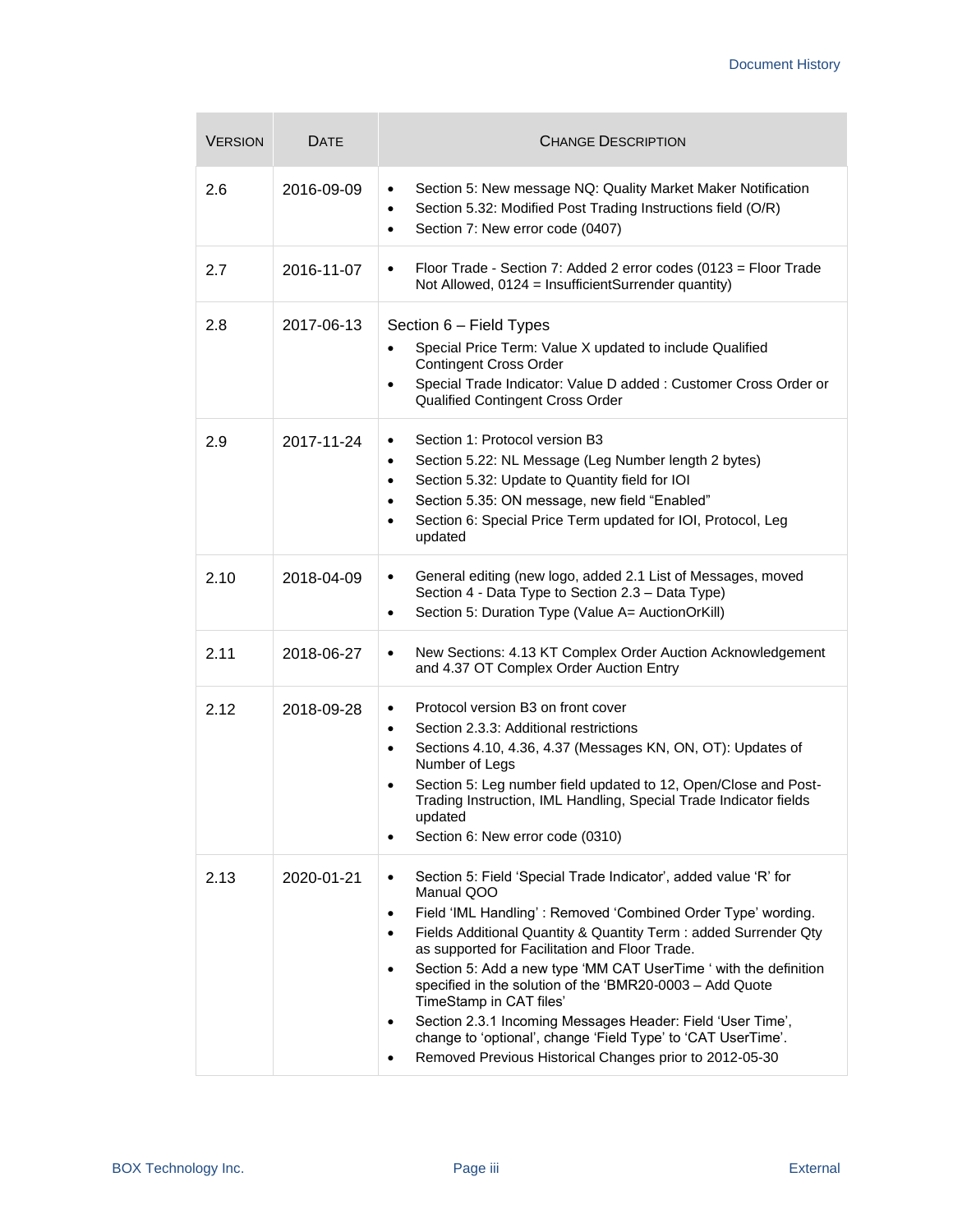| VERSION | DATE | CHANGE DESCRIPTION |
|---|---|---|
| 2.6 | 2016-09-09 | • Section 5: New message NQ: Quality Market Maker Notification<br>• Section 5.32: Modified Post Trading Instructions field (O/R)<br>• Section 7: New error code (0407) |
| 2.7 | 2016-11-07 | • Floor Trade - Section 7: Added 2 error codes (0123 = Floor Trade Not Allowed, 0124 = InsufficientSurrender quantity) |
| 2.8 | 2017-06-13 | Section 6 – Field Types<br>• Special Price Term: Value X updated to include Qualified Contingent Cross Order<br>• Special Trade Indicator: Value D added : Customer Cross Order or Qualified Contingent Cross Order |
| 2.9 | 2017-11-24 | • Section 1: Protocol version B3<br>• Section 5.22: NL Message (Leg Number length 2 bytes)<br>• Section 5.32: Update to Quantity field for IOI<br>• Section 5.35: ON message, new field "Enabled"<br>• Section 6: Special Price Term updated for IOI, Protocol, Leg updated |
| 2.10 | 2018-04-09 | • General editing (new logo, added 2.1 List of Messages, moved Section 4 - Data Type to Section 2.3 – Data Type)<br>• Section 5: Duration Type (Value A= AuctionOrKill) |
| 2.11 | 2018-06-27 | • New Sections: 4.13 KT Complex Order Auction Acknowledgement and 4.37 OT Complex Order Auction Entry |
| 2.12 | 2018-09-28 | • Protocol version B3 on front cover<br>• Section 2.3.3: Additional restrictions<br>• Sections 4.10, 4.36, 4.37 (Messages KN, ON, OT): Updates of Number of Legs<br>• Section 5: Leg number field updated to 12, Open/Close and Post-Trading Instruction, IML Handling, Special Trade Indicator fields updated<br>• Section 6: New error code (0310) |
| 2.13 | 2020-01-21 | • Section 5: Field 'Special Trade Indicator', added value 'R' for Manual QOO<br>• Field 'IML Handling' : Removed 'Combined Order Type' wording.<br>• Fields Additional Quantity & Quantity Term : added Surrender Qty as supported for Facilitation and Floor Trade.<br>• Section 5: Add a new type 'MM CAT UserTime ' with the definition specified in the solution of the 'BMR20-0003 – Add Quote TimeStamp in CAT files'<br>• Section 2.3.1 Incoming Messages Header: Field 'User Time', change to 'optional', change 'Field Type' to 'CAT UserTime'.<br>• Removed Previous Historical Changes prior to 2012-05-30 |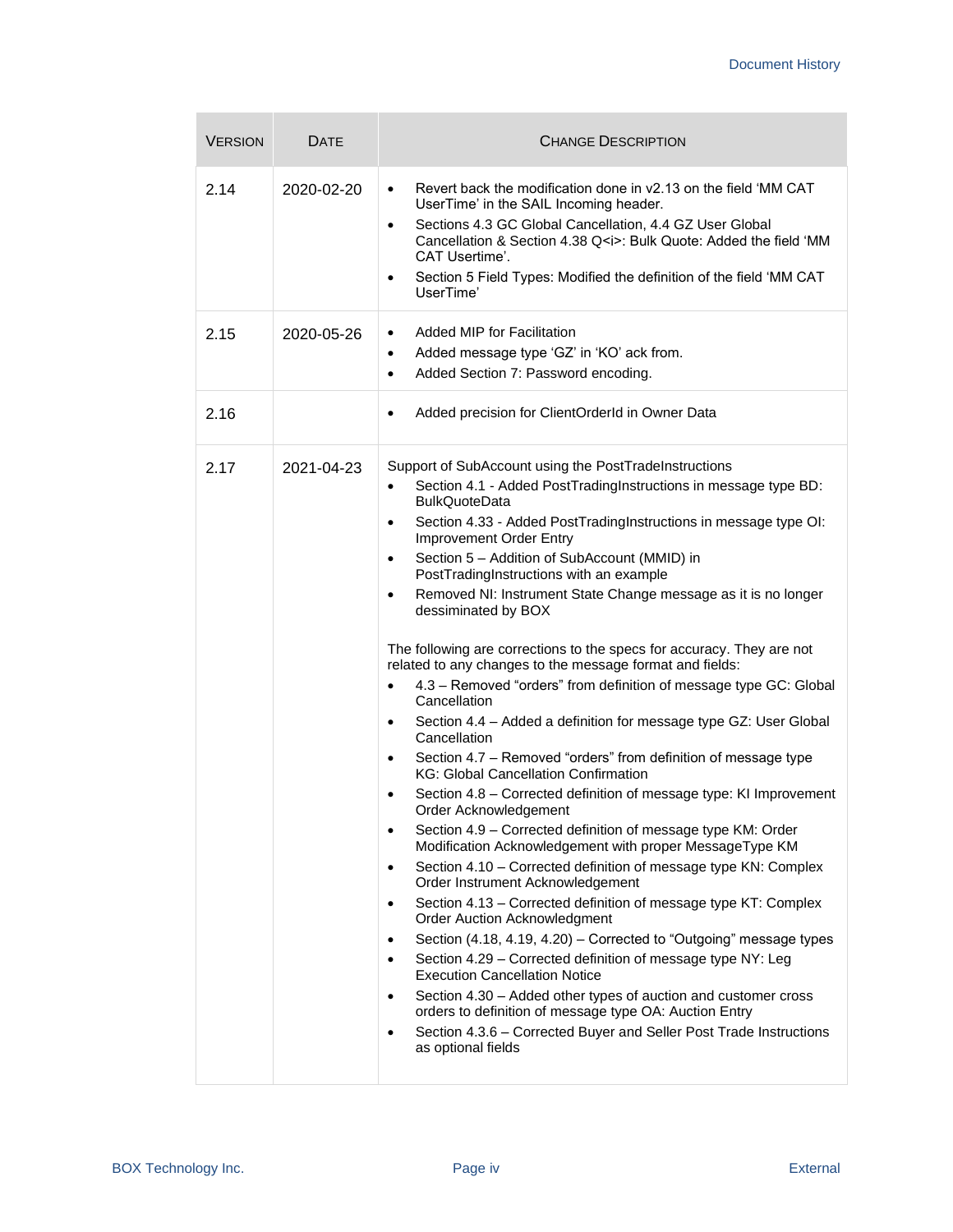| Version | Date | Change Description |
| --- | --- | --- |
| 2.14 | 2020-02-20 | • Revert back the modification done in v2.13 on the field 'MM CAT UserTime' in the SAIL Incoming header.<br>• Sections 4.3 GC Global Cancellation, 4.4 GZ User Global Cancellation & Section 4.38 Q<i>: Bulk Quote: Added the field 'MM CAT Usertime'.<br>• Section 5 Field Types: Modified the definition of the field 'MM CAT UserTime' |
| 2.15 | 2020-05-26 | • Added MIP for Facilitation<br>• Added message type 'GZ' in 'KO' ack from.<br>• Added Section 7: Password encoding. |
| 2.16 | | • Added precision for ClientOrderId in Owner Data |
| 2.17 | 2021-04-23 | Support of SubAccount using the PostTradeInstructions<br>• Section 4.1 - Added PostTradingInstructions in message type BD: BulkQuoteData<br>• Section 4.33 - Added PostTradingInstructions in message type OI: Improvement Order Entry<br>• Section 5 – Addition of SubAccount (MMID) in PostTradingInstructions with an example<br>• Removed NI: Instrument State Change message as it is no longer dessiminated by BOX<br><br>The following are corrections to the specs for accuracy. They are not related to any changes to the message format and fields:<br>• 4.3 – Removed "orders" from definition of message type GC: Global Cancellation<br>• Section 4.4 – Added a definition for message type GZ: User Global Cancellation<br>• Section 4.7 – Removed "orders" from definition of message type KG: Global Cancellation Confirmation<br>• Section 4.8 – Corrected definition of message type: KI Improvement Order Acknowledgement<br>• Section 4.9 – Corrected definition of message type KM: Order Modification Acknowledgement with proper MessageType KM<br>• Section 4.10 – Corrected definition of message type KN: Complex Order Instrument Acknowledgement<br>• Section 4.13 – Corrected definition of message type KT: Complex Order Auction Acknowledgment<br>• Section (4.18, 4.19, 4.20) – Corrected to "Outgoing" message types<br>• Section 4.29 – Corrected definition of message type NY: Leg Execution Cancellation Notice<br>• Section 4.30 – Added other types of auction and customer cross orders to definition of message type OA: Auction Entry<br>• Section 4.3.6 – Corrected Buyer and Seller Post Trade Instructions as optional fields |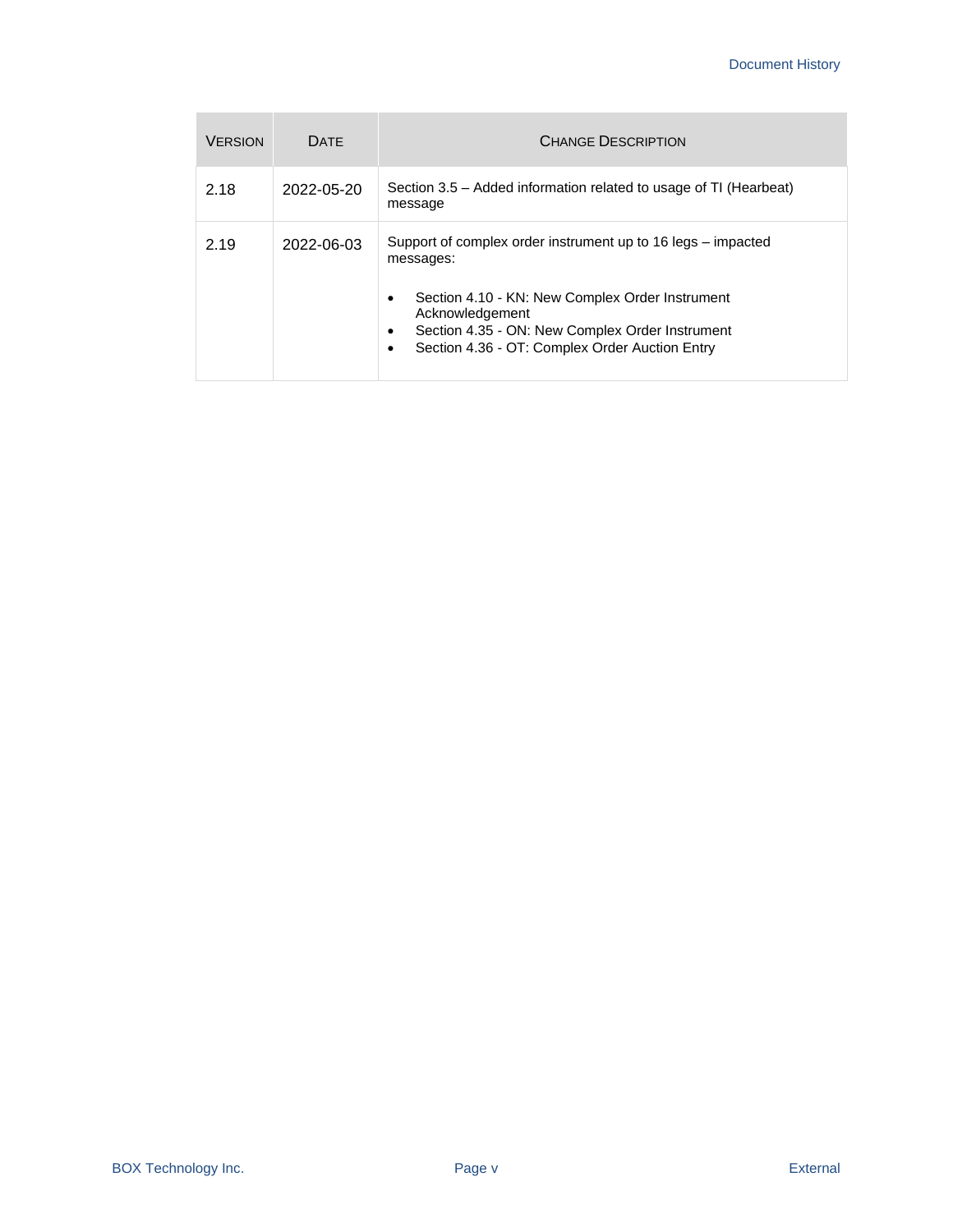| VERSION | DATE | CHANGE DESCRIPTION |
|---|---|---|
| 2.18 | 2022-05-20 | Section 3.5 – Added information related to usage of TI (Hearbeat) message |
| 2.19 | 2022-06-03 | Support of complex order instrument up to 16 legs – impacted messages:<br><br>• Section 4.10 - KN: New Complex Order Instrument Acknowledgement<br>• Section 4.35 - ON: New Complex Order Instrument<br>• Section 4.36 - OT: Complex Order Auction Entry |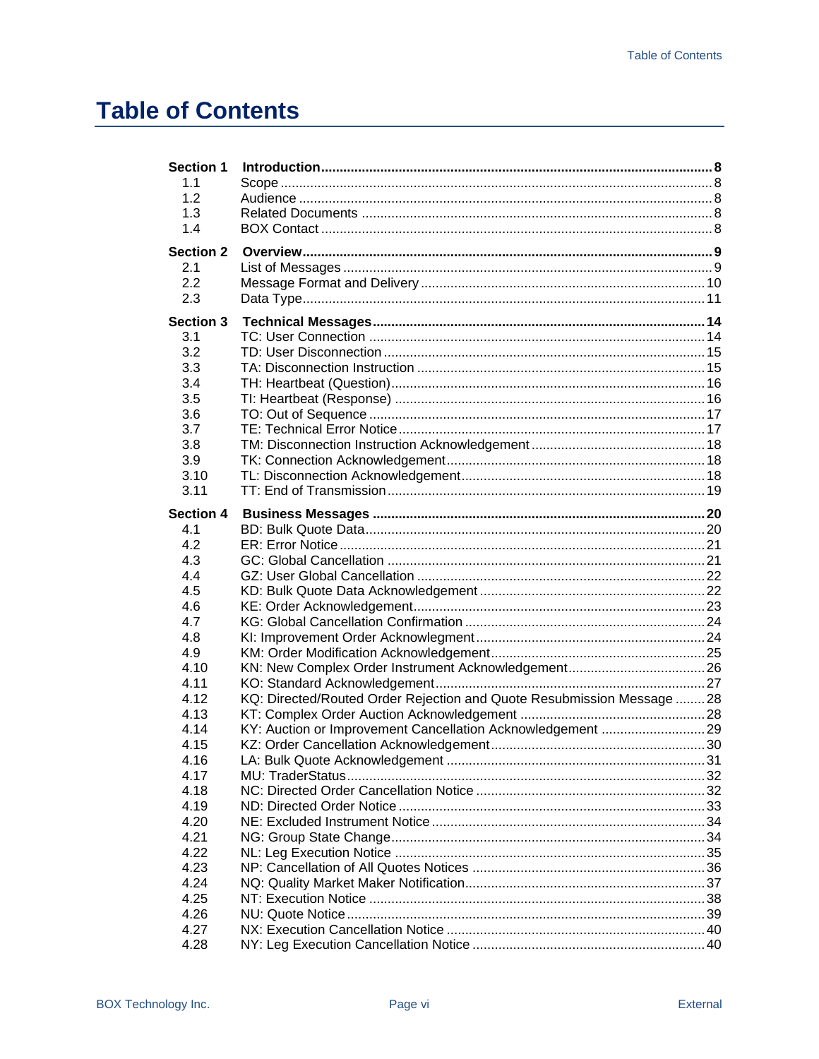# Table of Contents

| | | |
|---|---|---|
| **Section 1** | **Introduction** | **8** |
| 1.1 | Scope | 8 |
| 1.2 | Audience | 8 |
| 1.3 | Related Documents | 8 |
| 1.4 | BOX Contact | 8 |
| **Section 2** | **Overview** | **9** |
| 2.1 | List of Messages | 9 |
| 2.2 | Message Format and Delivery | 10 |
| 2.3 | Data Type | 11 |
| **Section 3** | **Technical Messages** | **14** |
| 3.1 | TC: User Connection | 14 |
| 3.2 | TD: User Disconnection | 15 |
| 3.3 | TA: Disconnection Instruction | 15 |
| 3.4 | TH: Heartbeat (Question) | 16 |
| 3.5 | TI: Heartbeat (Response) | 16 |
| 3.6 | TO: Out of Sequence | 17 |
| 3.7 | TE: Technical Error Notice | 17 |
| 3.8 | TM: Disconnection Instruction Acknowledgement | 18 |
| 3.9 | TK: Connection Acknowledgement | 18 |
| 3.10 | TL: Disconnection Acknowledgement | 18 |
| 3.11 | TT: End of Transmission | 19 |
| **Section 4** | **Business Messages** | **20** |
| 4.1 | BD: Bulk Quote Data | 20 |
| 4.2 | ER: Error Notice | 21 |
| 4.3 | GC: Global Cancellation | 21 |
| 4.4 | GZ: User Global Cancellation | 22 |
| 4.5 | KD: Bulk Quote Data Acknowledgement | 22 |
| 4.6 | KE: Order Acknowledgement | 23 |
| 4.7 | KG: Global Cancellation Confirmation | 24 |
| 4.8 | KI: Improvement Order Acknowlegment | 24 |
| 4.9 | KM: Order Modification Acknowledgement | 25 |
| 4.10 | KN: New Complex Order Instrument Acknowledgement | 26 |
| 4.11 | KO: Standard Acknowledgement | 27 |
| 4.12 | KQ: Directed/Routed Order Rejection and Quote Resubmission Message | 28 |
| 4.13 | KT: Complex Order Auction Acknowledgement | 28 |
| 4.14 | KY: Auction or Improvement Cancellation Acknowledgement | 29 |
| 4.15 | KZ: Order Cancellation Acknowledgement | 30 |
| 4.16 | LA: Bulk Quote Acknowledgement | 31 |
| 4.17 | MU: TraderStatus | 32 |
| 4.18 | NC: Directed Order Cancellation Notice | 32 |
| 4.19 | ND: Directed Order Notice | 33 |
| 4.20 | NE: Excluded Instrument Notice | 34 |
| 4.21 | NG: Group State Change | 34 |
| 4.22 | NL: Leg Execution Notice | 35 |
| 4.23 | NP: Cancellation of All Quotes Notices | 36 |
| 4.24 | NQ: Quality Market Maker Notification | 37 |
| 4.25 | NT: Execution Notice | 38 |
| 4.26 | NU: Quote Notice | 39 |
| 4.27 | NX: Execution Cancellation Notice | 40 |
| 4.28 | NY: Leg Execution Cancellation Notice | 40 |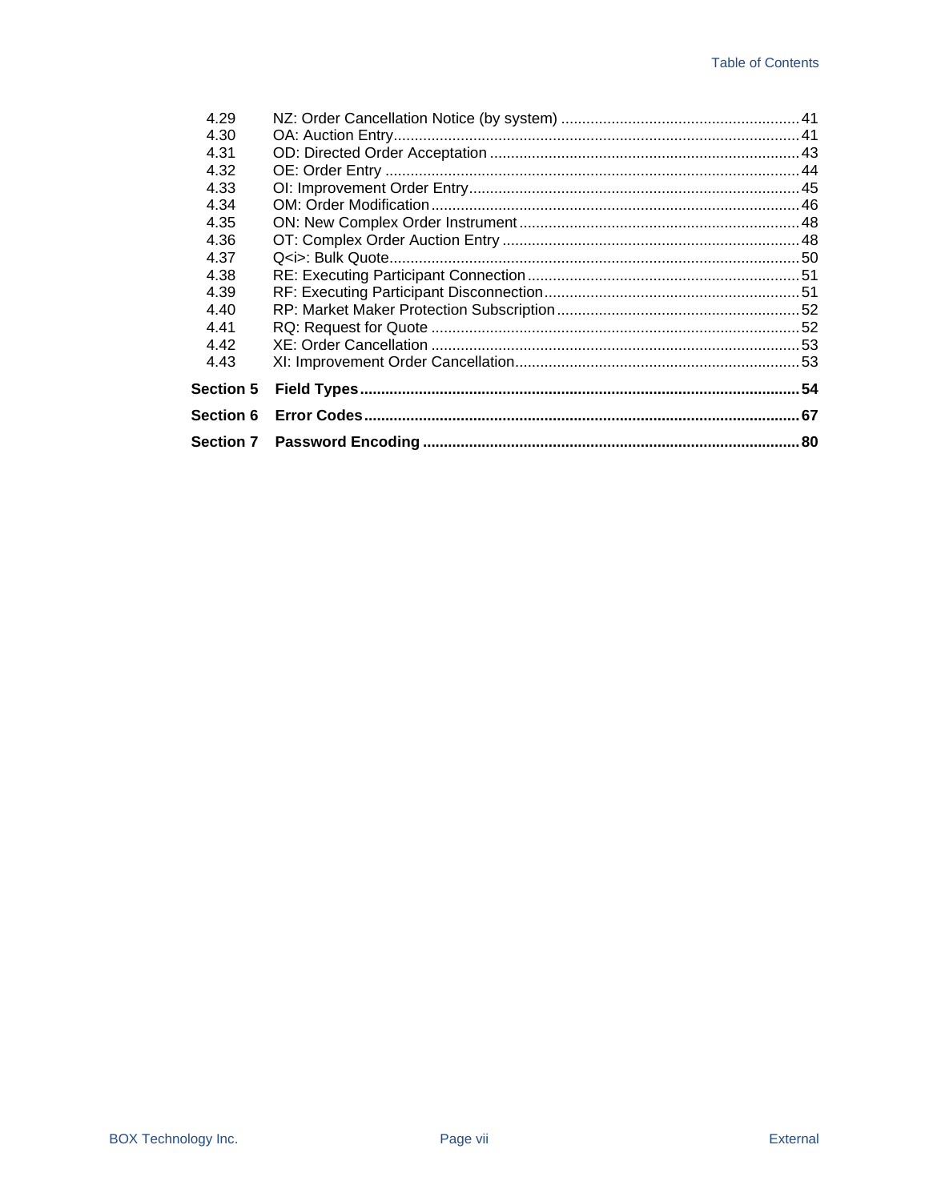| | | |
|---|---|---|
| 4.29 | NZ: Order Cancellation Notice (by system) | 41 |
| 4.30 | OA: Auction Entry | 41 |
| 4.31 | OD: Directed Order Acceptation | 43 |
| 4.32 | OE: Order Entry | 44 |
| 4.33 | OI: Improvement Order Entry | 45 |
| 4.34 | OM: Order Modification | 46 |
| 4.35 | ON: New Complex Order Instrument | 48 |
| 4.36 | OT: Complex Order Auction Entry | 48 |
| 4.37 | Q<i>: Bulk Quote | 50 |
| 4.38 | RE: Executing Participant Connection | 51 |
| 4.39 | RF: Executing Participant Disconnection | 51 |
| 4.40 | RP: Market Maker Protection Subscription | 52 |
| 4.41 | RQ: Request for Quote | 52 |
| 4.42 | XE: Order Cancellation | 53 |
| 4.43 | XI: Improvement Order Cancellation | 53 |
| **Section 5** | **Field Types** | **54** |
| **Section 6** | **Error Codes** | **67** |
| **Section 7** | **Password Encoding** | **80** |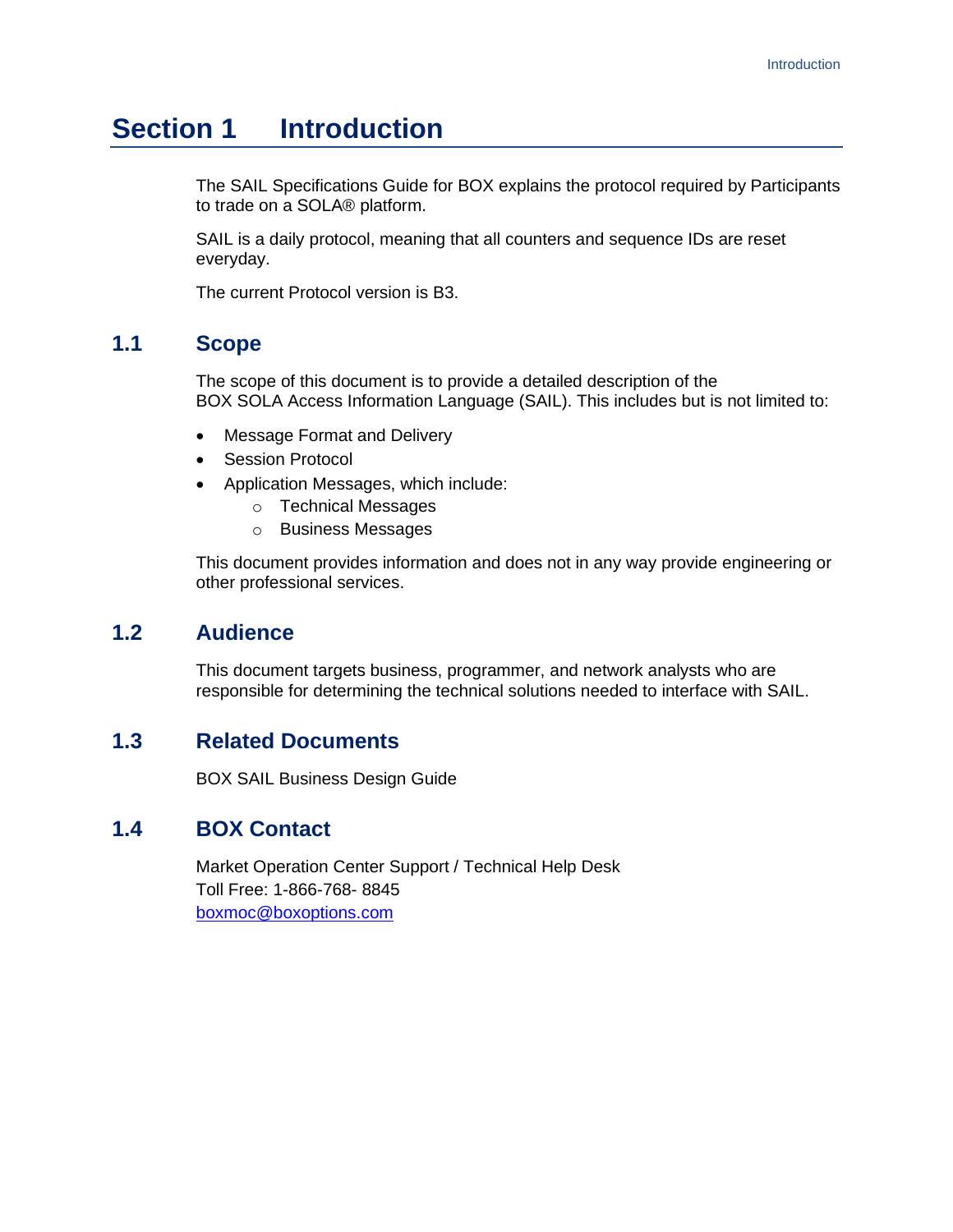# Section 1 Introduction

The SAIL Specifications Guide for BOX explains the protocol required by Participants to trade on a SOLA® platform.

SAIL is a daily protocol, meaning that all counters and sequence IDs are reset everyday.

The current Protocol version is B3.

## 1.1 Scope

The scope of this document is to provide a detailed description of the BOX SOLA Access Information Language (SAIL). This includes but is not limited to:

- Message Format and Delivery
- Session Protocol
- Application Messages, which include:
  - Technical Messages
  - Business Messages

This document provides information and does not in any way provide engineering or other professional services.

## 1.2 Audience

This document targets business, programmer, and network analysts who are responsible for determining the technical solutions needed to interface with SAIL.

## 1.3 Related Documents

BOX SAIL Business Design Guide

## 1.4 BOX Contact

Market Operation Center Support / Technical Help Desk
Toll Free: 1-866-768- 8845
boxmoc@boxoptions.com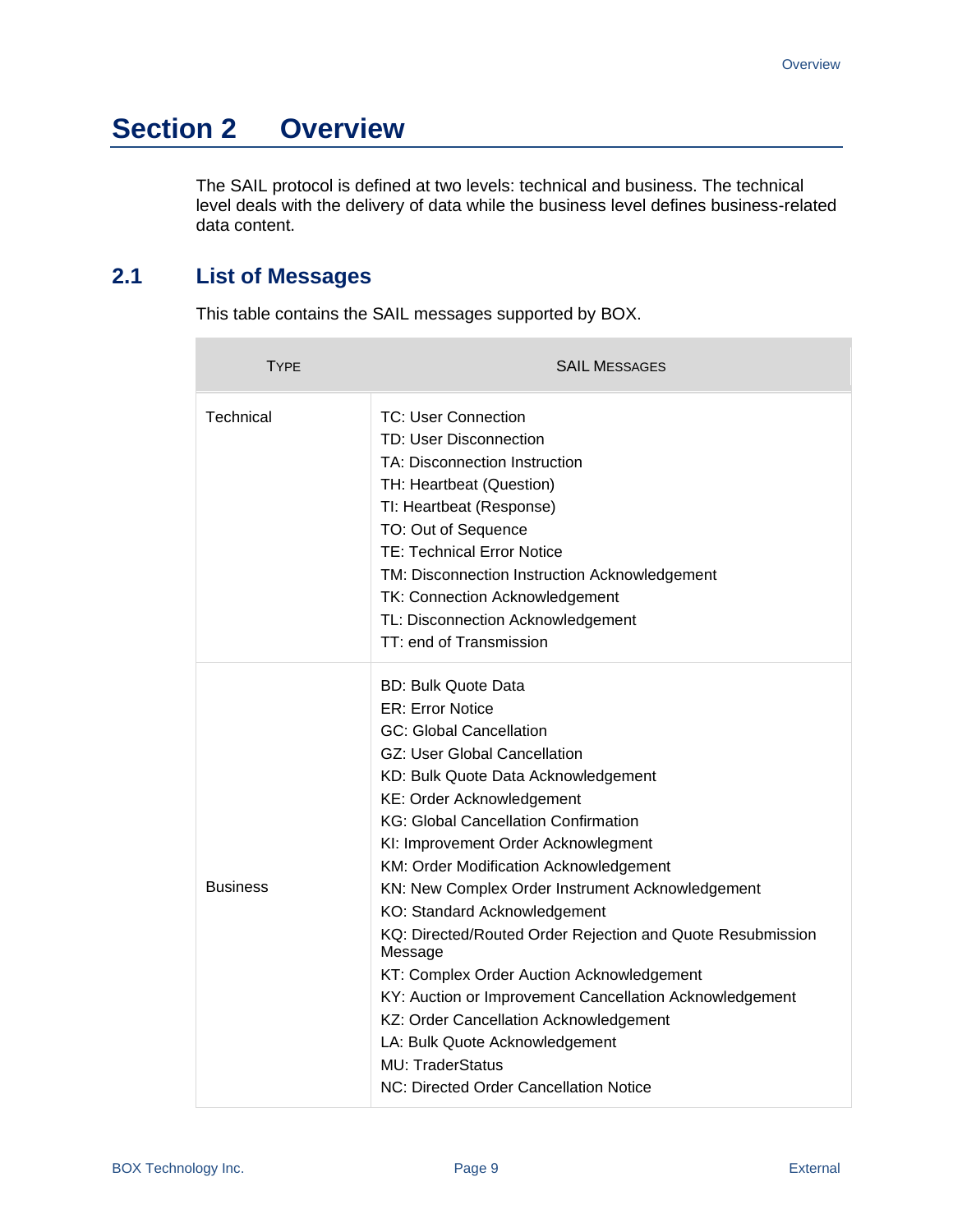# Section 2 Overview

The SAIL protocol is defined at two levels: technical and business. The technical level deals with the delivery of data while the business level defines business-related data content.

## 2.1 List of Messages

This table contains the SAIL messages supported by BOX.

| TYPE | SAIL MESSAGES |
|---|---|
| Technical | TC: User Connection<br>TD: User Disconnection<br>TA: Disconnection Instruction<br>TH: Heartbeat (Question)<br>TI: Heartbeat (Response)<br>TO: Out of Sequence<br>TE: Technical Error Notice<br>TM: Disconnection Instruction Acknowledgement<br>TK: Connection Acknowledgement<br>TL: Disconnection Acknowledgement<br>TT: end of Transmission |
| Business | BD: Bulk Quote Data<br>ER: Error Notice<br>GC: Global Cancellation<br>GZ: User Global Cancellation<br>KD: Bulk Quote Data Acknowledgement<br>KE: Order Acknowledgement<br>KG: Global Cancellation Confirmation<br>KI: Improvement Order Acknowlegment<br>KM: Order Modification Acknowledgement<br>KN: New Complex Order Instrument Acknowledgement<br>KO: Standard Acknowledgement<br>KQ: Directed/Routed Order Rejection and Quote Resubmission Message<br>KT: Complex Order Auction Acknowledgement<br>KY: Auction or Improvement Cancellation Acknowledgement<br>KZ: Order Cancellation Acknowledgement<br>LA: Bulk Quote Acknowledgement<br>MU: TraderStatus<br>NC: Directed Order Cancellation Notice |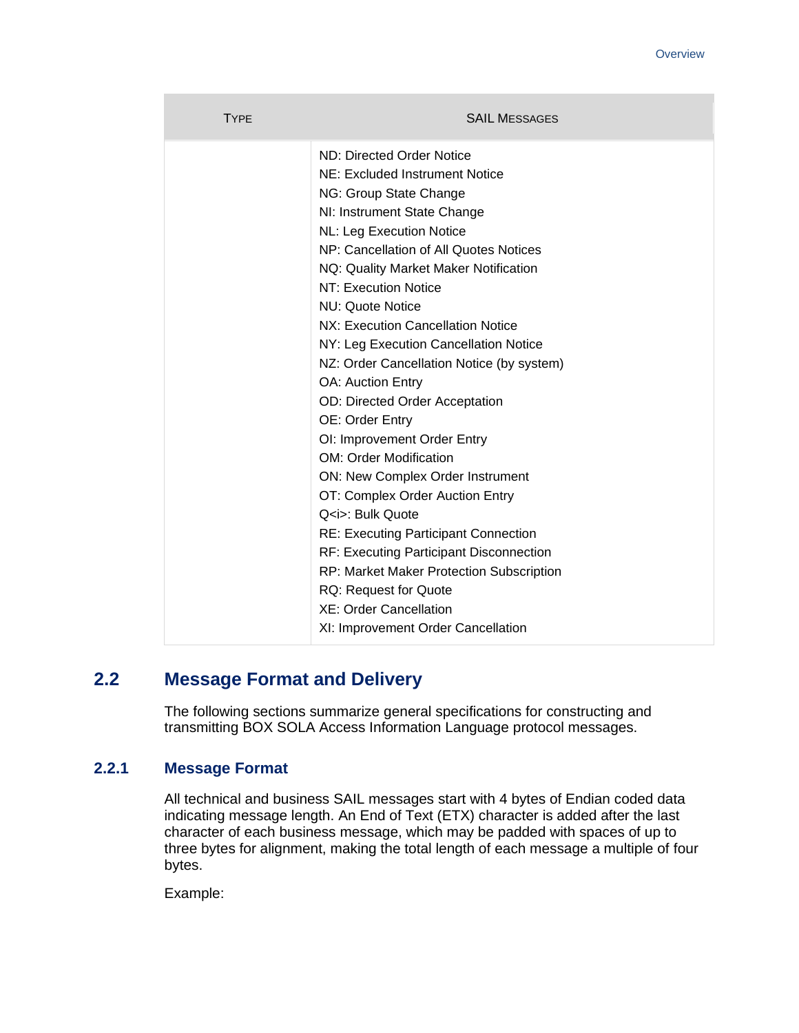| Type | SAIL Messages |
| --- | --- |
| | ND: Directed Order Notice<br>NE: Excluded Instrument Notice<br>NG: Group State Change<br>NI: Instrument State Change<br>NL: Leg Execution Notice<br>NP: Cancellation of All Quotes Notices<br>NQ: Quality Market Maker Notification<br>NT: Execution Notice<br>NU: Quote Notice<br>NX: Execution Cancellation Notice<br>NY: Leg Execution Cancellation Notice<br>NZ: Order Cancellation Notice (by system)<br>OA: Auction Entry<br>OD: Directed Order Acceptation<br>OE: Order Entry<br>OI: Improvement Order Entry<br>OM: Order Modification<br>ON: New Complex Order Instrument<br>OT: Complex Order Auction Entry<br>Q<i>: Bulk Quote<br>RE: Executing Participant Connection<br>RF: Executing Participant Disconnection<br>RP: Market Maker Protection Subscription<br>RQ: Request for Quote<br>XE: Order Cancellation<br>XI: Improvement Order Cancellation |

## 2.2 Message Format and Delivery

The following sections summarize general specifications for constructing and transmitting BOX SOLA Access Information Language protocol messages.

### 2.2.1 Message Format

All technical and business SAIL messages start with 4 bytes of Endian coded data indicating message length. An End of Text (ETX) character is added after the last character of each business message, which may be padded with spaces of up to three bytes for alignment, making the total length of each message a multiple of four bytes.

Example: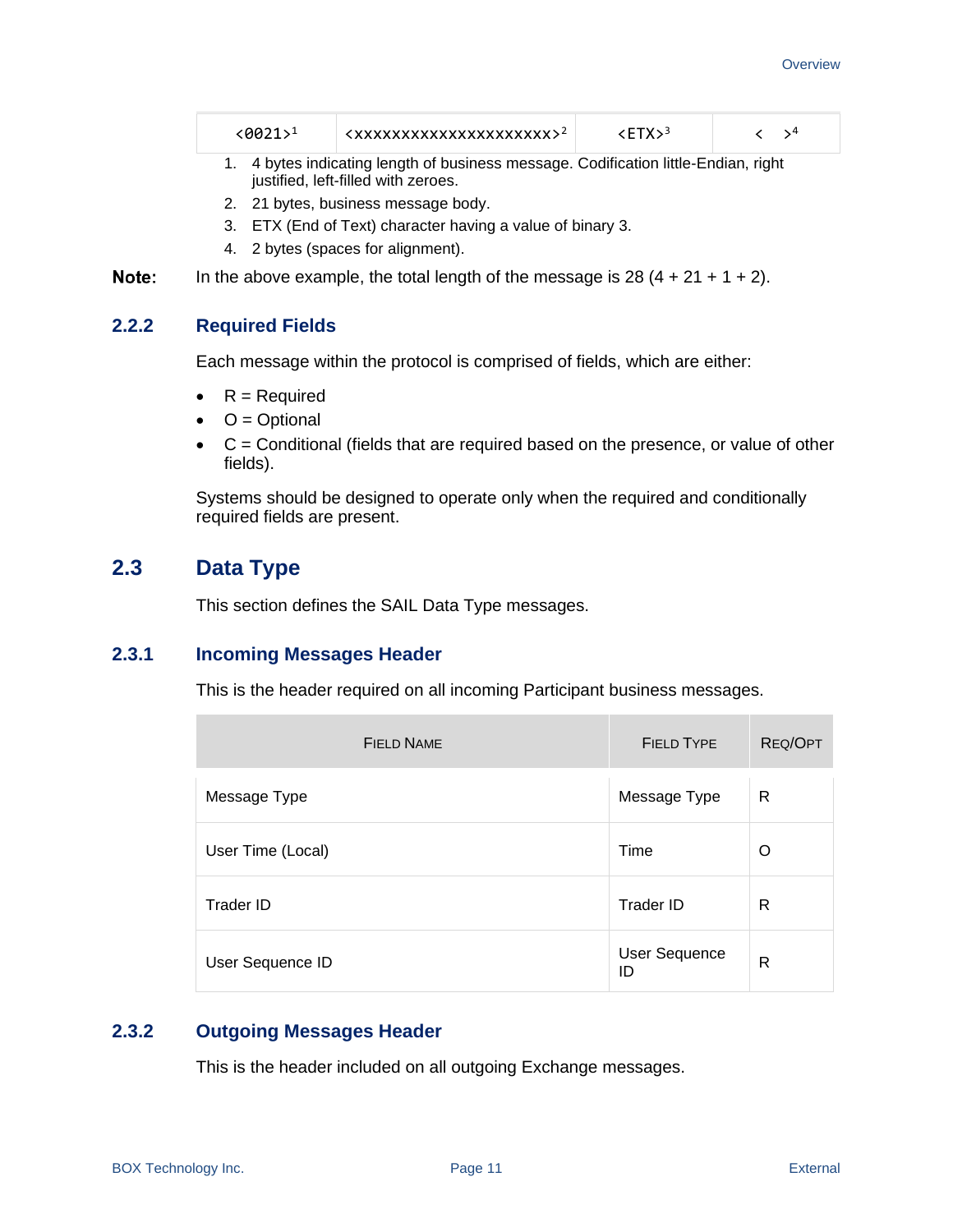| <0021>[1] | <xxxxxxxxxxxxxxxxxxxxx>[2] | <ETX>[3] | <  >[4] |
|---|---|---|---|

1. 4 bytes indicating length of business message. Codification little-Endian, right justified, left-filled with zeroes.
2. 21 bytes, business message body.
3. ETX (End of Text) character having a value of binary 3.
4. 2 bytes (spaces for alignment).

**Note:** In the above example, the total length of the message is 28 (4 + 21 + 1 + 2).

### 2.2.2 Required Fields

Each message within the protocol is comprised of fields, which are either:

- R = Required
- O = Optional
- C = Conditional (fields that are required based on the presence, or value of other fields).

Systems should be designed to operate only when the required and conditionally required fields are present.

## 2.3 Data Type

This section defines the SAIL Data Type messages.

### 2.3.1 Incoming Messages Header

This is the header required on all incoming Participant business messages.

| Field Name | Field Type | Req/Opt |
|---|---|---|
| Message Type | Message Type | R |
| User Time (Local) | Time | O |
| Trader ID | Trader ID | R |
| User Sequence ID | User Sequence ID | R |

### 2.3.2 Outgoing Messages Header

This is the header included on all outgoing Exchange messages.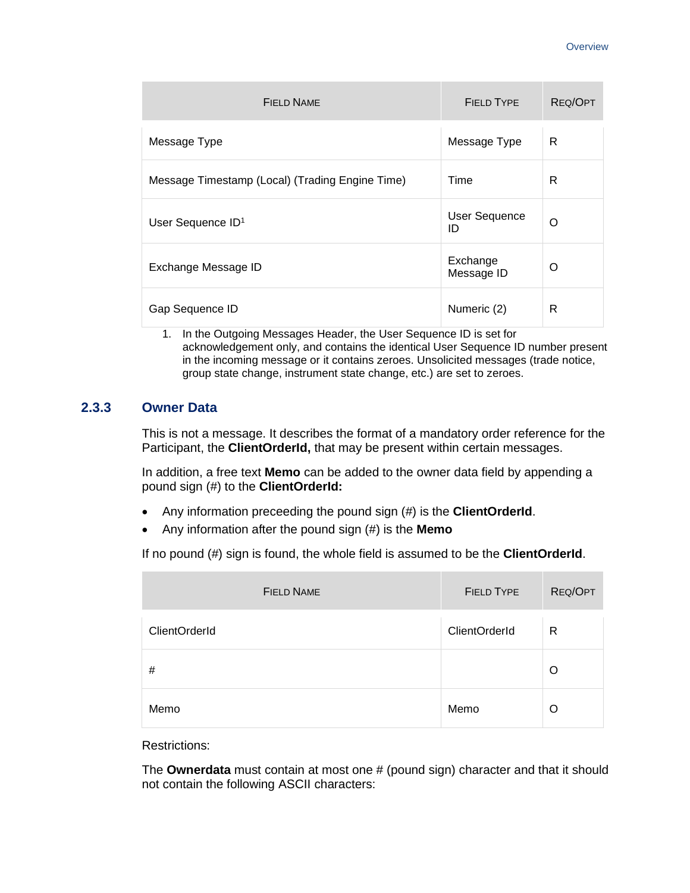| Field Name | Field Type | Req/Opt |
| --- | --- | --- |
| Message Type | Message Type | R |
| Message Timestamp (Local) (Trading Engine Time) | Time | R |
| User Sequence ID[1] | User Sequence ID | O |
| Exchange Message ID | Exchange Message ID | O |
| Gap Sequence ID | Numeric (2) | R |

1. In the Outgoing Messages Header, the User Sequence ID is set for acknowledgement only, and contains the identical User Sequence ID number present in the incoming message or it contains zeroes. Unsolicited messages (trade notice, group state change, instrument state change, etc.) are set to zeroes.

### 2.3.3 Owner Data

This is not a message. It describes the format of a mandatory order reference for the Participant, the **ClientOrderId,** that may be present within certain messages.

In addition, a free text **Memo** can be added to the owner data field by appending a pound sign (#) to the **ClientOrderId:**

- Any information preceeding the pound sign (#) is the **ClientOrderId**.
- Any information after the pound sign (#) is the **Memo**

If no pound (#) sign is found, the whole field is assumed to be the **ClientOrderId**.

| Field Name | Field Type | Req/Opt |
| --- | --- | --- |
| ClientOrderId | ClientOrderId | R |
| # | | O |
| Memo | Memo | O |

Restrictions:

The **Ownerdata** must contain at most one # (pound sign) character and that it should not contain the following ASCII characters: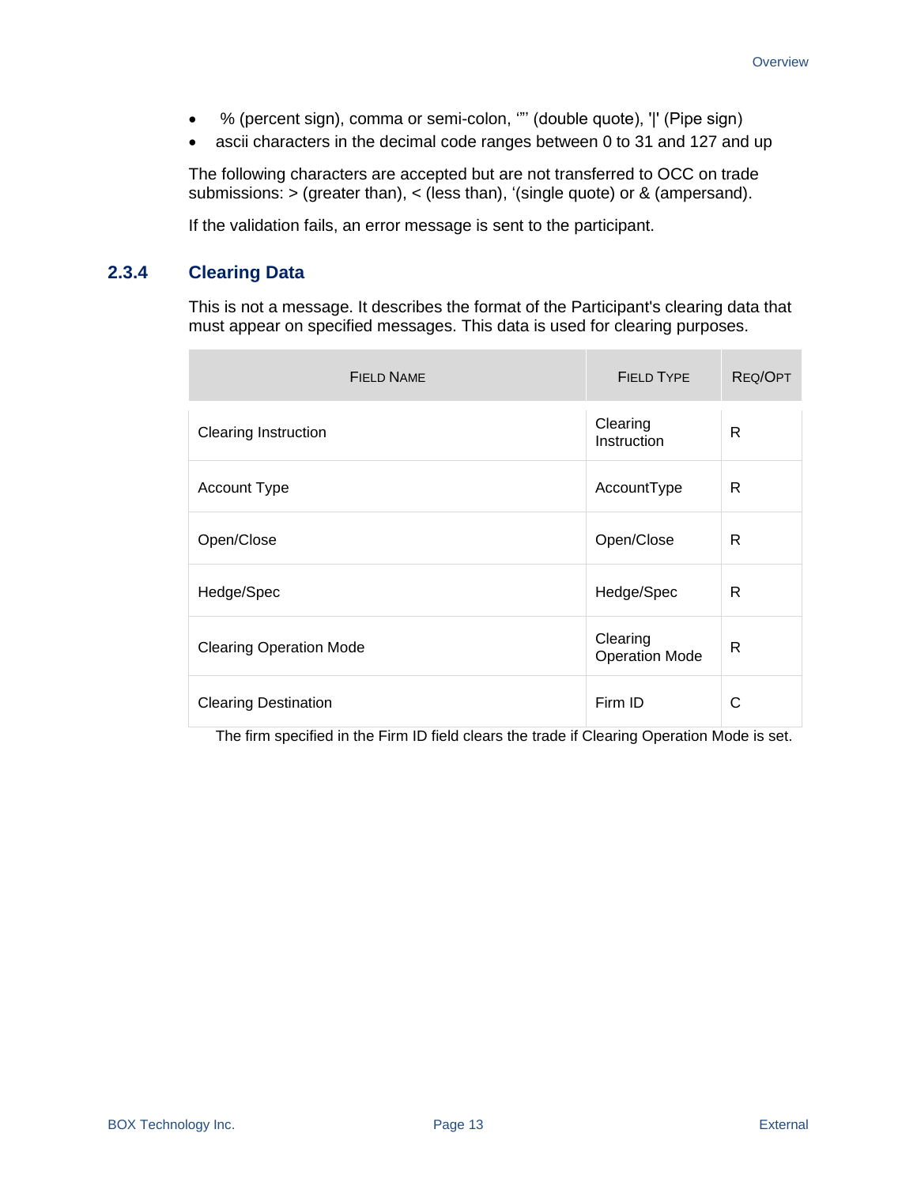- % (percent sign), comma or semi-colon, “” (double quote), '|' (Pipe sign)
- ascii characters in the decimal code ranges between 0 to 31 and 127 and up

The following characters are accepted but are not transferred to OCC on trade submissions: > (greater than), < (less than), ‘(single quote) or & (ampersand).

If the validation fails, an error message is sent to the participant.

### 2.3.4 Clearing Data

This is not a message. It describes the format of the Participant's clearing data that must appear on specified messages. This data is used for clearing purposes.

| FIELD NAME | FIELD TYPE | REQ/OPT |
|---|---|---|
| Clearing Instruction | Clearing Instruction | R |
| Account Type | AccountType | R |
| Open/Close | Open/Close | R |
| Hedge/Spec | Hedge/Spec | R |
| Clearing Operation Mode | Clearing Operation Mode | R |
| Clearing Destination | Firm ID | C |

The firm specified in the Firm ID field clears the trade if Clearing Operation Mode is set.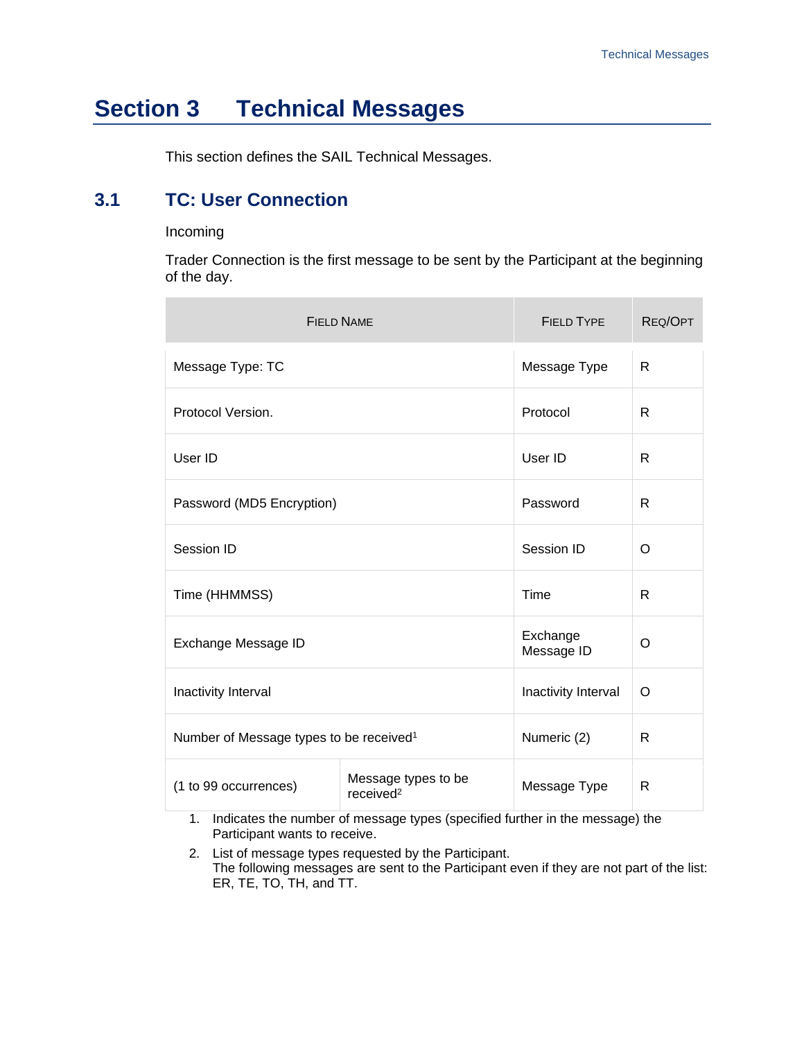# Section 3 Technical Messages

This section defines the SAIL Technical Messages.

## 3.1 TC: User Connection

Incoming

Trader Connection is the first message to be sent by the Participant at the beginning of the day.

| FIELD NAME | | FIELD TYPE | REQ/OPT |
|---|---|---|---|
| Message Type: TC | | Message Type | R |
| Protocol Version. | | Protocol | R |
| User ID | | User ID | R |
| Password (MD5 Encryption) | | Password | R |
| Session ID | | Session ID | O |
| Time (HHMMSS) | | Time | R |
| Exchange Message ID | | Exchange Message ID | O |
| Inactivity Interval | | Inactivity Interval | O |
| Number of Message types to be received[1] | | Numeric (2) | R |
| (1 to 99 occurrences) | Message types to be received[2] | Message Type | R |

1. Indicates the number of message types (specified further in the message) the Participant wants to receive.
2. List of message types requested by the Participant.  
   The following messages are sent to the Participant even if they are not part of the list: ER, TE, TO, TH, and TT.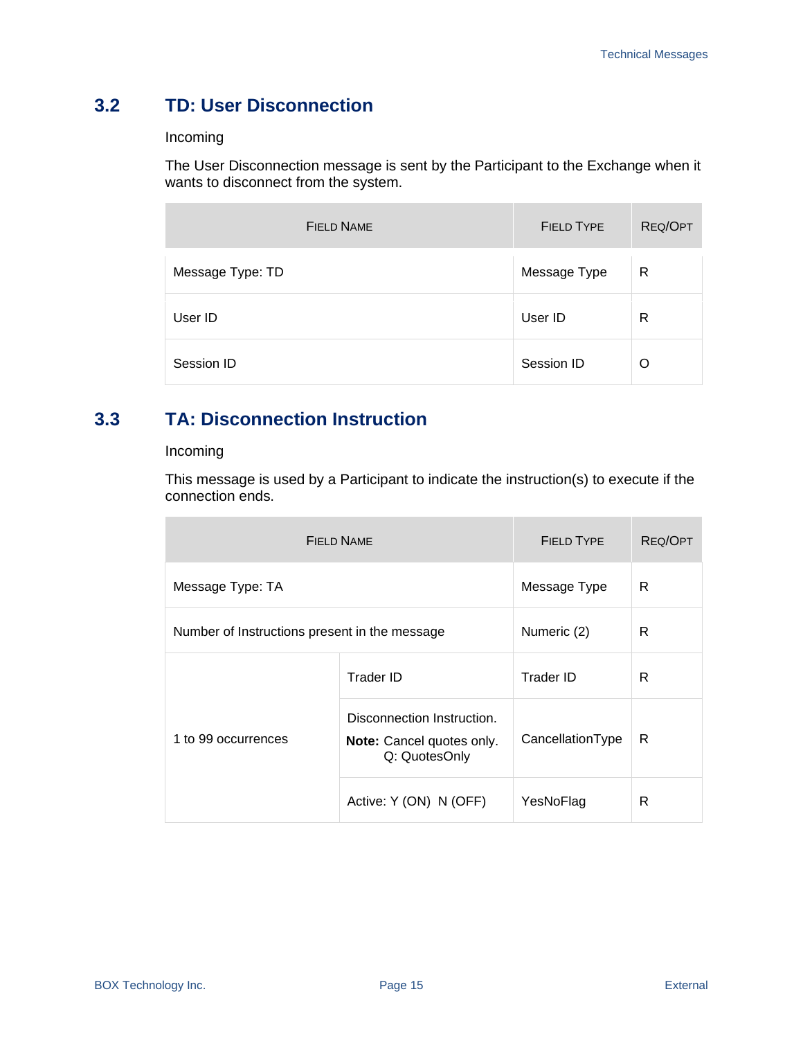## 3.2 TD: User Disconnection

Incoming

The User Disconnection message is sent by the Participant to the Exchange when it wants to disconnect from the system.

| FIELD NAME | FIELD TYPE | REQ/OPT |
|---|---|---|
| Message Type: TD | Message Type | R |
| User ID | User ID | R |
| Session ID | Session ID | O |

## 3.3 TA: Disconnection Instruction

Incoming

This message is used by a Participant to indicate the instruction(s) to execute if the connection ends.

| FIELD NAME | | FIELD TYPE | REQ/OPT |
|---|---|---|---|
| Message Type: TA | | Message Type | R |
| Number of Instructions present in the message | | Numeric (2) | R |
| 1 to 99 occurrences | Trader ID | Trader ID | R |
| | Disconnection Instruction. **Note:** Cancel quotes only. Q: QuotesOnly | CancellationType | R |
| | Active: Y (ON) N (OFF) | YesNoFlag | R |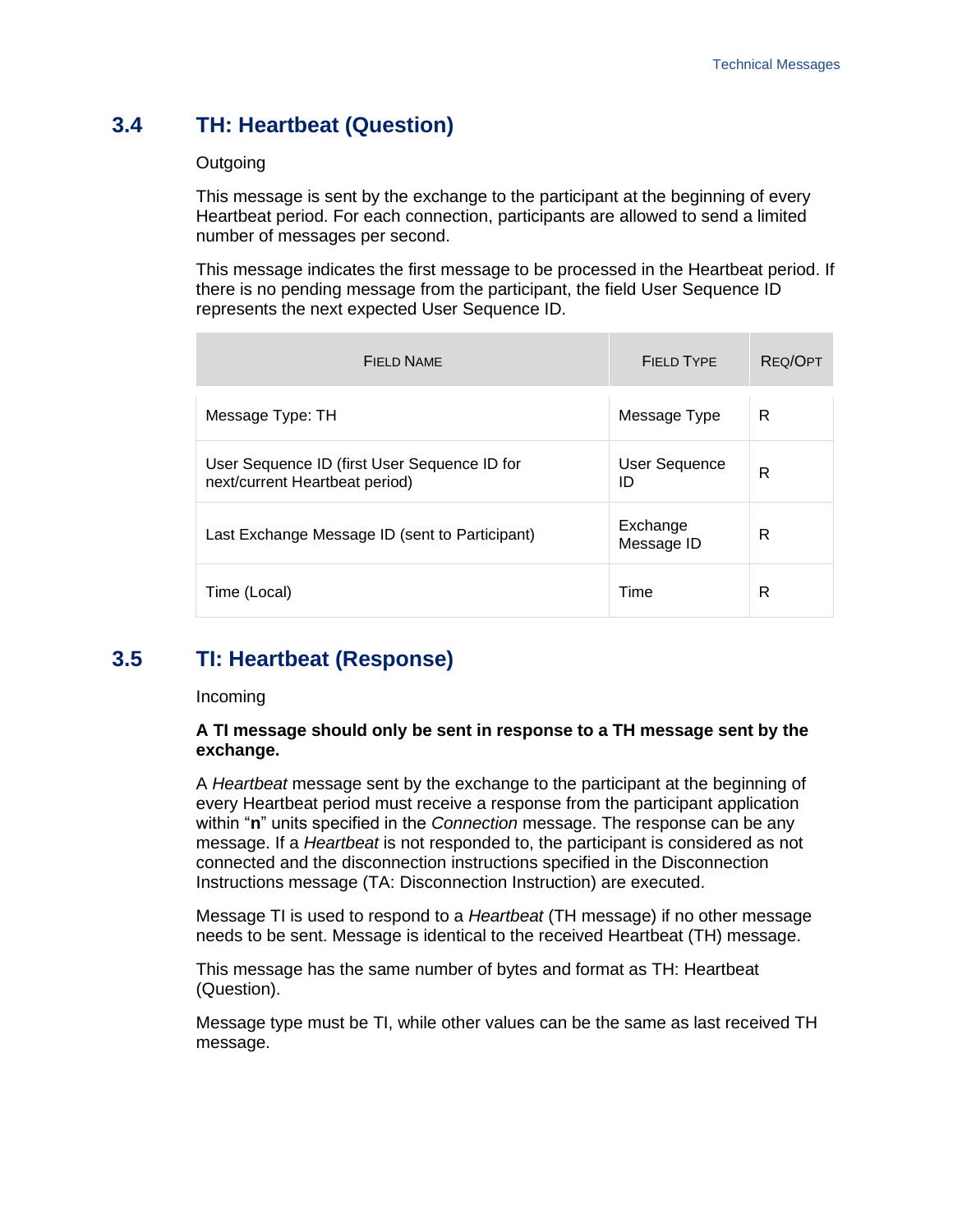## 3.4 TH: Heartbeat (Question)

Outgoing

This message is sent by the exchange to the participant at the beginning of every Heartbeat period. For each connection, participants are allowed to send a limited number of messages per second.

This message indicates the first message to be processed in the Heartbeat period. If there is no pending message from the participant, the field User Sequence ID represents the next expected User Sequence ID.

| Field Name | Field Type | Req/Opt |
| --- | --- | --- |
| Message Type: TH | Message Type | R |
| User Sequence ID (first User Sequence ID for next/current Heartbeat period) | User Sequence ID | R |
| Last Exchange Message ID (sent to Participant) | Exchange Message ID | R |
| Time (Local) | Time | R |

## 3.5 TI: Heartbeat (Response)

Incoming

**A TI message should only be sent in response to a TH message sent by the exchange.**

A *Heartbeat* message sent by the exchange to the participant at the beginning of every Heartbeat period must receive a response from the participant application within "**n**" units specified in the *Connection* message. The response can be any message. If a *Heartbeat* is not responded to, the participant is considered as not connected and the disconnection instructions specified in the Disconnection Instructions message (TA: Disconnection Instruction) are executed.

Message TI is used to respond to a *Heartbeat* (TH message) if no other message needs to be sent. Message is identical to the received Heartbeat (TH) message.

This message has the same number of bytes and format as TH: Heartbeat (Question).

Message type must be TI, while other values can be the same as last received TH message.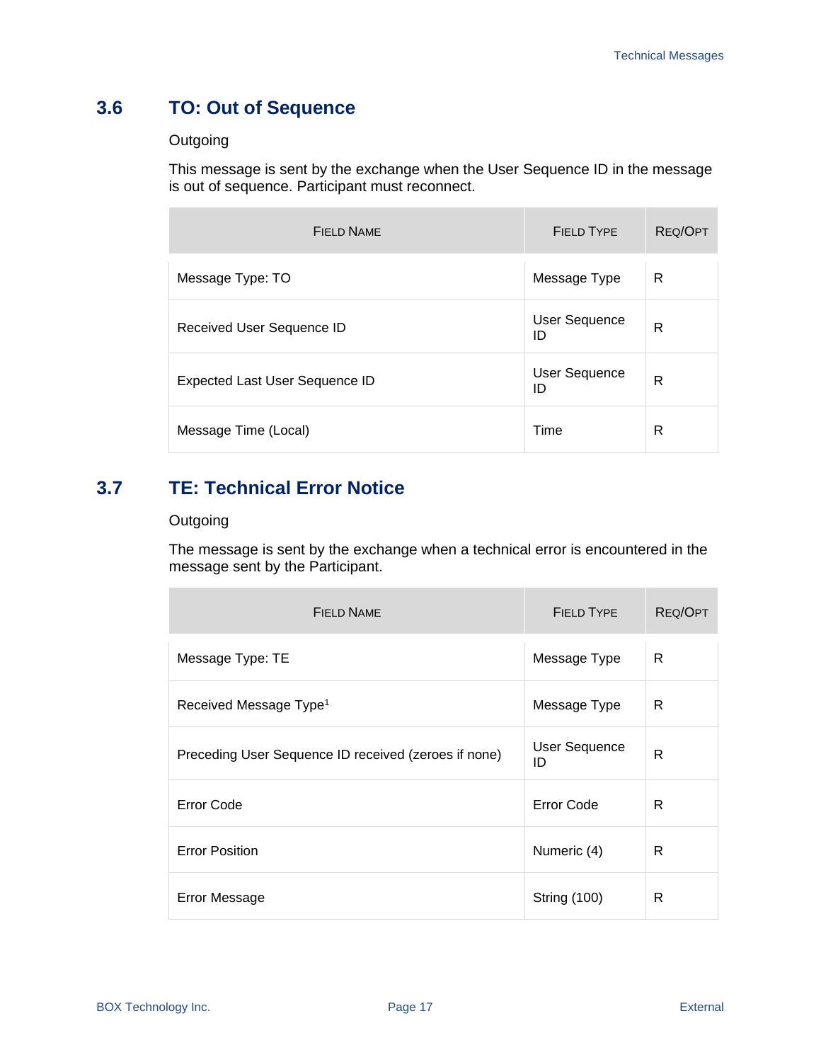## 3.6 TO: Out of Sequence

Outgoing

This message is sent by the exchange when the User Sequence ID in the message is out of sequence. Participant must reconnect.

| FIELD NAME | FIELD TYPE | REQ/OPT |
|---|---|---|
| Message Type: TO | Message Type | R |
| Received User Sequence ID | User Sequence ID | R |
| Expected Last User Sequence ID | User Sequence ID | R |
| Message Time (Local) | Time | R |

## 3.7 TE: Technical Error Notice

Outgoing

The message is sent by the exchange when a technical error is encountered in the message sent by the Participant.

| FIELD NAME | FIELD TYPE | REQ/OPT |
|---|---|---|
| Message Type: TE | Message Type | R |
| Received Message Type[1] | Message Type | R |
| Preceding User Sequence ID received (zeroes if none) | User Sequence ID | R |
| Error Code | Error Code | R |
| Error Position | Numeric (4) | R |
| Error Message | String (100) | R |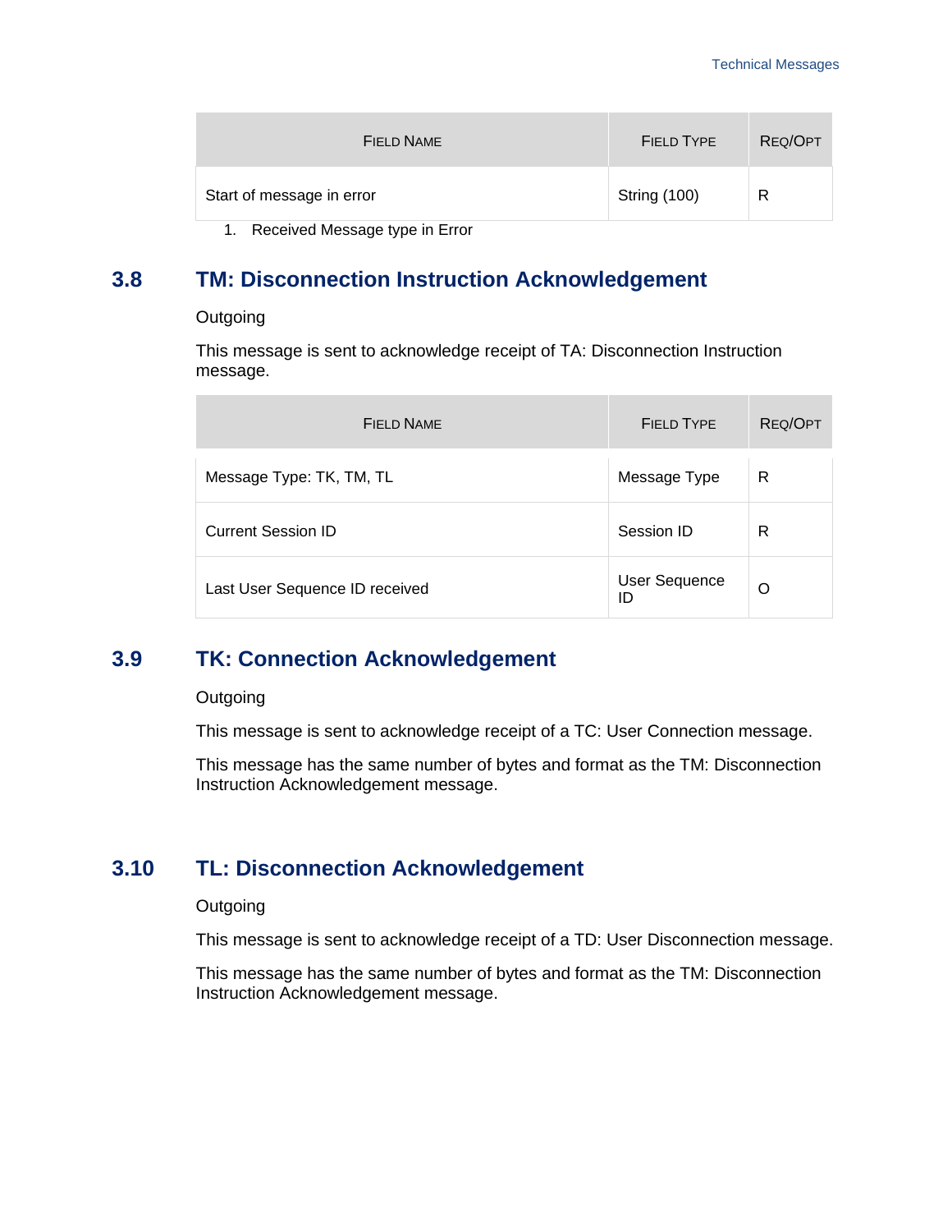| Field Name | Field Type | Req/Opt |
|---|---|---|
| Start of message in error | String (100) | R |

1. Received Message type in Error

## 3.8 TM: Disconnection Instruction Acknowledgement

Outgoing

This message is sent to acknowledge receipt of TA: Disconnection Instruction message.

| Field Name | Field Type | Req/Opt |
|---|---|---|
| Message Type: TK, TM, TL | Message Type | R |
| Current Session ID | Session ID | R |
| Last User Sequence ID received | User Sequence ID | O |

## 3.9 TK: Connection Acknowledgement

Outgoing

This message is sent to acknowledge receipt of a TC: User Connection message.

This message has the same number of bytes and format as the TM: Disconnection Instruction Acknowledgement message.

## 3.10 TL: Disconnection Acknowledgement

Outgoing

This message is sent to acknowledge receipt of a TD: User Disconnection message.

This message has the same number of bytes and format as the TM: Disconnection Instruction Acknowledgement message.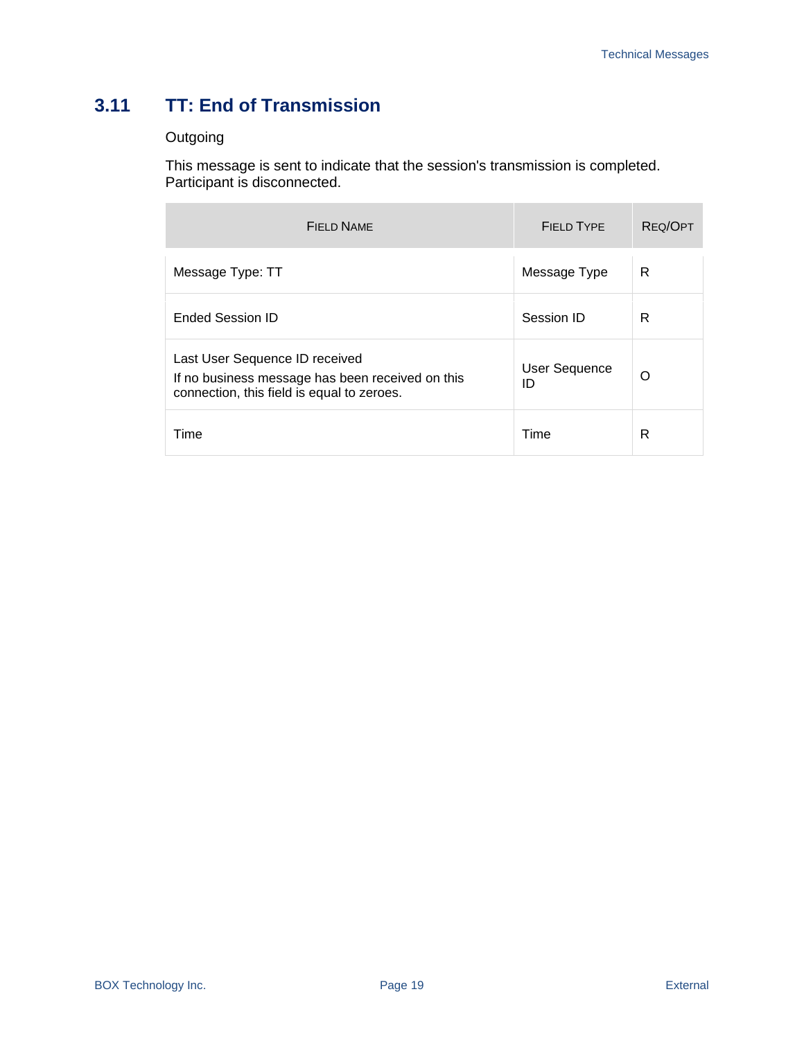## 3.11 TT: End of Transmission

Outgoing

This message is sent to indicate that the session's transmission is completed. Participant is disconnected.

| FIELD NAME | FIELD TYPE | REQ/OPT |
| --- | --- | --- |
| Message Type: TT | Message Type | R |
| Ended Session ID | Session ID | R |
| Last User Sequence ID received<br>If no business message has been received on this connection, this field is equal to zeroes. | User Sequence ID | O |
| Time | Time | R |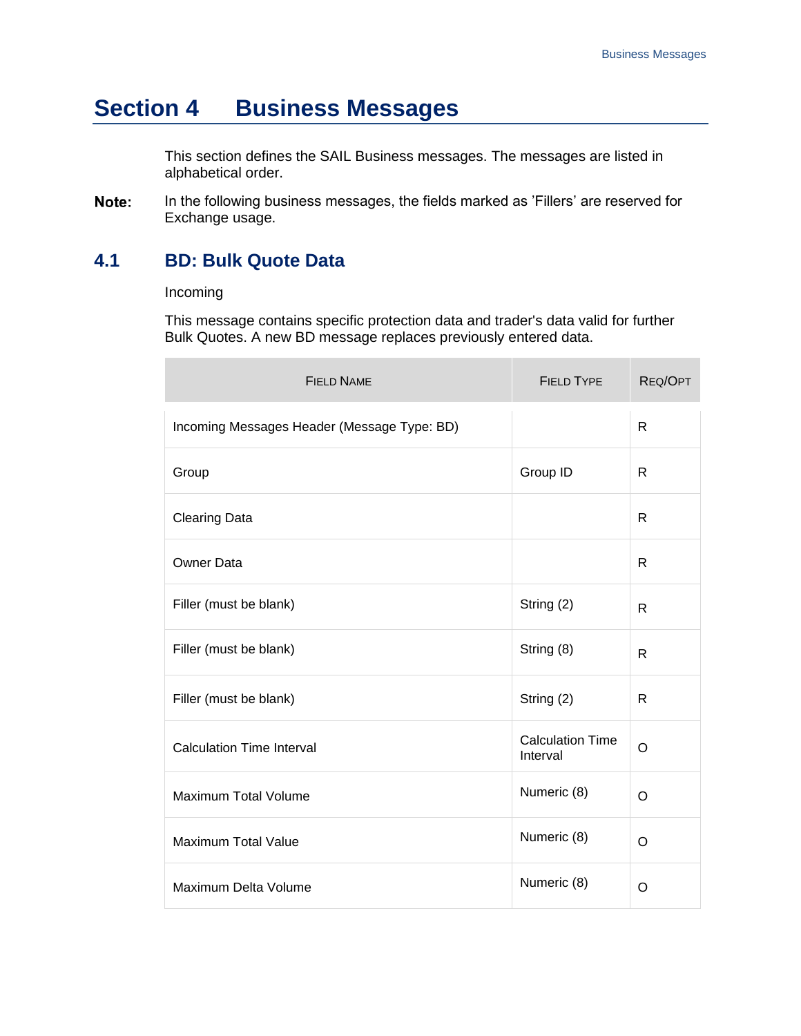# Section 4 Business Messages

This section defines the SAIL Business messages. The messages are listed in alphabetical order.

**Note:** In the following business messages, the fields marked as 'Fillers' are reserved for Exchange usage.

## 4.1 BD: Bulk Quote Data

Incoming

This message contains specific protection data and trader's data valid for further Bulk Quotes. A new BD message replaces previously entered data.

| FIELD NAME | FIELD TYPE | REQ/OPT |
| --- | --- | --- |
| Incoming Messages Header (Message Type: BD) | | R |
| Group | Group ID | R |
| Clearing Data | | R |
| Owner Data | | R |
| Filler (must be blank) | String (2) | R |
| Filler (must be blank) | String (8) | R |
| Filler (must be blank) | String (2) | R |
| Calculation Time Interval | Calculation Time Interval | O |
| Maximum Total Volume | Numeric (8) | O |
| Maximum Total Value | Numeric (8) | O |
| Maximum Delta Volume | Numeric (8) | O |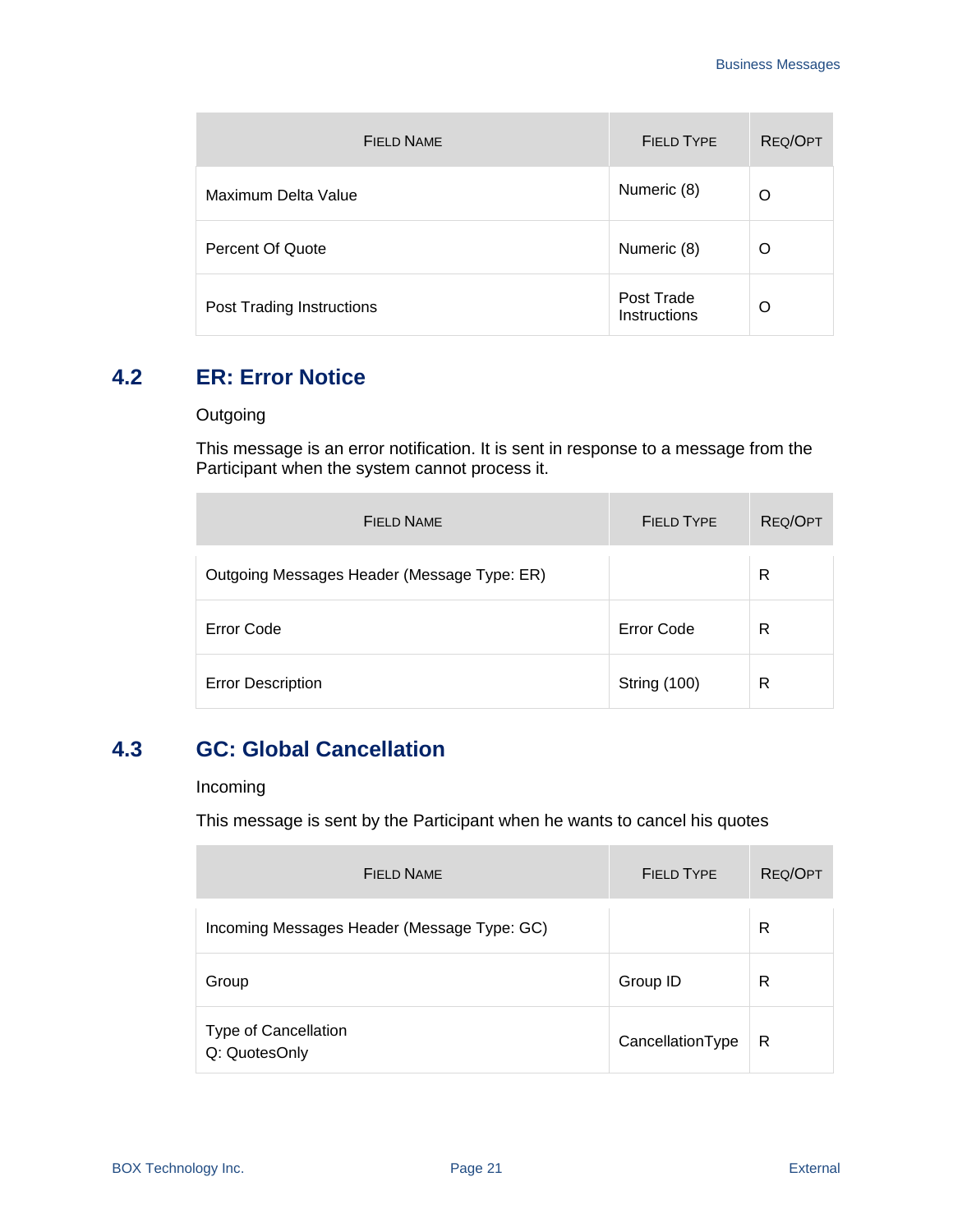| Field Name | Field Type | Req/Opt |
|---|---|---|
| Maximum Delta Value | Numeric (8) | O |
| Percent Of Quote | Numeric (8) | O |
| Post Trading Instructions | Post Trade Instructions | O |

## 4.2 ER: Error Notice

Outgoing

This message is an error notification. It is sent in response to a message from the Participant when the system cannot process it.

| Field Name | Field Type | Req/Opt |
|---|---|---|
| Outgoing Messages Header (Message Type: ER) | | R |
| Error Code | Error Code | R |
| Error Description | String (100) | R |

## 4.3 GC: Global Cancellation

Incoming

This message is sent by the Participant when he wants to cancel his quotes

| Field Name | Field Type | Req/Opt |
|---|---|---|
| Incoming Messages Header (Message Type: GC) | | R |
| Group | Group ID | R |
| Type of Cancellation<br>Q: QuotesOnly | CancellationType | R |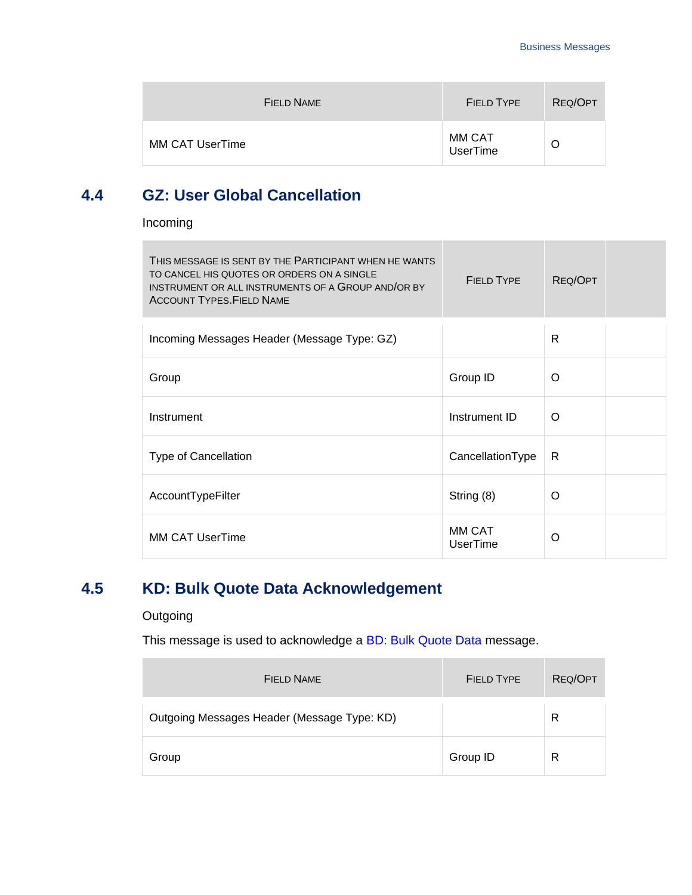| Field Name | Field Type | Req/Opt |
|---|---|---|
| MM CAT UserTime | MM CAT UserTime | O |

## 4.4 GZ: User Global Cancellation

Incoming

| This message is sent by the Participant when he wants to cancel his quotes or orders on a single instrument or all instruments of a Group and/or by Account Types.Field Name | Field Type | Req/Opt | |
|---|---|---|---|
| Incoming Messages Header (Message Type: GZ) | | R | |
| Group | Group ID | O | |
| Instrument | Instrument ID | O | |
| Type of Cancellation | CancellationType | R | |
| AccountTypeFilter | String (8) | O | |
| MM CAT UserTime | MM CAT UserTime | O | |

## 4.5 KD: Bulk Quote Data Acknowledgement

Outgoing

This message is used to acknowledge a BD: Bulk Quote Data message.

| Field Name | Field Type | Req/Opt |
|---|---|---|
| Outgoing Messages Header (Message Type: KD) | | R |
| Group | Group ID | R |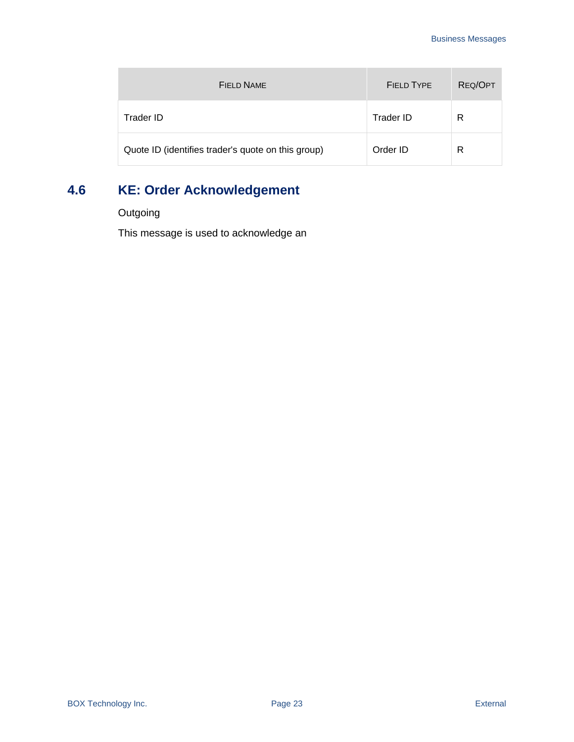| Field Name | Field Type | Req/Opt |
| --- | --- | --- |
| Trader ID | Trader ID | R |
| Quote ID (identifies trader's quote on this group) | Order ID | R |

## 4.6 KE: Order Acknowledgement

Outgoing

This message is used to acknowledge an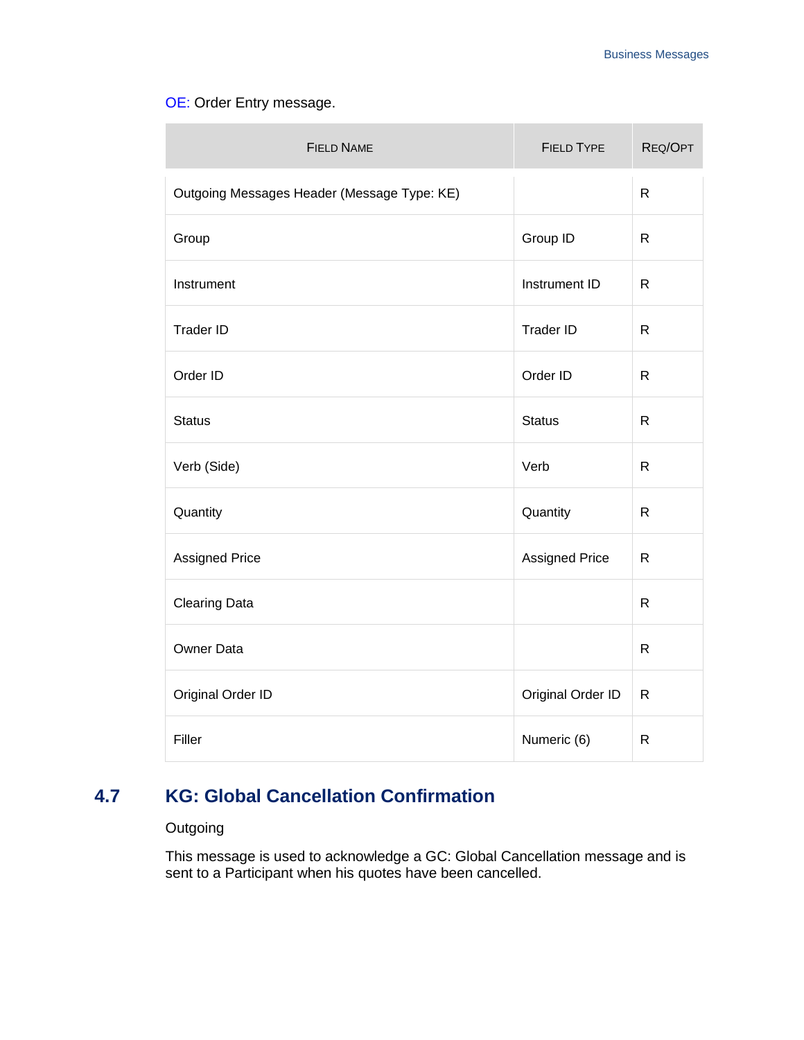OE: Order Entry message.

| FIELD NAME | FIELD TYPE | REQ/OPT |
|---|---|---|
| Outgoing Messages Header (Message Type: KE) | | R |
| Group | Group ID | R |
| Instrument | Instrument ID | R |
| Trader ID | Trader ID | R |
| Order ID | Order ID | R |
| Status | Status | R |
| Verb (Side) | Verb | R |
| Quantity | Quantity | R |
| Assigned Price | Assigned Price | R |
| Clearing Data | | R |
| Owner Data | | R |
| Original Order ID | Original Order ID | R |
| Filler | Numeric (6) | R |

## 4.7 KG: Global Cancellation Confirmation

Outgoing

This message is used to acknowledge a GC: Global Cancellation message and is sent to a Participant when his quotes have been cancelled.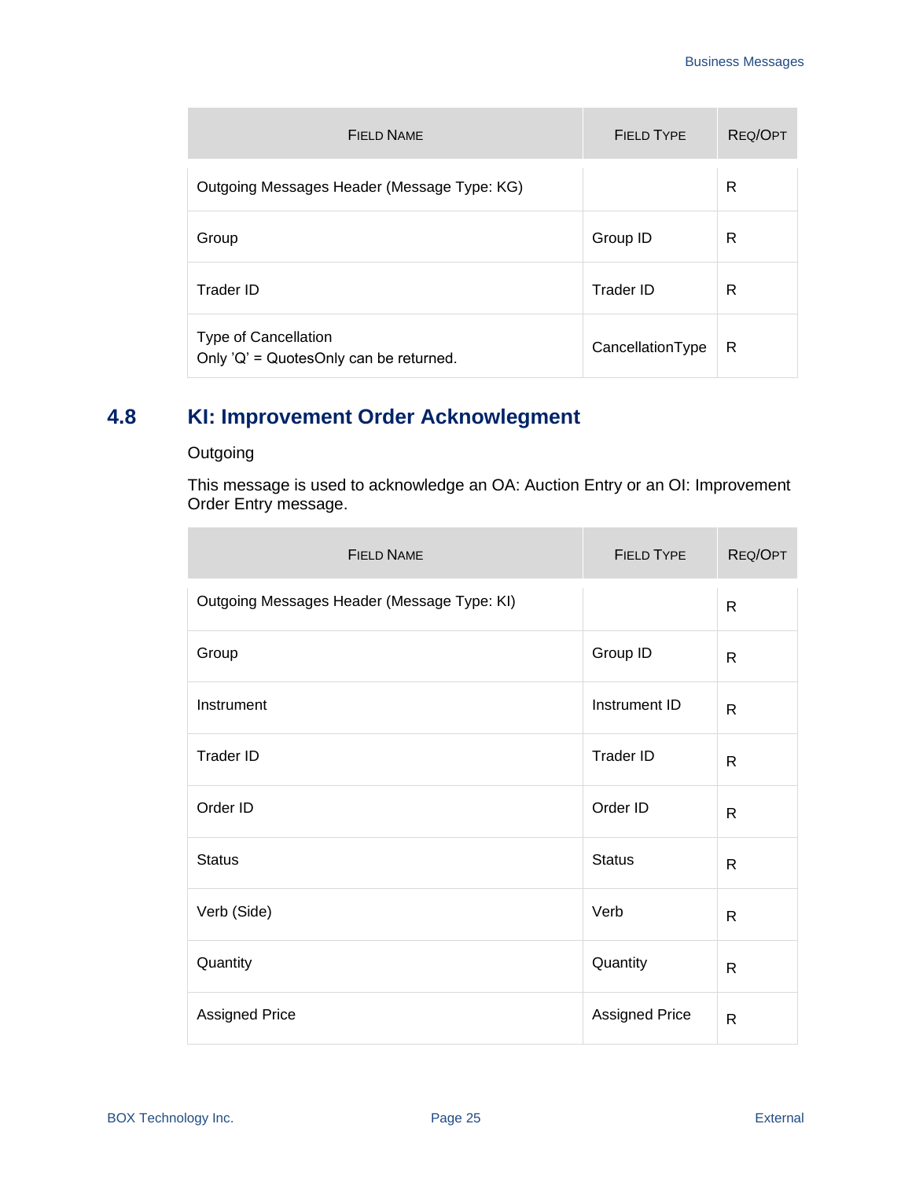| Field Name | Field Type | Req/Opt |
|---|---|---|
| Outgoing Messages Header (Message Type: KG) | | R |
| Group | Group ID | R |
| Trader ID | Trader ID | R |
| Type of Cancellation<br>Only 'Q' = QuotesOnly can be returned. | CancellationType | R |

## 4.8 KI: Improvement Order Acknowlegment

Outgoing

This message is used to acknowledge an OA: Auction Entry or an OI: Improvement Order Entry message.

| Field Name | Field Type | Req/Opt |
|---|---|---|
| Outgoing Messages Header (Message Type: KI) | | R |
| Group | Group ID | R |
| Instrument | Instrument ID | R |
| Trader ID | Trader ID | R |
| Order ID | Order ID | R |
| Status | Status | R |
| Verb (Side) | Verb | R |
| Quantity | Quantity | R |
| Assigned Price | Assigned Price | R |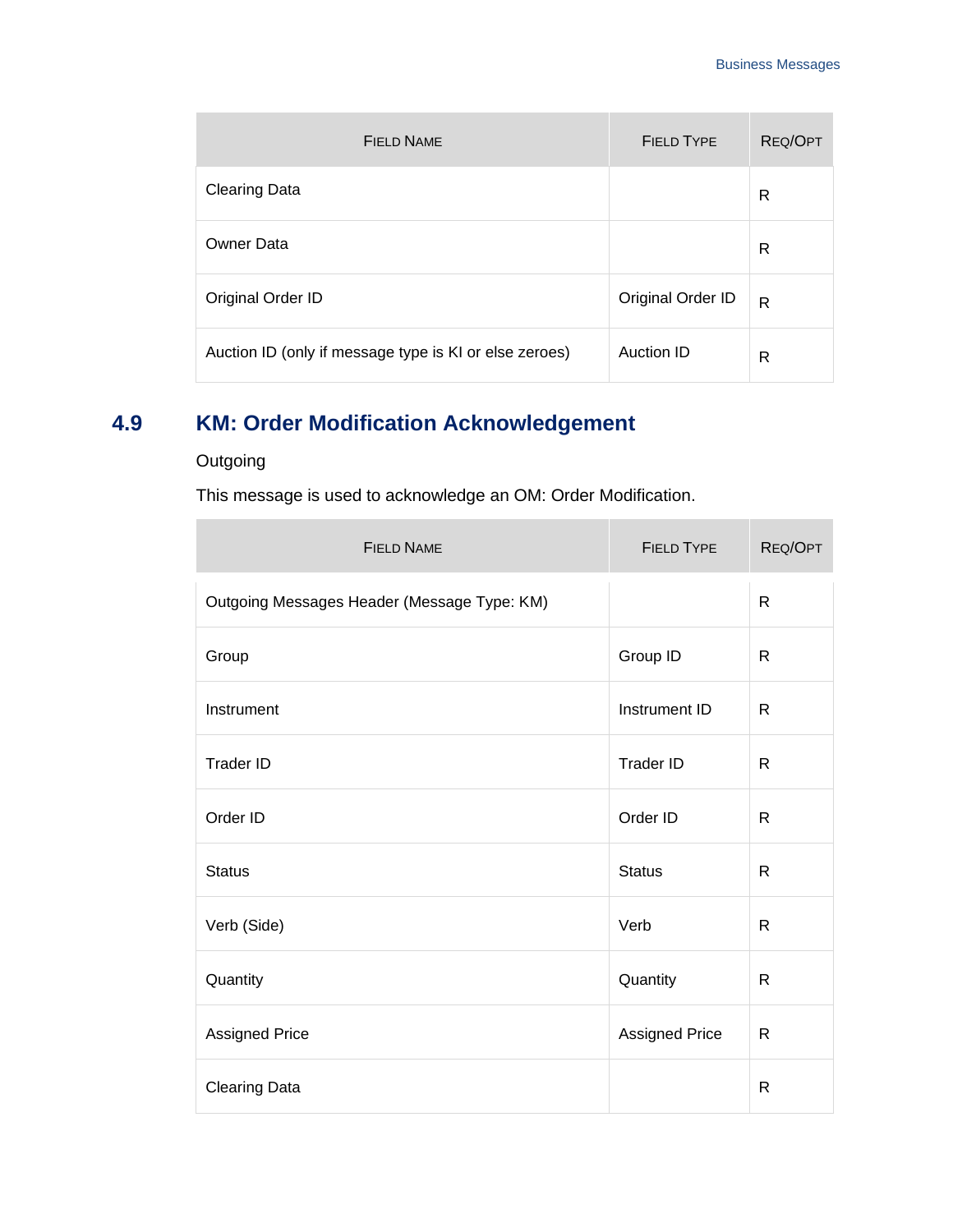| Field Name | Field Type | Req/Opt |
| --- | --- | --- |
| Clearing Data | | R |
| Owner Data | | R |
| Original Order ID | Original Order ID | R |
| Auction ID (only if message type is KI or else zeroes) | Auction ID | R |

## 4.9 KM: Order Modification Acknowledgement

Outgoing

This message is used to acknowledge an OM: Order Modification.

| Field Name | Field Type | Req/Opt |
| --- | --- | --- |
| Outgoing Messages Header (Message Type: KM) | | R |
| Group | Group ID | R |
| Instrument | Instrument ID | R |
| Trader ID | Trader ID | R |
| Order ID | Order ID | R |
| Status | Status | R |
| Verb (Side) | Verb | R |
| Quantity | Quantity | R |
| Assigned Price | Assigned Price | R |
| Clearing Data | | R |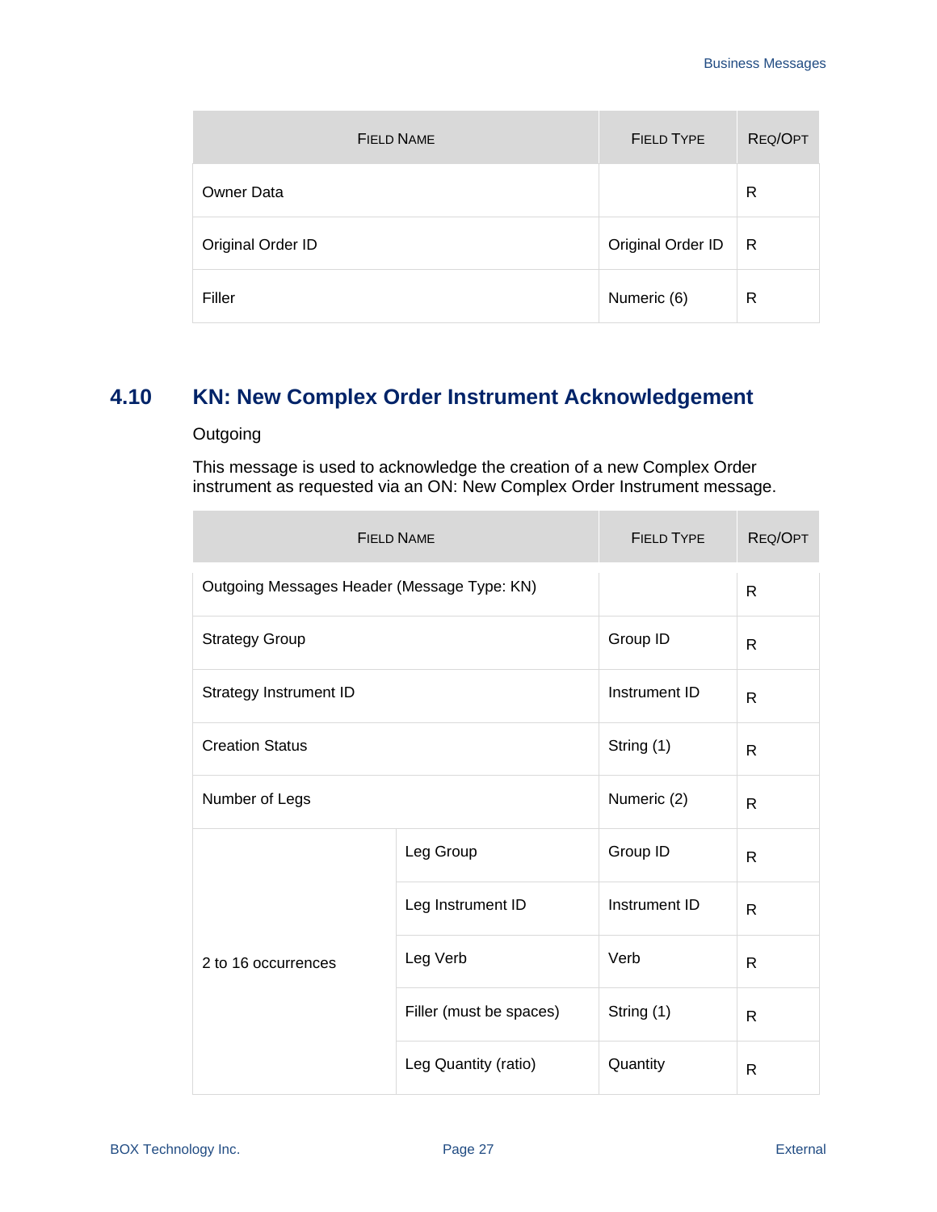| Field Name | Field Type | Req/Opt |
|---|---|---|
| Owner Data | | R |
| Original Order ID | Original Order ID | R |
| Filler | Numeric (6) | R |

## 4.10 KN: New Complex Order Instrument Acknowledgement

Outgoing

This message is used to acknowledge the creation of a new Complex Order instrument as requested via an ON: New Complex Order Instrument message.

| Field Name | | Field Type | Req/Opt |
|---|---|---|---|
| Outgoing Messages Header (Message Type: KN) | | | R |
| Strategy Group | | Group ID | R |
| Strategy Instrument ID | | Instrument ID | R |
| Creation Status | | String (1) | R |
| Number of Legs | | Numeric (2) | R |
| 2 to 16 occurrences | Leg Group | Group ID | R |
| | Leg Instrument ID | Instrument ID | R |
| | Leg Verb | Verb | R |
| | Filler (must be spaces) | String (1) | R |
| | Leg Quantity (ratio) | Quantity | R |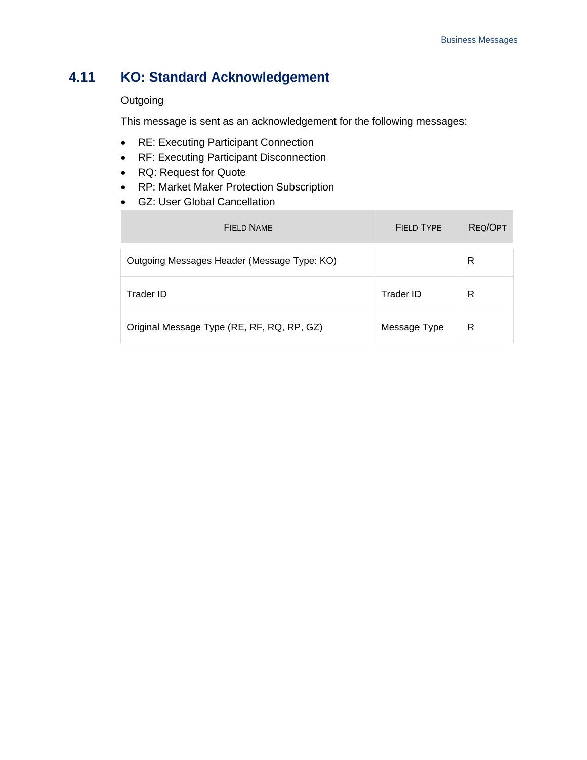## 4.11 KO: Standard Acknowledgement

Outgoing

This message is sent as an acknowledgement for the following messages:

- RE: Executing Participant Connection
- RF: Executing Participant Disconnection
- RQ: Request for Quote
- RP: Market Maker Protection Subscription
- GZ: User Global Cancellation

| Field Name | Field Type | Req/Opt |
|---|---|---|
| Outgoing Messages Header (Message Type: KO) | | R |
| Trader ID | Trader ID | R |
| Original Message Type (RE, RF, RQ, RP, GZ) | Message Type | R |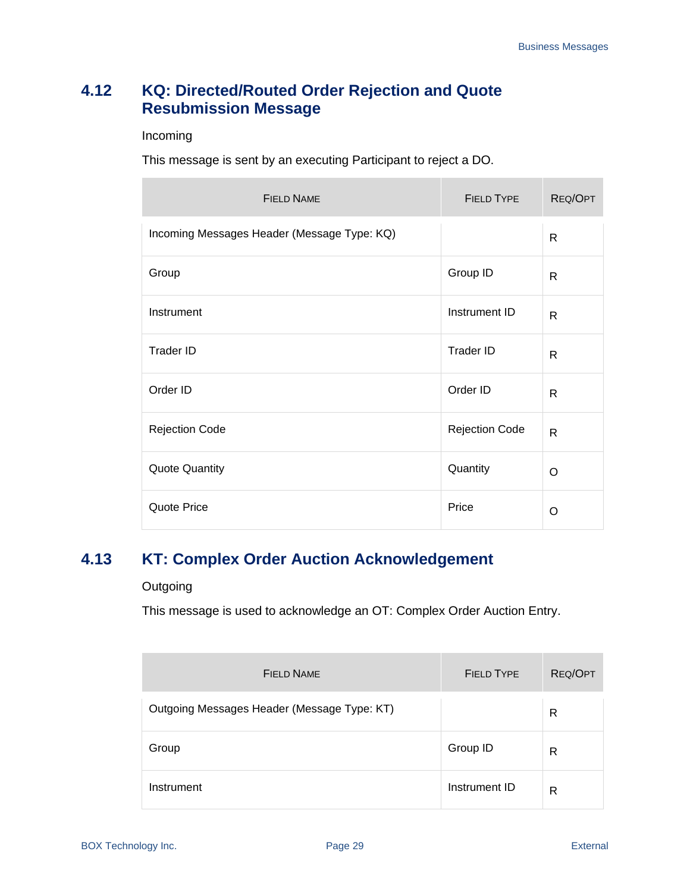## 4.12 KQ: Directed/Routed Order Rejection and Quote Resubmission Message

Incoming

This message is sent by an executing Participant to reject a DO.

| FIELD NAME | FIELD TYPE | REQ/OPT |
|---|---|---|
| Incoming Messages Header (Message Type: KQ) | | R |
| Group | Group ID | R |
| Instrument | Instrument ID | R |
| Trader ID | Trader ID | R |
| Order ID | Order ID | R |
| Rejection Code | Rejection Code | R |
| Quote Quantity | Quantity | O |
| Quote Price | Price | O |

## 4.13 KT: Complex Order Auction Acknowledgement

Outgoing

This message is used to acknowledge an OT: Complex Order Auction Entry.

| FIELD NAME | FIELD TYPE | REQ/OPT |
|---|---|---|
| Outgoing Messages Header (Message Type: KT) | | R |
| Group | Group ID | R |
| Instrument | Instrument ID | R |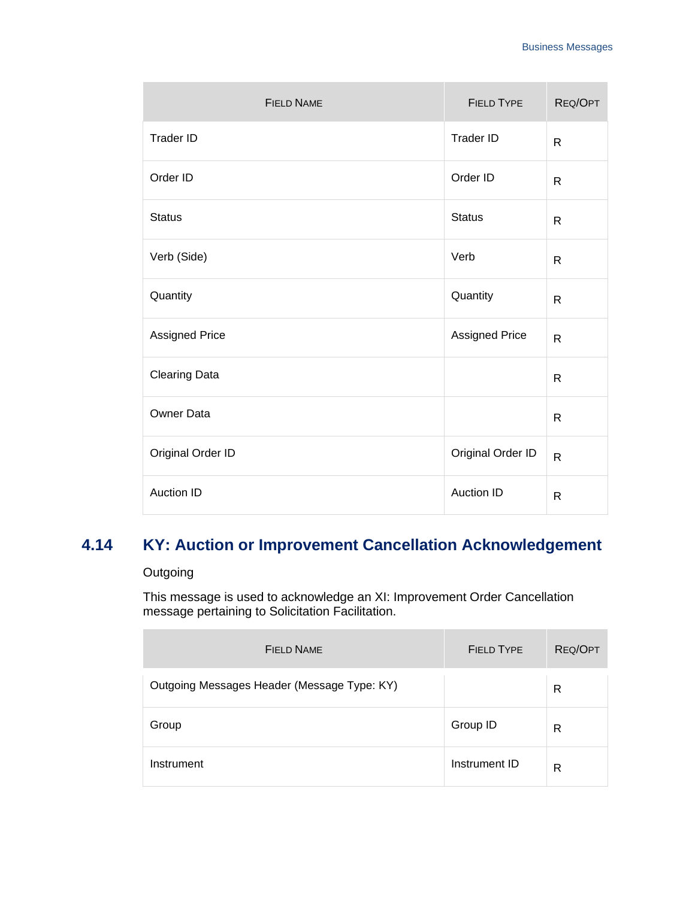| Field Name | Field Type | Req/Opt |
|---|---|---|
| Trader ID | Trader ID | R |
| Order ID | Order ID | R |
| Status | Status | R |
| Verb (Side) | Verb | R |
| Quantity | Quantity | R |
| Assigned Price | Assigned Price | R |
| Clearing Data | | R |
| Owner Data | | R |
| Original Order ID | Original Order ID | R |
| Auction ID | Auction ID | R |

## 4.14 KY: Auction or Improvement Cancellation Acknowledgement

Outgoing

This message is used to acknowledge an XI: Improvement Order Cancellation message pertaining to Solicitation Facilitation.

| Field Name | Field Type | Req/Opt |
|---|---|---|
| Outgoing Messages Header (Message Type: KY) | | R |
| Group | Group ID | R |
| Instrument | Instrument ID | R |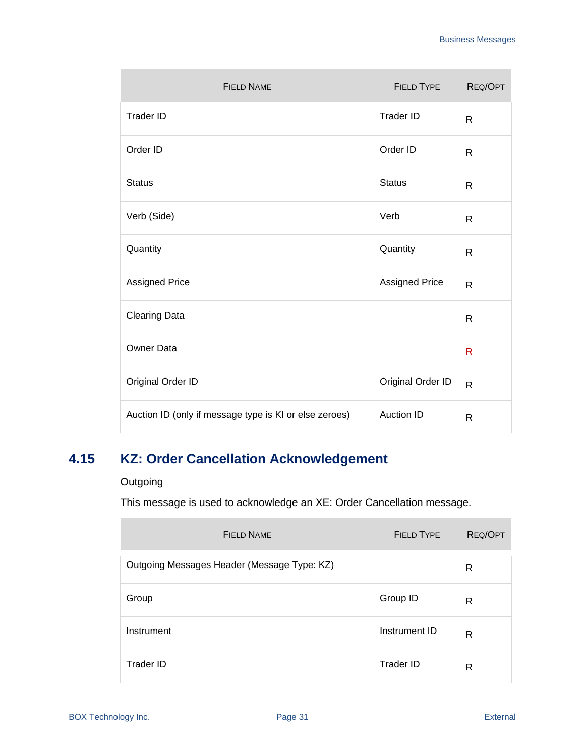| Field Name | Field Type | Req/Opt |
| --- | --- | --- |
| Trader ID | Trader ID | R |
| Order ID | Order ID | R |
| Status | Status | R |
| Verb (Side) | Verb | R |
| Quantity | Quantity | R |
| Assigned Price | Assigned Price | R |
| Clearing Data | | R |
| Owner Data | | R |
| Original Order ID | Original Order ID | R |
| Auction ID (only if message type is KI or else zeroes) | Auction ID | R |

## 4.15 KZ: Order Cancellation Acknowledgement

Outgoing

This message is used to acknowledge an XE: Order Cancellation message.

| Field Name | Field Type | Req/Opt |
| --- | --- | --- |
| Outgoing Messages Header (Message Type: KZ) | | R |
| Group | Group ID | R |
| Instrument | Instrument ID | R |
| Trader ID | Trader ID | R |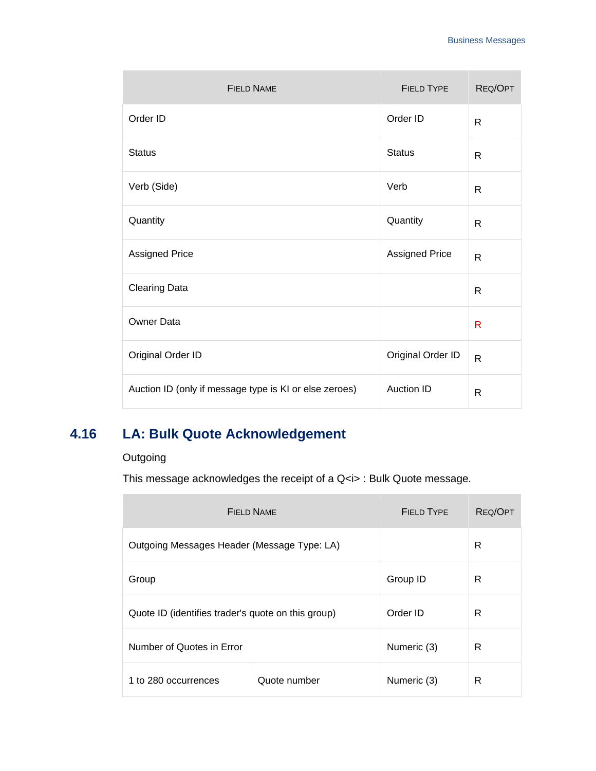| Field Name | Field Type | Req/Opt |
|---|---|---|
| Order ID | Order ID | R |
| Status | Status | R |
| Verb (Side) | Verb | R |
| Quantity | Quantity | R |
| Assigned Price | Assigned Price | R |
| Clearing Data | | R |
| Owner Data | | R |
| Original Order ID | Original Order ID | R |
| Auction ID (only if message type is KI or else zeroes) | Auction ID | R |

## 4.16 LA: Bulk Quote Acknowledgement

Outgoing

This message acknowledges the receipt of a Q<i> : Bulk Quote message.

| Field Name | | Field Type | Req/Opt |
|---|---|---|---|
| Outgoing Messages Header (Message Type: LA) | | | R |
| Group | | Group ID | R |
| Quote ID (identifies trader's quote on this group) | | Order ID | R |
| Number of Quotes in Error | | Numeric (3) | R |
| 1 to 280 occurrences | Quote number | Numeric (3) | R |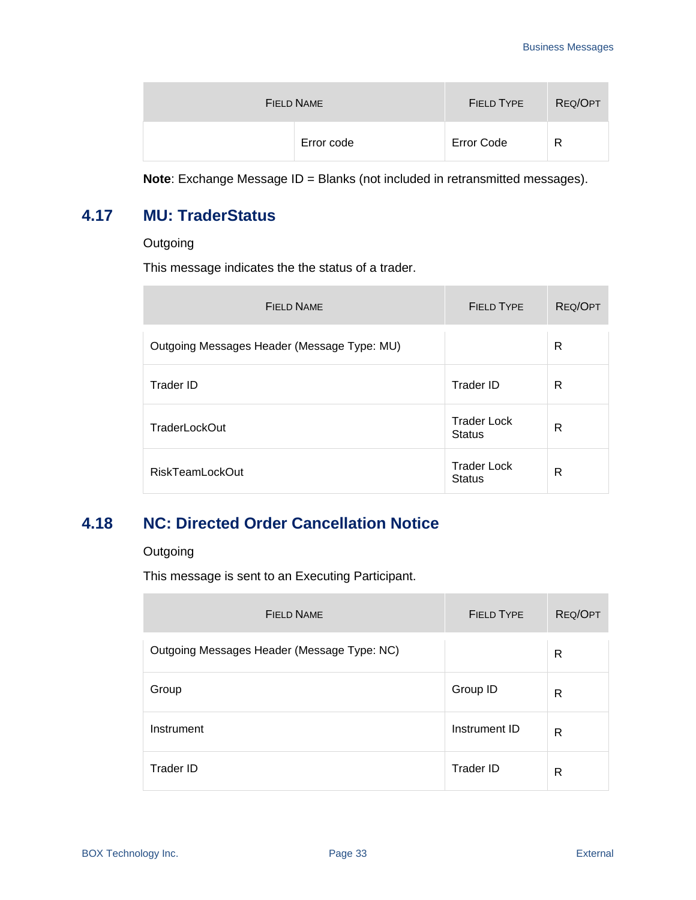| FIELD NAME | | FIELD TYPE | REQ/OPT |
|---|---|---|---|
| | Error code | Error Code | R |

**Note**: Exchange Message ID = Blanks (not included in retransmitted messages).

## 4.17 MU: TraderStatus

Outgoing

This message indicates the the status of a trader.

| FIELD NAME | FIELD TYPE | REQ/OPT |
|---|---|---|
| Outgoing Messages Header (Message Type: MU) | | R |
| Trader ID | Trader ID | R |
| TraderLockOut | Trader Lock Status | R |
| RiskTeamLockOut | Trader Lock Status | R |

## 4.18 NC: Directed Order Cancellation Notice

Outgoing

This message is sent to an Executing Participant.

| FIELD NAME | FIELD TYPE | REQ/OPT |
|---|---|---|
| Outgoing Messages Header (Message Type: NC) | | R |
| Group | Group ID | R |
| Instrument | Instrument ID | R |
| Trader ID | Trader ID | R |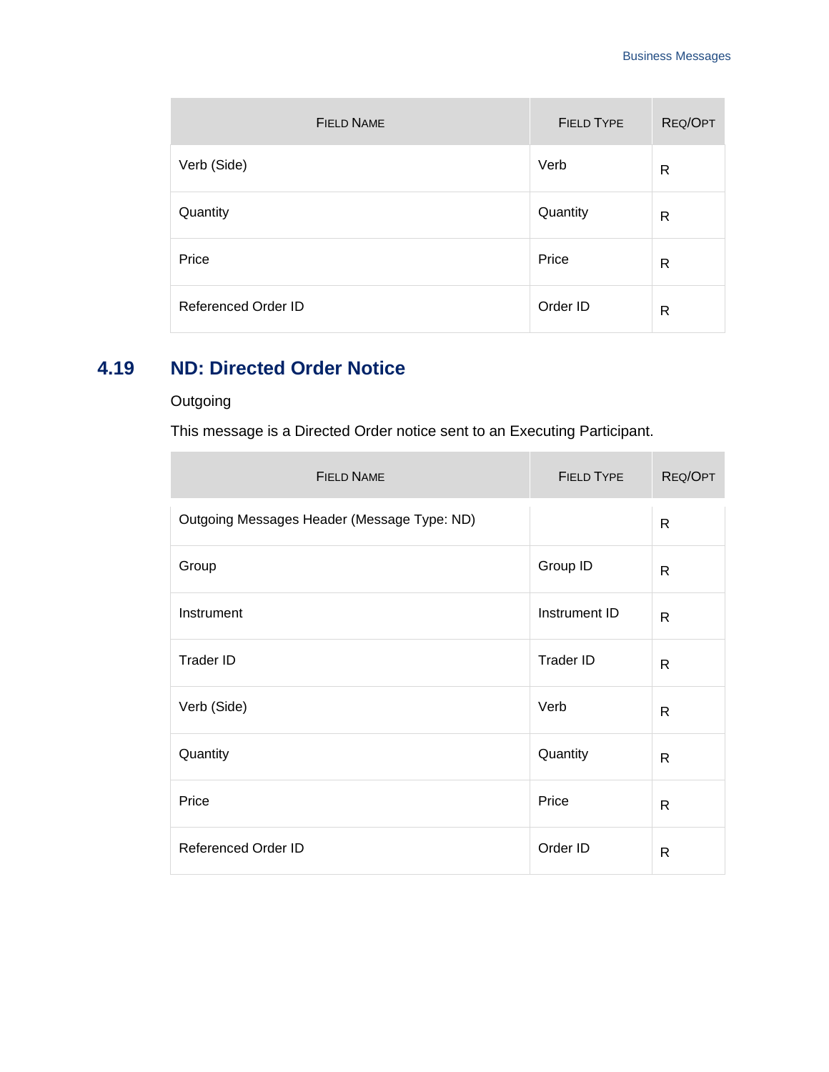| Field Name | Field Type | Req/Opt |
| --- | --- | --- |
| Verb (Side) | Verb | R |
| Quantity | Quantity | R |
| Price | Price | R |
| Referenced Order ID | Order ID | R |

## 4.19 ND: Directed Order Notice

Outgoing

This message is a Directed Order notice sent to an Executing Participant.

| Field Name | Field Type | Req/Opt |
| --- | --- | --- |
| Outgoing Messages Header (Message Type: ND) | | R |
| Group | Group ID | R |
| Instrument | Instrument ID | R |
| Trader ID | Trader ID | R |
| Verb (Side) | Verb | R |
| Quantity | Quantity | R |
| Price | Price | R |
| Referenced Order ID | Order ID | R |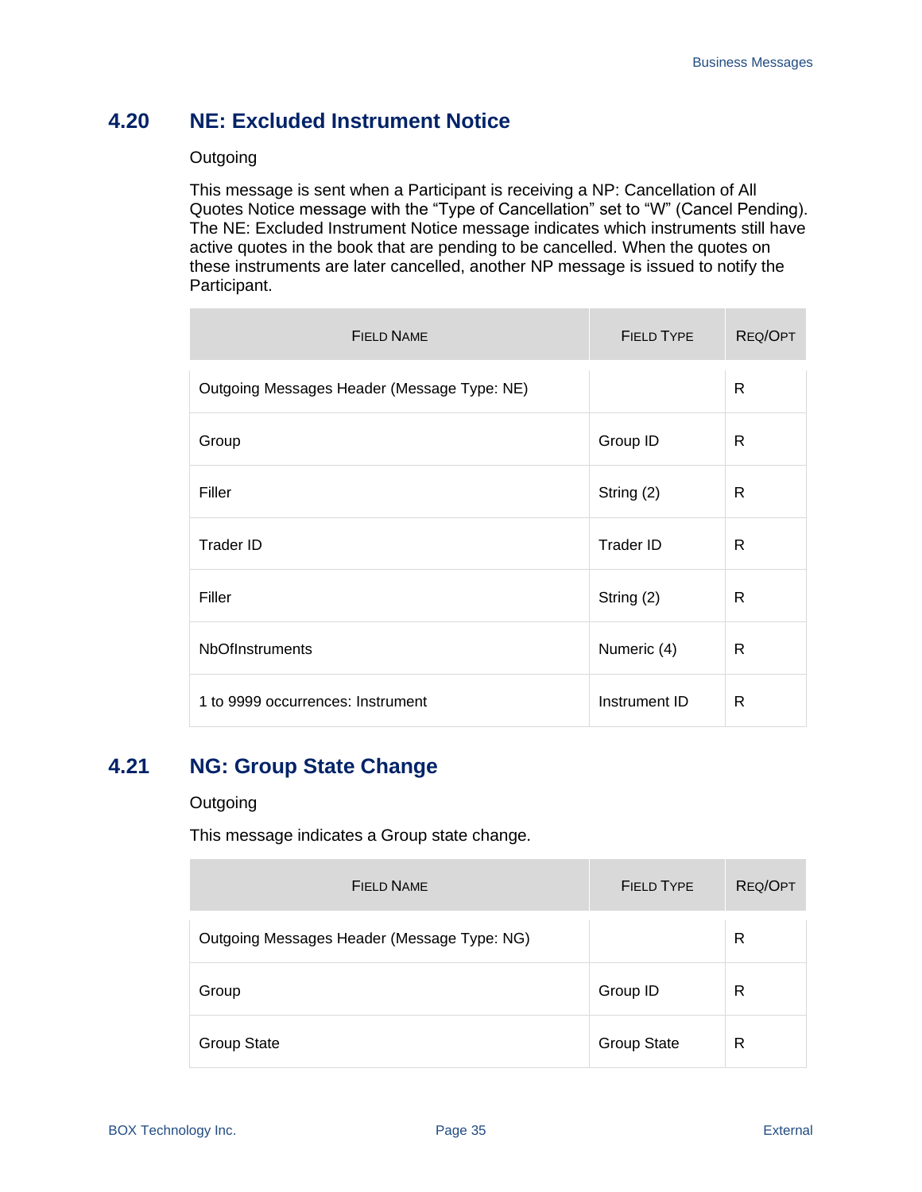## 4.20 NE: Excluded Instrument Notice

Outgoing

This message is sent when a Participant is receiving a NP: Cancellation of All Quotes Notice message with the “Type of Cancellation” set to “W” (Cancel Pending). The NE: Excluded Instrument Notice message indicates which instruments still have active quotes in the book that are pending to be cancelled. When the quotes on these instruments are later cancelled, another NP message is issued to notify the Participant.

| FIELD NAME | FIELD TYPE | REQ/OPT |
|---|---|---|
| Outgoing Messages Header (Message Type: NE) | | R |
| Group | Group ID | R |
| Filler | String (2) | R |
| Trader ID | Trader ID | R |
| Filler | String (2) | R |
| NbOfInstruments | Numeric (4) | R |
| 1 to 9999 occurrences: Instrument | Instrument ID | R |

## 4.21 NG: Group State Change

Outgoing

This message indicates a Group state change.

| FIELD NAME | FIELD TYPE | REQ/OPT |
|---|---|---|
| Outgoing Messages Header (Message Type: NG) | | R |
| Group | Group ID | R |
| Group State | Group State | R |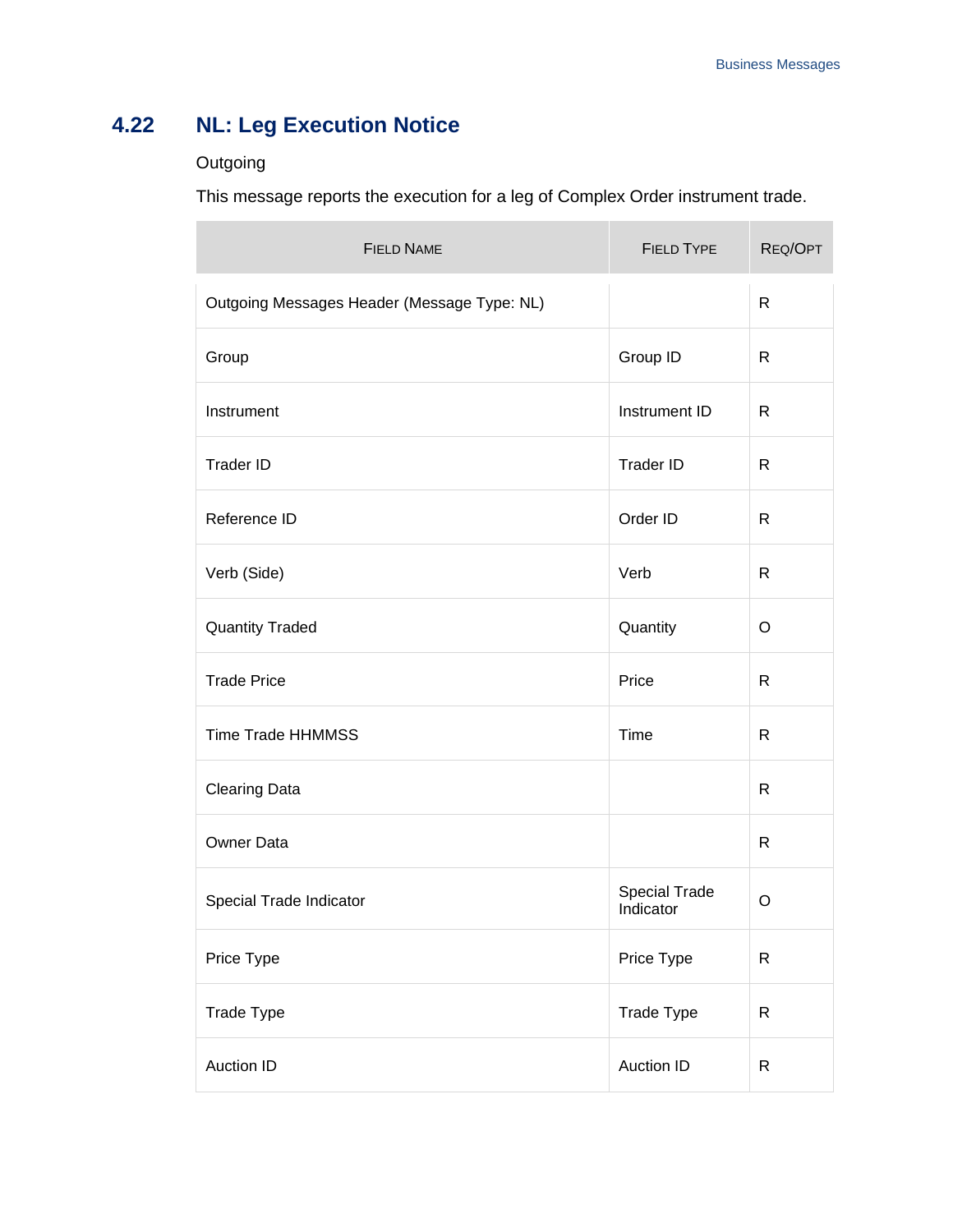## 4.22 NL: Leg Execution Notice

Outgoing

This message reports the execution for a leg of Complex Order instrument trade.

| Field Name | Field Type | Req/Opt |
|---|---|---|
| Outgoing Messages Header (Message Type: NL) | | R |
| Group | Group ID | R |
| Instrument | Instrument ID | R |
| Trader ID | Trader ID | R |
| Reference ID | Order ID | R |
| Verb (Side) | Verb | R |
| Quantity Traded | Quantity | O |
| Trade Price | Price | R |
| Time Trade HHMMSS | Time | R |
| Clearing Data | | R |
| Owner Data | | R |
| Special Trade Indicator | Special Trade Indicator | O |
| Price Type | Price Type | R |
| Trade Type | Trade Type | R |
| Auction ID | Auction ID | R |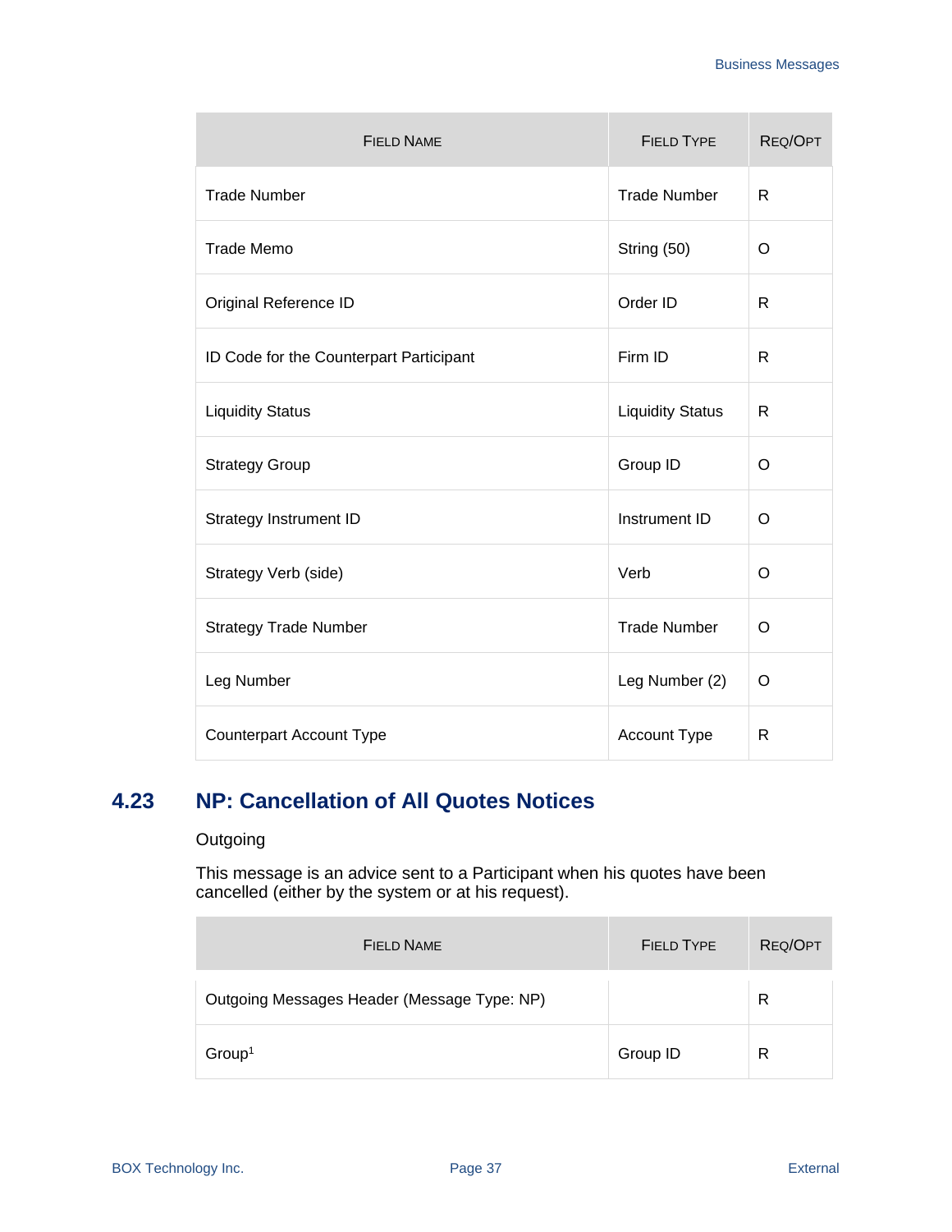| FIELD NAME | FIELD TYPE | REQ/OPT |
| --- | --- | --- |
| Trade Number | Trade Number | R |
| Trade Memo | String (50) | O |
| Original Reference ID | Order ID | R |
| ID Code for the Counterpart Participant | Firm ID | R |
| Liquidity Status | Liquidity Status | R |
| Strategy Group | Group ID | O |
| Strategy Instrument ID | Instrument ID | O |
| Strategy Verb (side) | Verb | O |
| Strategy Trade Number | Trade Number | O |
| Leg Number | Leg Number (2) | O |
| Counterpart Account Type | Account Type | R |

## 4.23 NP: Cancellation of All Quotes Notices

Outgoing

This message is an advice sent to a Participant when his quotes have been cancelled (either by the system or at his request).

| FIELD NAME | FIELD TYPE | REQ/OPT |
| --- | --- | --- |
| Outgoing Messages Header (Message Type: NP) | | R |
| Group[1] | Group ID | R |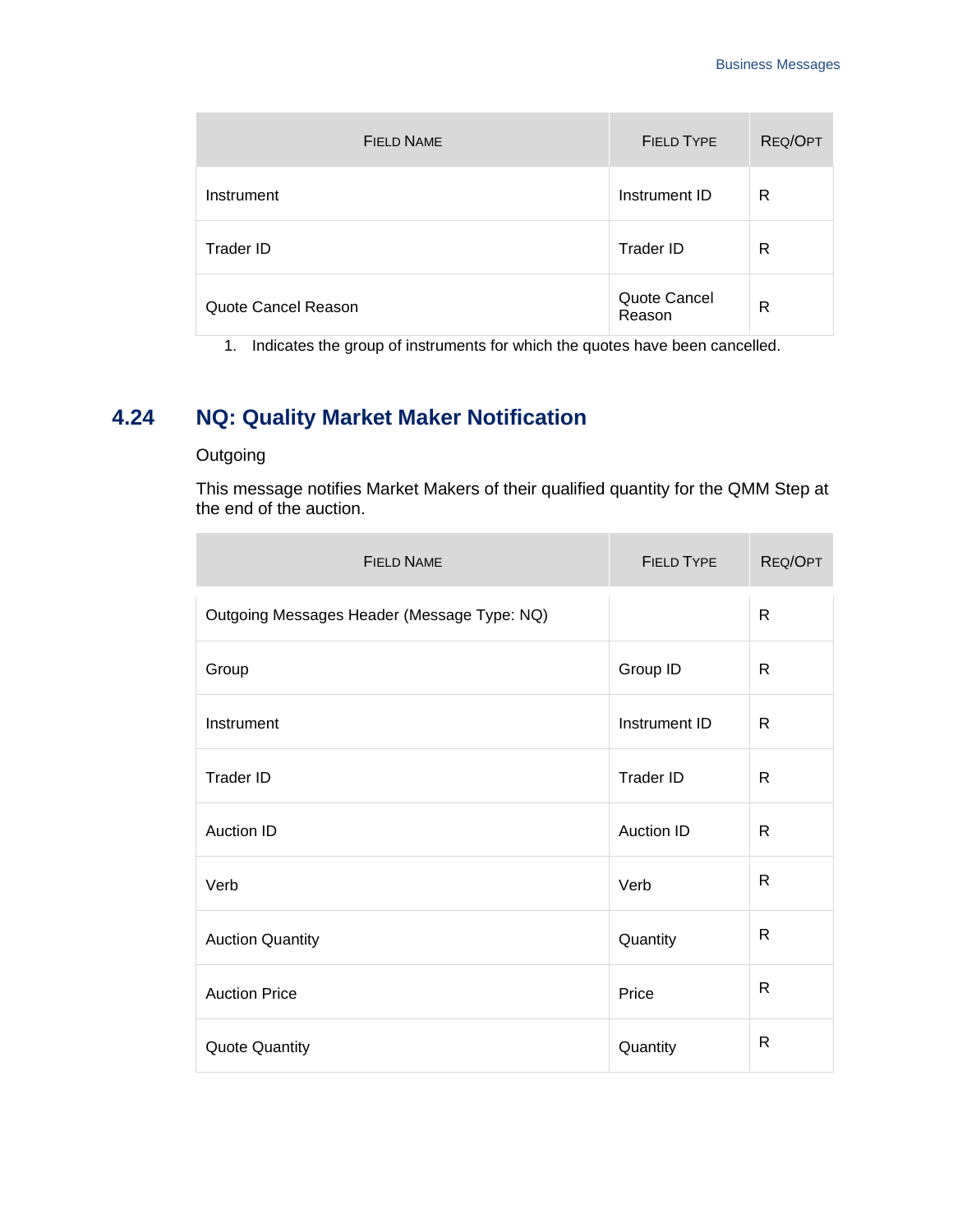| Field Name | Field Type | Req/Opt |
|---|---|---|
| Instrument | Instrument ID | R |
| Trader ID | Trader ID | R |
| Quote Cancel Reason | Quote Cancel Reason | R |

1. Indicates the group of instruments for which the quotes have been cancelled.

## 4.24 NQ: Quality Market Maker Notification

Outgoing

This message notifies Market Makers of their qualified quantity for the QMM Step at the end of the auction.

| Field Name | Field Type | Req/Opt |
|---|---|---|
| Outgoing Messages Header (Message Type: NQ) | | R |
| Group | Group ID | R |
| Instrument | Instrument ID | R |
| Trader ID | Trader ID | R |
| Auction ID | Auction ID | R |
| Verb | Verb | R |
| Auction Quantity | Quantity | R |
| Auction Price | Price | R |
| Quote Quantity | Quantity | R |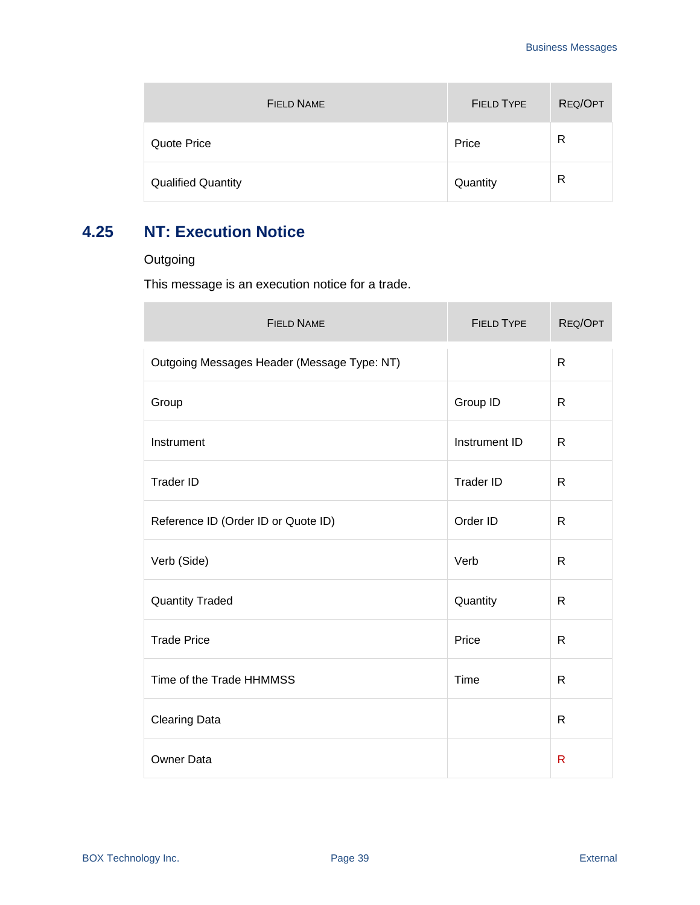| Field Name | Field Type | Req/Opt |
|---|---|---|
| Quote Price | Price | R |
| Qualified Quantity | Quantity | R |

## 4.25 NT: Execution Notice

Outgoing

This message is an execution notice for a trade.

| Field Name | Field Type | Req/Opt |
|---|---|---|
| Outgoing Messages Header (Message Type: NT) | | R |
| Group | Group ID | R |
| Instrument | Instrument ID | R |
| Trader ID | Trader ID | R |
| Reference ID (Order ID or Quote ID) | Order ID | R |
| Verb (Side) | Verb | R |
| Quantity Traded | Quantity | R |
| Trade Price | Price | R |
| Time of the Trade HHMMSS | Time | R |
| Clearing Data | | R |
| Owner Data | | R |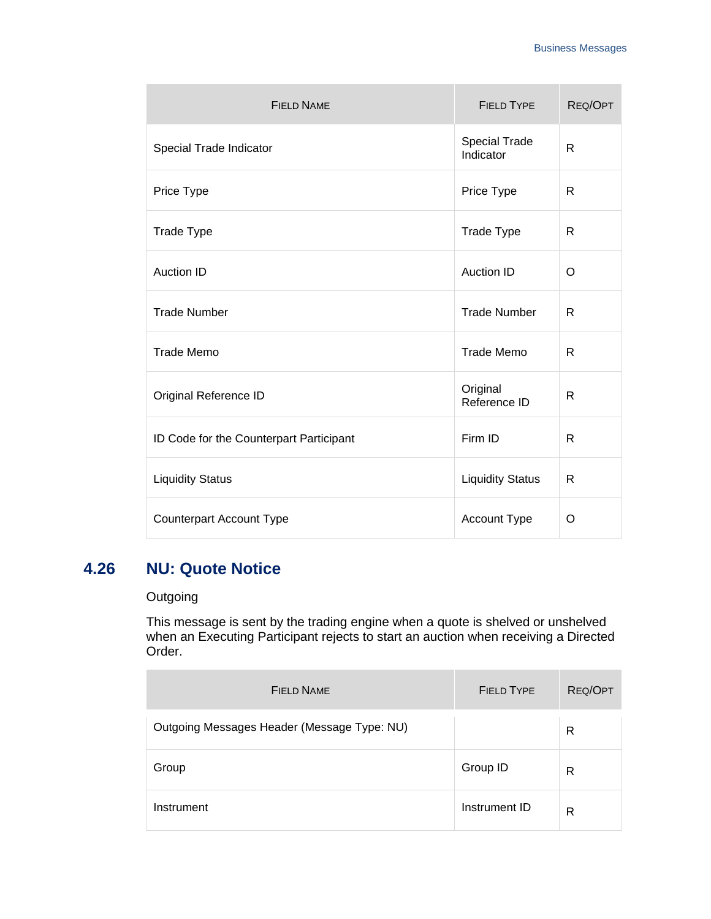| Field Name | Field Type | Req/Opt |
| --- | --- | --- |
| Special Trade Indicator | Special Trade Indicator | R |
| Price Type | Price Type | R |
| Trade Type | Trade Type | R |
| Auction ID | Auction ID | O |
| Trade Number | Trade Number | R |
| Trade Memo | Trade Memo | R |
| Original Reference ID | Original Reference ID | R |
| ID Code for the Counterpart Participant | Firm ID | R |
| Liquidity Status | Liquidity Status | R |
| Counterpart Account Type | Account Type | O |

## 4.26 NU: Quote Notice

Outgoing

This message is sent by the trading engine when a quote is shelved or unshelved when an Executing Participant rejects to start an auction when receiving a Directed Order.

| Field Name | Field Type | Req/Opt |
| --- | --- | --- |
| Outgoing Messages Header (Message Type: NU) | | R |
| Group | Group ID | R |
| Instrument | Instrument ID | R |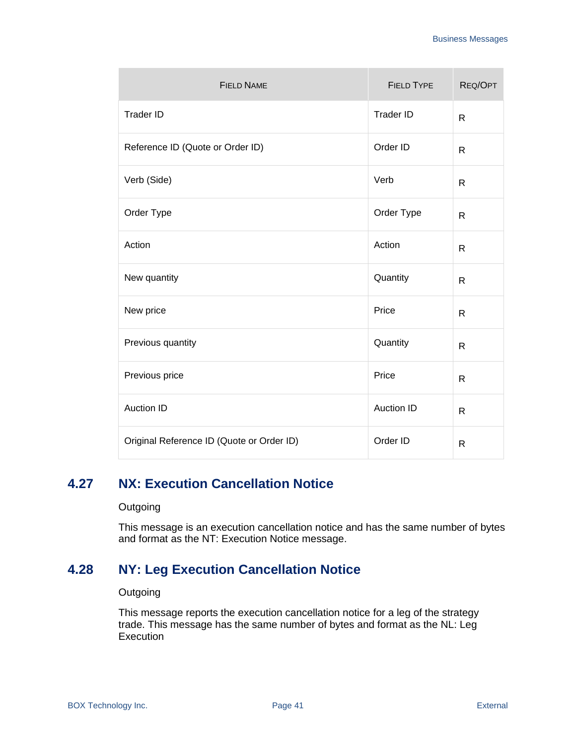| Field Name | Field Type | Req/Opt |
| --- | --- | --- |
| Trader ID | Trader ID | R |
| Reference ID (Quote or Order ID) | Order ID | R |
| Verb (Side) | Verb | R |
| Order Type | Order Type | R |
| Action | Action | R |
| New quantity | Quantity | R |
| New price | Price | R |
| Previous quantity | Quantity | R |
| Previous price | Price | R |
| Auction ID | Auction ID | R |
| Original Reference ID (Quote or Order ID) | Order ID | R |

## 4.27 NX: Execution Cancellation Notice

Outgoing

This message is an execution cancellation notice and has the same number of bytes and format as the NT: Execution Notice message.

## 4.28 NY: Leg Execution Cancellation Notice

Outgoing

This message reports the execution cancellation notice for a leg of the strategy trade. This message has the same number of bytes and format as the NL: Leg Execution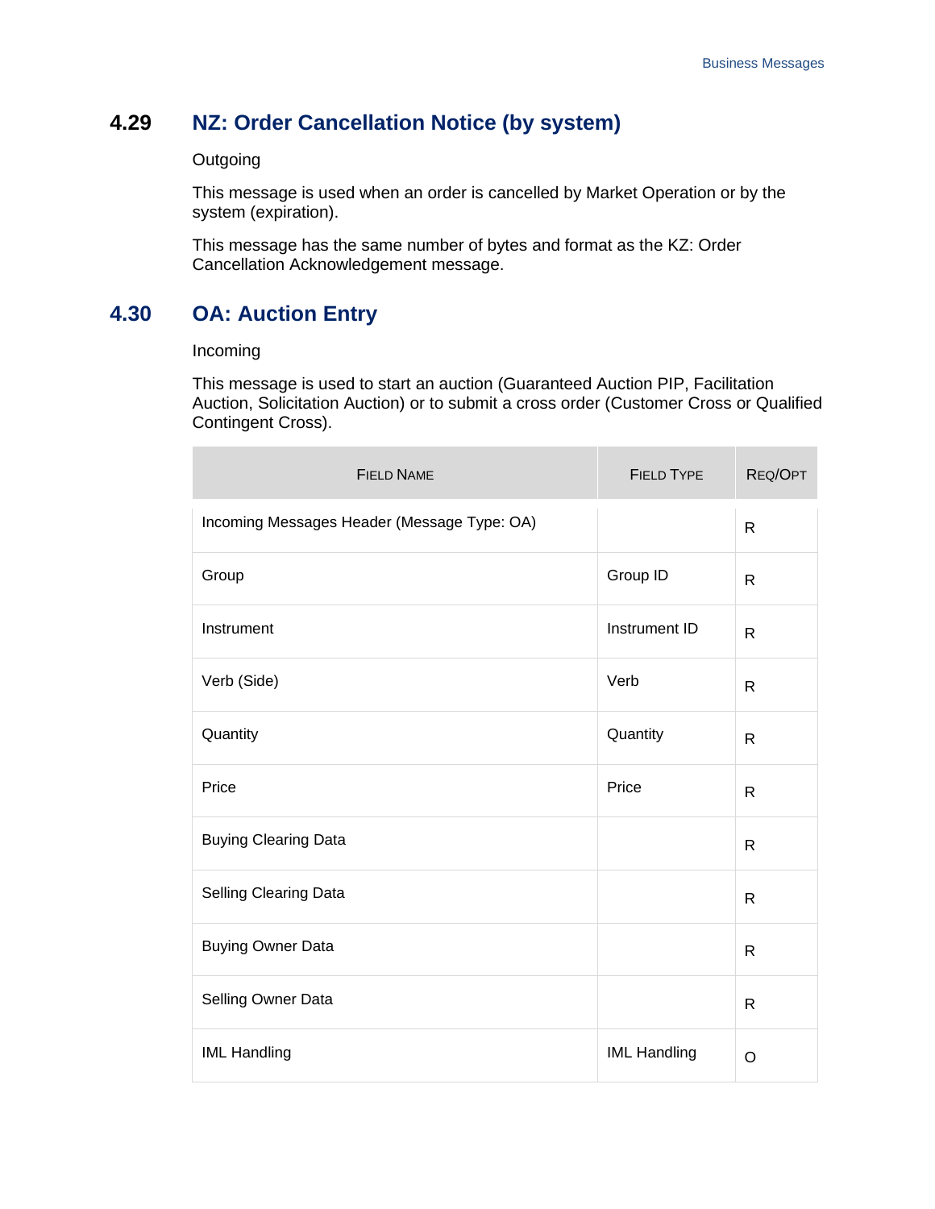## 4.29 NZ: Order Cancellation Notice (by system)

Outgoing

This message is used when an order is cancelled by Market Operation or by the system (expiration).

This message has the same number of bytes and format as the KZ: Order Cancellation Acknowledgement message.

## 4.30 OA: Auction Entry

Incoming

This message is used to start an auction (Guaranteed Auction PIP, Facilitation Auction, Solicitation Auction) or to submit a cross order (Customer Cross or Qualified Contingent Cross).

| FIELD NAME | FIELD TYPE | REQ/OPT |
|---|---|---|
| Incoming Messages Header (Message Type: OA) | | R |
| Group | Group ID | R |
| Instrument | Instrument ID | R |
| Verb (Side) | Verb | R |
| Quantity | Quantity | R |
| Price | Price | R |
| Buying Clearing Data | | R |
| Selling Clearing Data | | R |
| Buying Owner Data | | R |
| Selling Owner Data | | R |
| IML Handling | IML Handling | O |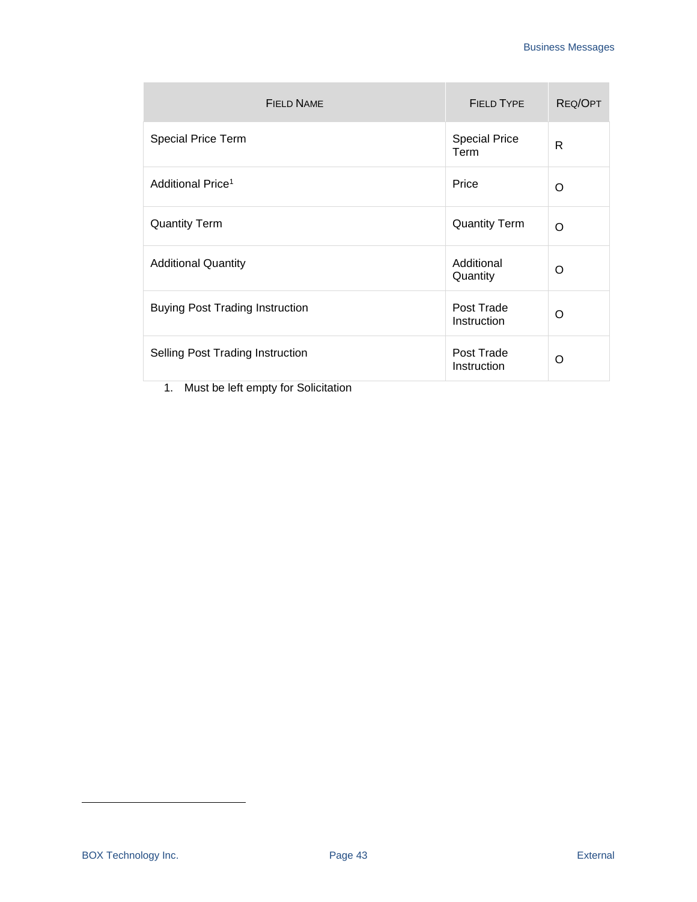| FIELD NAME | FIELD TYPE | REQ/OPT |
|---|---|---|
| Special Price Term | Special Price Term | R |
| Additional Price[1] | Price | O |
| Quantity Term | Quantity Term | O |
| Additional Quantity | Additional Quantity | O |
| Buying Post Trading Instruction | Post Trade Instruction | O |
| Selling Post Trading Instruction | Post Trade Instruction | O |

1. Must be left empty for Solicitation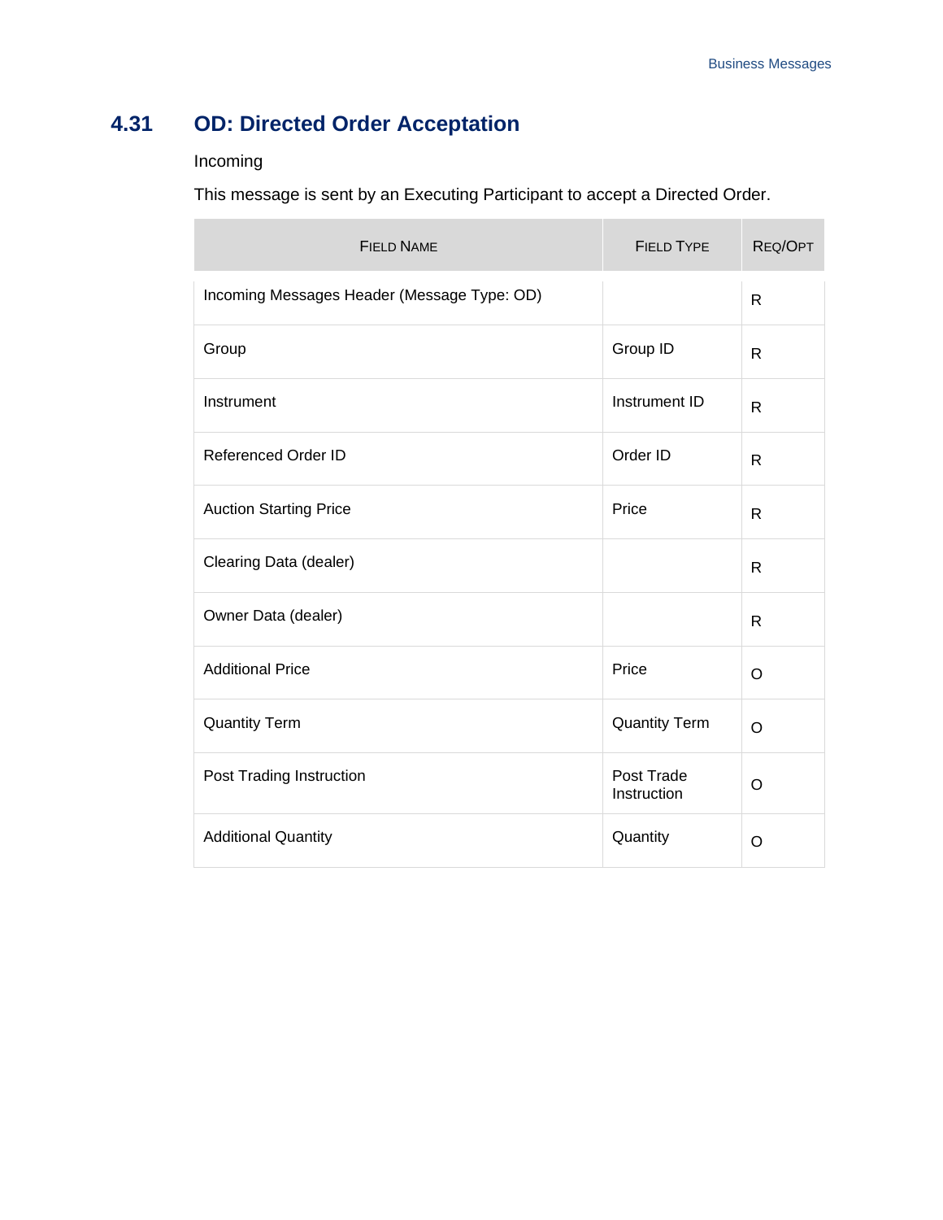## 4.31 OD: Directed Order Acceptation

Incoming

This message is sent by an Executing Participant to accept a Directed Order.

| Field Name | Field Type | Req/Opt |
| --- | --- | --- |
| Incoming Messages Header (Message Type: OD) | | R |
| Group | Group ID | R |
| Instrument | Instrument ID | R |
| Referenced Order ID | Order ID | R |
| Auction Starting Price | Price | R |
| Clearing Data (dealer) | | R |
| Owner Data (dealer) | | R |
| Additional Price | Price | O |
| Quantity Term | Quantity Term | O |
| Post Trading Instruction | Post Trade Instruction | O |
| Additional Quantity | Quantity | O |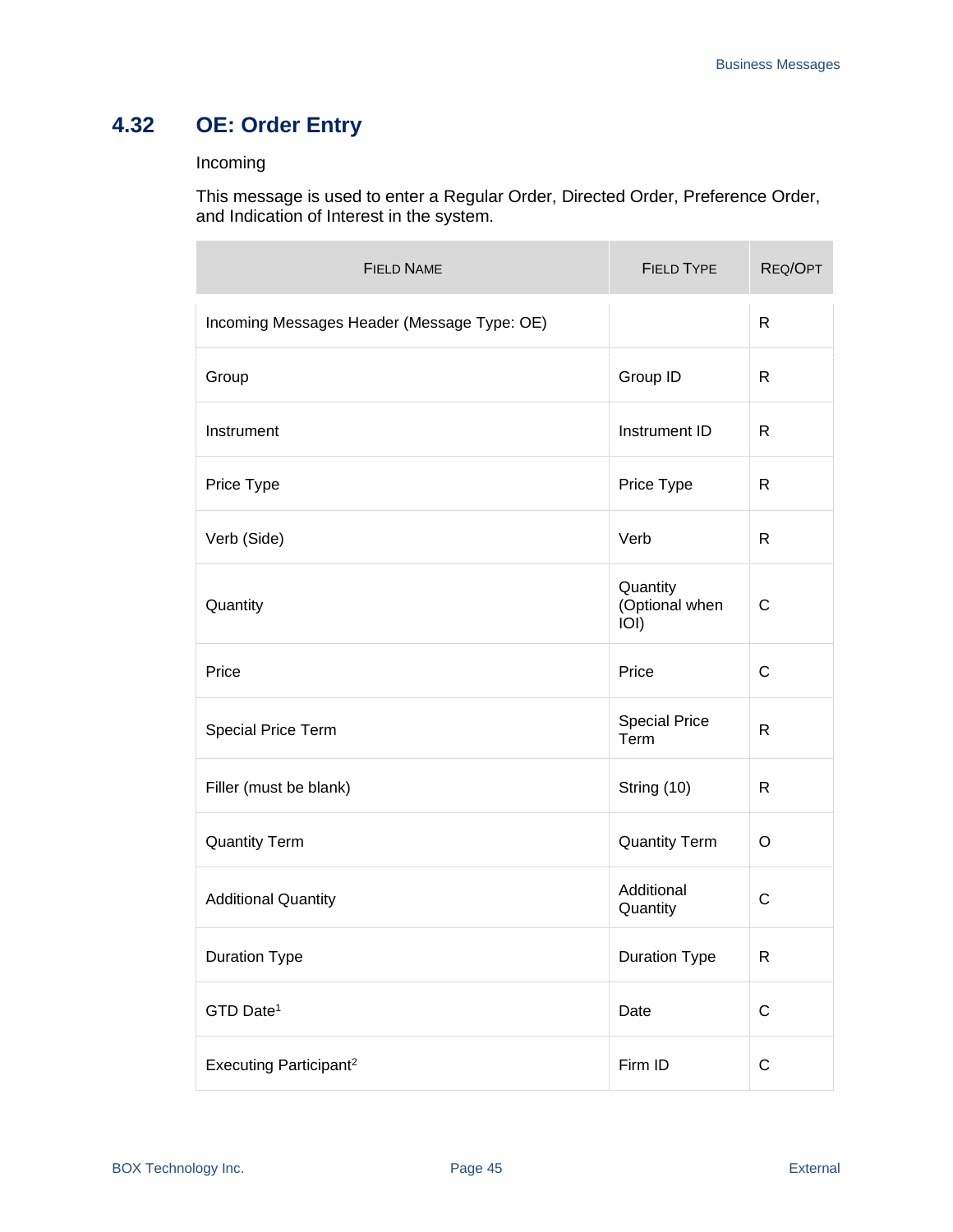## 4.32 OE: Order Entry

Incoming

This message is used to enter a Regular Order, Directed Order, Preference Order, and Indication of Interest in the system.

| Field Name | Field Type | Req/Opt |
|---|---|---|
| Incoming Messages Header (Message Type: OE) | | R |
| Group | Group ID | R |
| Instrument | Instrument ID | R |
| Price Type | Price Type | R |
| Verb (Side) | Verb | R |
| Quantity | Quantity (Optional when IOI) | C |
| Price | Price | C |
| Special Price Term | Special Price Term | R |
| Filler (must be blank) | String (10) | R |
| Quantity Term | Quantity Term | O |
| Additional Quantity | Additional Quantity | C |
| Duration Type | Duration Type | R |
| GTD Date[1] | Date | C |
| Executing Participant[2] | Firm ID | C |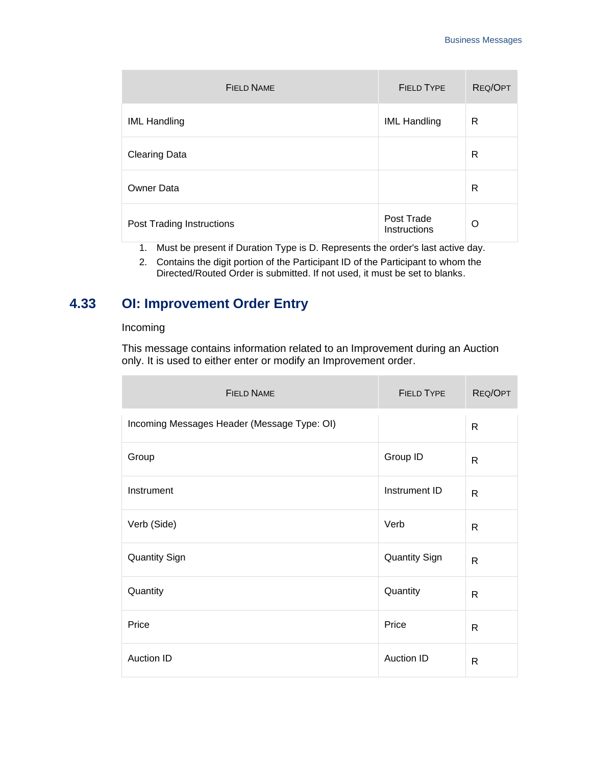| FIELD NAME | FIELD TYPE | REQ/OPT |
|---|---|---|
| IML Handling | IML Handling | R |
| Clearing Data | | R |
| Owner Data | | R |
| Post Trading Instructions | Post Trade Instructions | O |

1. Must be present if Duration Type is D. Represents the order's last active day.
2. Contains the digit portion of the Participant ID of the Participant to whom the Directed/Routed Order is submitted. If not used, it must be set to blanks.

## 4.33 OI: Improvement Order Entry

Incoming

This message contains information related to an Improvement during an Auction only. It is used to either enter or modify an Improvement order.

| FIELD NAME | FIELD TYPE | REQ/OPT |
|---|---|---|
| Incoming Messages Header (Message Type: OI) | | R |
| Group | Group ID | R |
| Instrument | Instrument ID | R |
| Verb (Side) | Verb | R |
| Quantity Sign | Quantity Sign | R |
| Quantity | Quantity | R |
| Price | Price | R |
| Auction ID | Auction ID | R |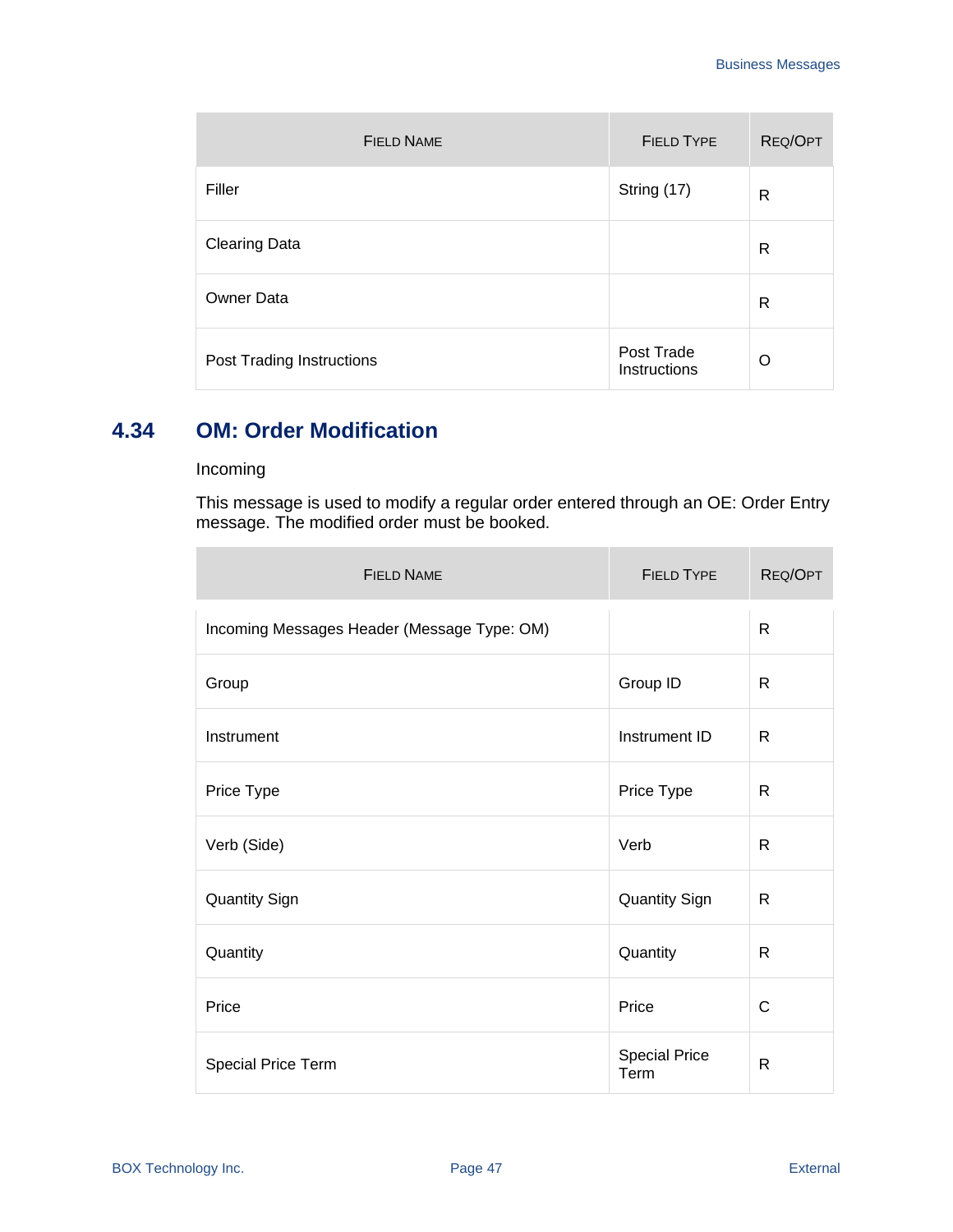| Field Name | Field Type | Req/Opt |
| --- | --- | --- |
| Filler | String (17) | R |
| Clearing Data | | R |
| Owner Data | | R |
| Post Trading Instructions | Post Trade Instructions | O |

## 4.34 OM: Order Modification

Incoming

This message is used to modify a regular order entered through an OE: Order Entry message. The modified order must be booked.

| Field Name | Field Type | Req/Opt |
| --- | --- | --- |
| Incoming Messages Header (Message Type: OM) | | R |
| Group | Group ID | R |
| Instrument | Instrument ID | R |
| Price Type | Price Type | R |
| Verb (Side) | Verb | R |
| Quantity Sign | Quantity Sign | R |
| Quantity | Quantity | R |
| Price | Price | C |
| Special Price Term | Special Price Term | R |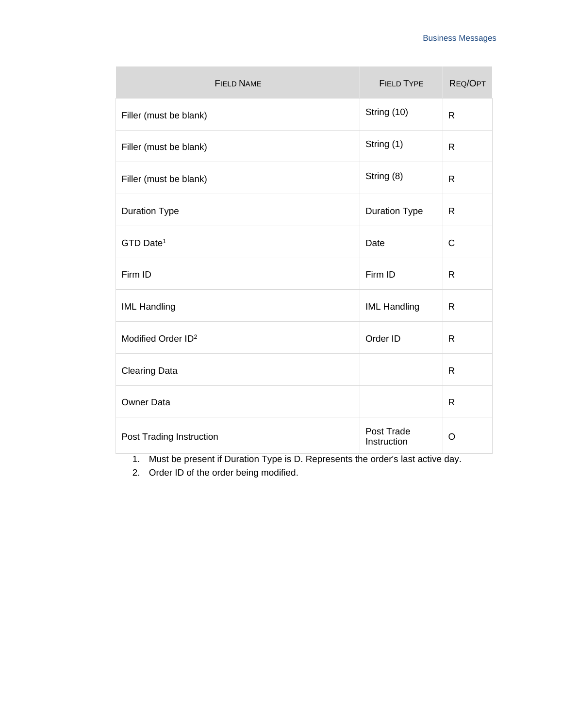| Field Name | Field Type | Req/Opt |
|---|---|---|
| Filler (must be blank) | String (10) | R |
| Filler (must be blank) | String (1) | R |
| Filler (must be blank) | String (8) | R |
| Duration Type | Duration Type | R |
| GTD Date[1] | Date | C |
| Firm ID | Firm ID | R |
| IML Handling | IML Handling | R |
| Modified Order ID[2] | Order ID | R |
| Clearing Data | | R |
| Owner Data | | R |
| Post Trading Instruction | Post Trade Instruction | O |

1. Must be present if Duration Type is D. Represents the order's last active day.
2. Order ID of the order being modified.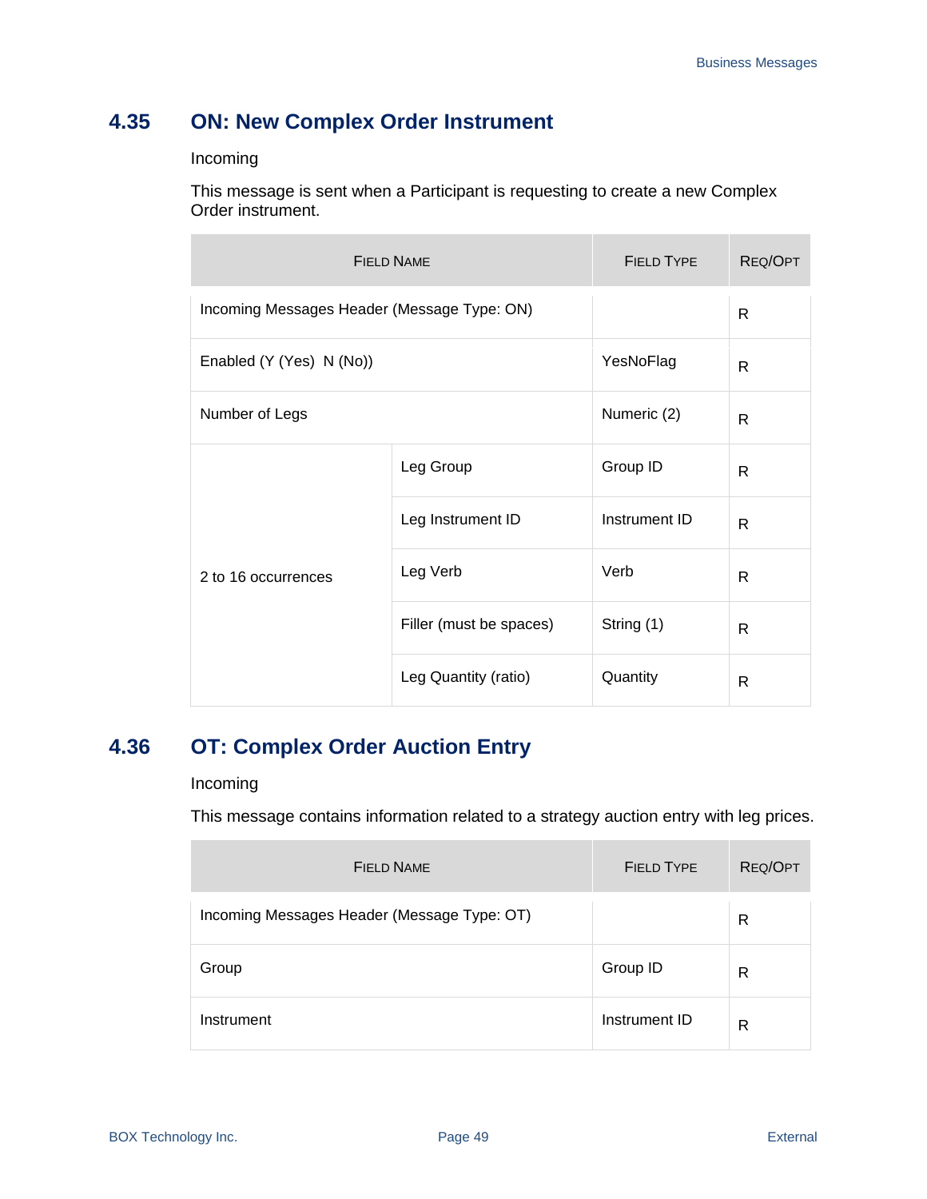## 4.35 ON: New Complex Order Instrument

Incoming

This message is sent when a Participant is requesting to create a new Complex Order instrument.

| Field Name | | Field Type | Req/Opt |
|---|---|---|---|
| Incoming Messages Header (Message Type: ON) | | | R |
| Enabled (Y (Yes) N (No)) | | YesNoFlag | R |
| Number of Legs | | Numeric (2) | R |
| 2 to 16 occurrences | Leg Group | Group ID | R |
| | Leg Instrument ID | Instrument ID | R |
| | Leg Verb | Verb | R |
| | Filler (must be spaces) | String (1) | R |
| | Leg Quantity (ratio) | Quantity | R |

## 4.36 OT: Complex Order Auction Entry

Incoming

This message contains information related to a strategy auction entry with leg prices.

| Field Name | Field Type | Req/Opt |
|---|---|---|
| Incoming Messages Header (Message Type: OT) | | R |
| Group | Group ID | R |
| Instrument | Instrument ID | R |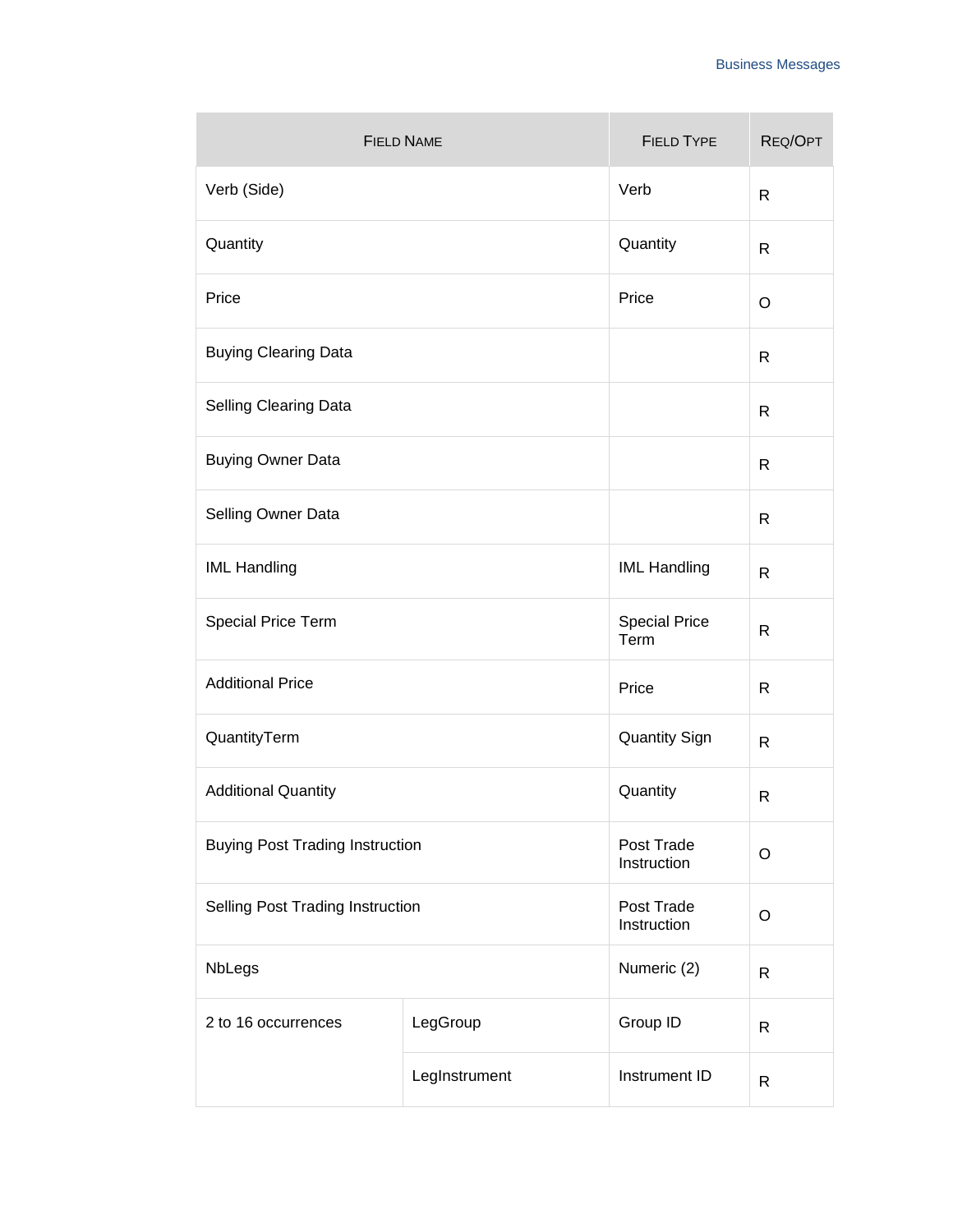| Field Name | | Field Type | Req/Opt |
|---|---|---|---|
| Verb (Side) | | Verb | R |
| Quantity | | Quantity | R |
| Price | | Price | O |
| Buying Clearing Data | | | R |
| Selling Clearing Data | | | R |
| Buying Owner Data | | | R |
| Selling Owner Data | | | R |
| IML Handling | | IML Handling | R |
| Special Price Term | | Special Price Term | R |
| Additional Price | | Price | R |
| QuantityTerm | | Quantity Sign | R |
| Additional Quantity | | Quantity | R |
| Buying Post Trading Instruction | | Post Trade Instruction | O |
| Selling Post Trading Instruction | | Post Trade Instruction | O |
| NbLegs | | Numeric (2) | R |
| 2 to 16 occurrences | LegGroup | Group ID | R |
| | LegInstrument | Instrument ID | R |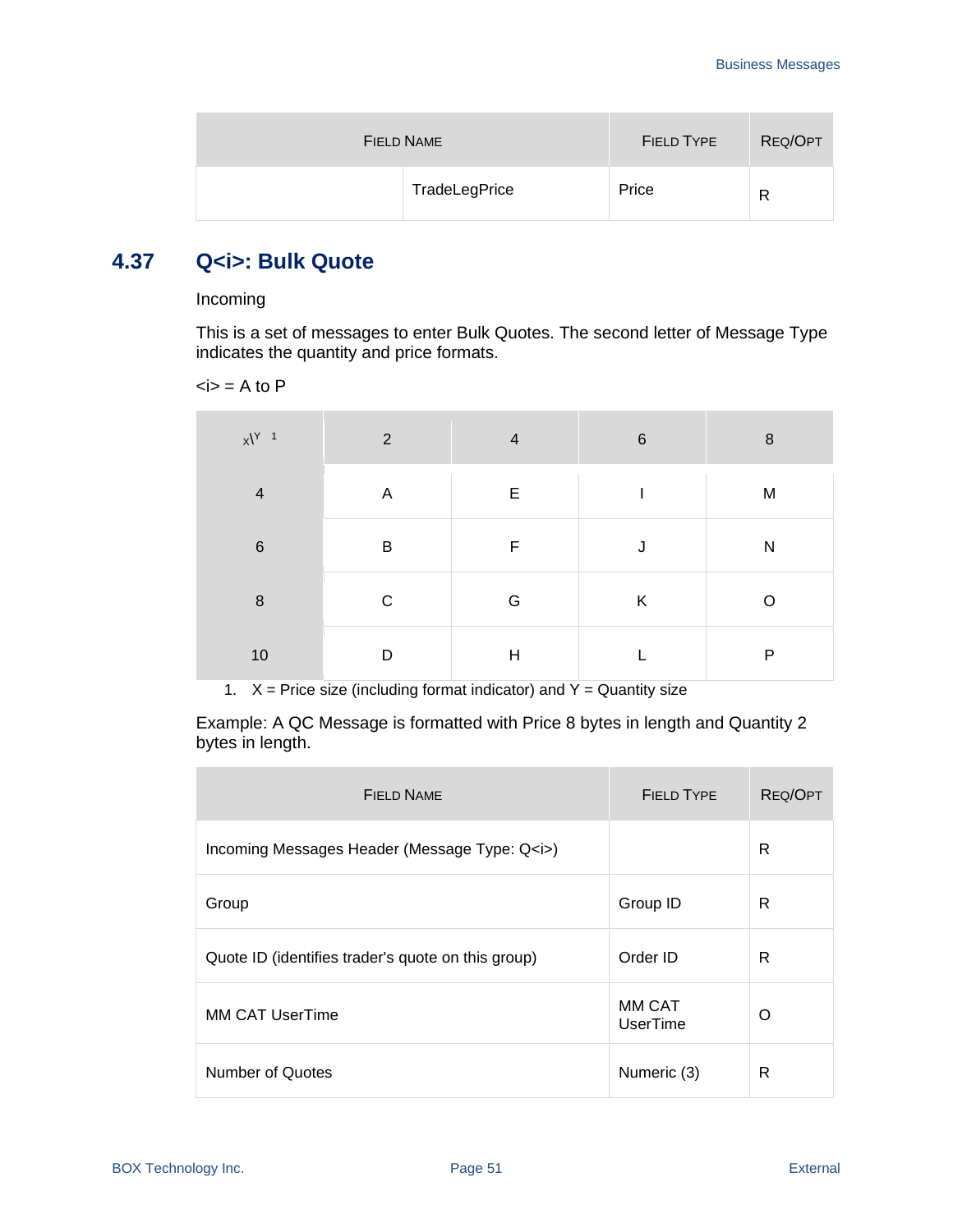| Field Name | | Field Type | Req/Opt |
|---|---|---|---|
| | TradeLegPrice | Price | R |

## 4.37 Q<i>: Bulk Quote

Incoming

This is a set of messages to enter Bulk Quotes. The second letter of Message Type indicates the quantity and price formats.

<i> = A to P

| X\Y [1] | 2 | 4 | 6 | 8 |
|---|---|---|---|---|
| 4 | A | E | I | M |
| 6 | B | F | J | N |
| 8 | C | G | K | O |
| 10 | D | H | L | P |

1. X = Price size (including format indicator) and Y = Quantity size

Example: A QC Message is formatted with Price 8 bytes in length and Quantity 2 bytes in length.

| Field Name | Field Type | Req/Opt |
|---|---|---|
| Incoming Messages Header (Message Type: Q<i>) | | R |
| Group | Group ID | R |
| Quote ID (identifies trader's quote on this group) | Order ID | R |
| MM CAT UserTime | MM CAT UserTime | O |
| Number of Quotes | Numeric (3) | R |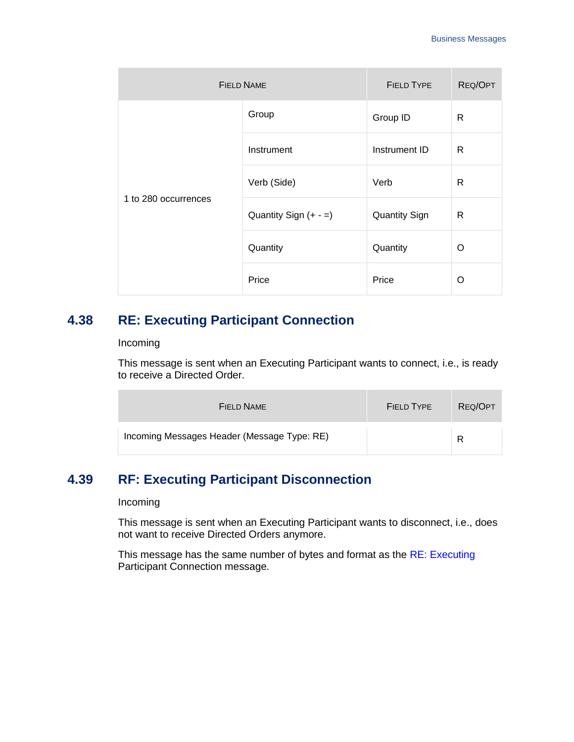| Field Name | | Field Type | Req/Opt |
|---|---|---|---|
| 1 to 280 occurrences | Group | Group ID | R |
| | Instrument | Instrument ID | R |
| | Verb (Side) | Verb | R |
| | Quantity Sign (+ - =) | Quantity Sign | R |
| | Quantity | Quantity | O |
| | Price | Price | O |

## 4.38 RE: Executing Participant Connection

Incoming

This message is sent when an Executing Participant wants to connect, i.e., is ready to receive a Directed Order.

| Field Name | Field Type | Req/Opt |
|---|---|---|
| Incoming Messages Header (Message Type: RE) | | R |

## 4.39 RF: Executing Participant Disconnection

Incoming

This message is sent when an Executing Participant wants to disconnect, i.e., does not want to receive Directed Orders anymore.

This message has the same number of bytes and format as the RE: Executing Participant Connection message.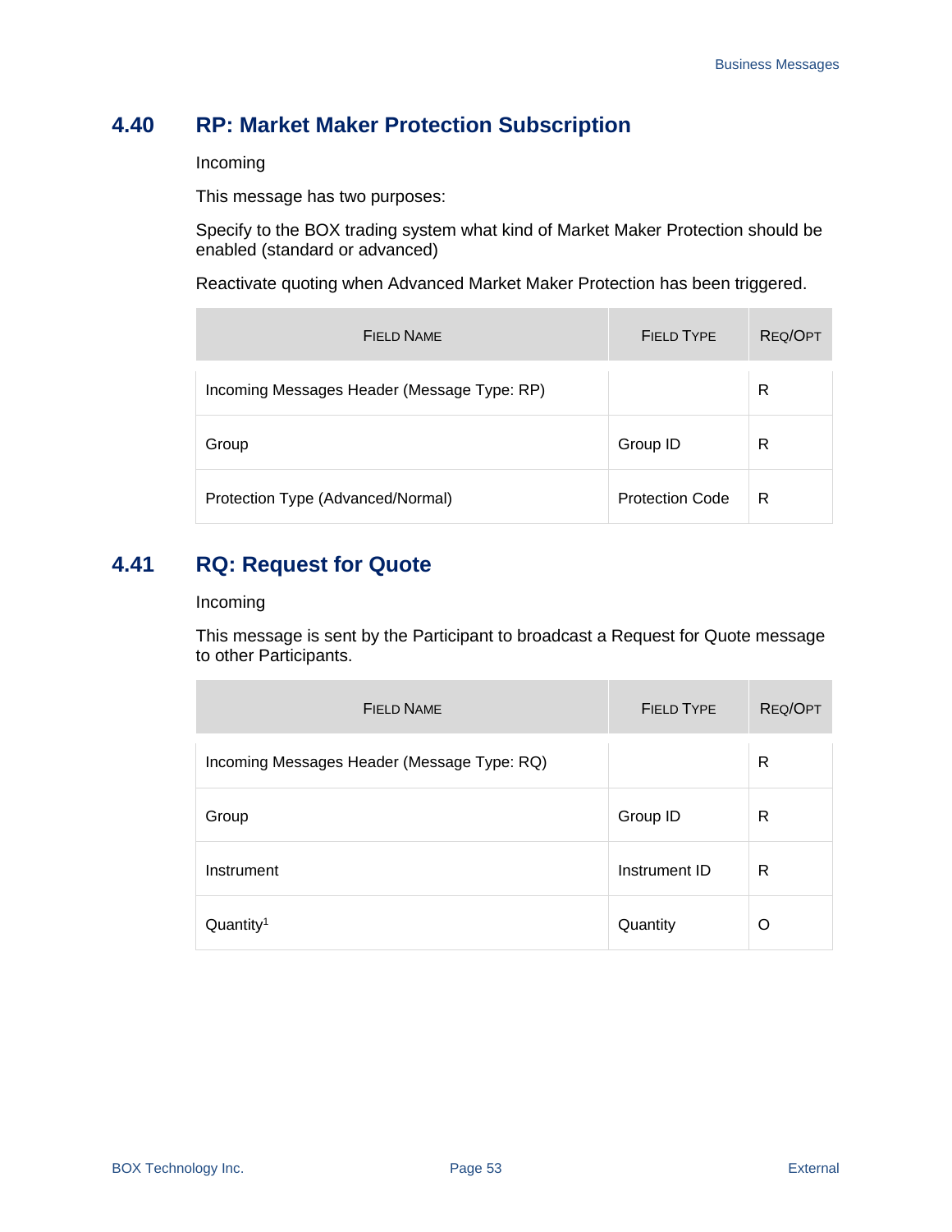## 4.40 RP: Market Maker Protection Subscription

Incoming

This message has two purposes:

Specify to the BOX trading system what kind of Market Maker Protection should be enabled (standard or advanced)

Reactivate quoting when Advanced Market Maker Protection has been triggered.

| FIELD NAME | FIELD TYPE | REQ/OPT |
|---|---|---|
| Incoming Messages Header (Message Type: RP) | | R |
| Group | Group ID | R |
| Protection Type (Advanced/Normal) | Protection Code | R |

## 4.41 RQ: Request for Quote

Incoming

This message is sent by the Participant to broadcast a Request for Quote message to other Participants.

| FIELD NAME | FIELD TYPE | REQ/OPT |
|---|---|---|
| Incoming Messages Header (Message Type: RQ) | | R |
| Group | Group ID | R |
| Instrument | Instrument ID | R |
| Quantity[1] | Quantity | O |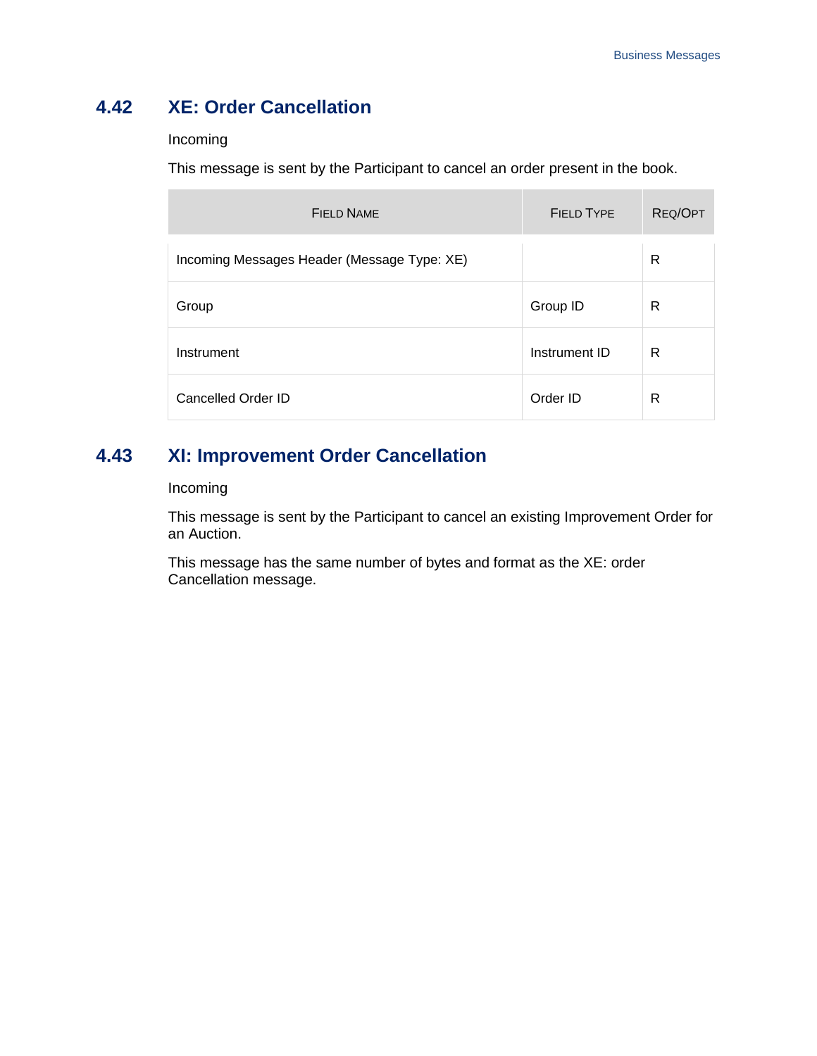## 4.42 XE: Order Cancellation

Incoming

This message is sent by the Participant to cancel an order present in the book.

| Field Name | Field Type | Req/Opt |
|---|---|---|
| Incoming Messages Header (Message Type: XE) | | R |
| Group | Group ID | R |
| Instrument | Instrument ID | R |
| Cancelled Order ID | Order ID | R |

## 4.43 XI: Improvement Order Cancellation

Incoming

This message is sent by the Participant to cancel an existing Improvement Order for an Auction.

This message has the same number of bytes and format as the XE: order Cancellation message.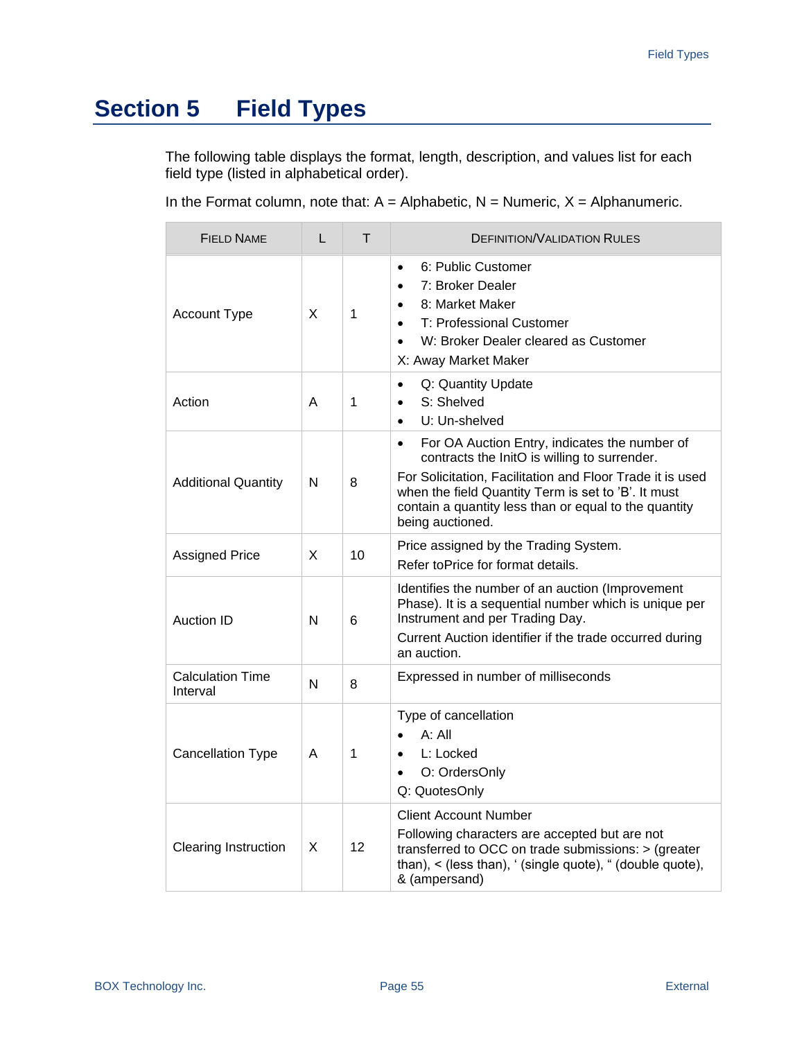# Section 5 Field Types

The following table displays the format, length, description, and values list for each field type (listed in alphabetical order).

In the Format column, note that: A = Alphabetic, N = Numeric, X = Alphanumeric.

| Field Name | L | T | Definition/Validation Rules |
|---|---|---|---|
| Account Type | X | 1 | • 6: Public Customer<br>• 7: Broker Dealer<br>• 8: Market Maker<br>• T: Professional Customer<br>• W: Broker Dealer cleared as Customer<br>X: Away Market Maker |
| Action | A | 1 | • Q: Quantity Update<br>• S: Shelved<br>• U: Un-shelved |
| Additional Quantity | N | 8 | • For OA Auction Entry, indicates the number of contracts the InitO is willing to surrender.<br>For Solicitation, Facilitation and Floor Trade it is used when the field Quantity Term is set to 'B'. It must contain a quantity less than or equal to the quantity being auctioned. |
| Assigned Price | X | 10 | Price assigned by the Trading System.<br>Refer toPrice for format details. |
| Auction ID | N | 6 | Identifies the number of an auction (Improvement Phase). It is a sequential number which is unique per Instrument and per Trading Day.<br>Current Auction identifier if the trade occurred during an auction. |
| Calculation Time Interval | N | 8 | Expressed in number of milliseconds |
| Cancellation Type | A | 1 | Type of cancellation<br>• A: All<br>• L: Locked<br>• O: OrdersOnly<br>Q: QuotesOnly |
| Clearing Instruction | X | 12 | Client Account Number<br>Following characters are accepted but are not transferred to OCC on trade submissions: > (greater than), < (less than), ' (single quote), " (double quote), & (ampersand) |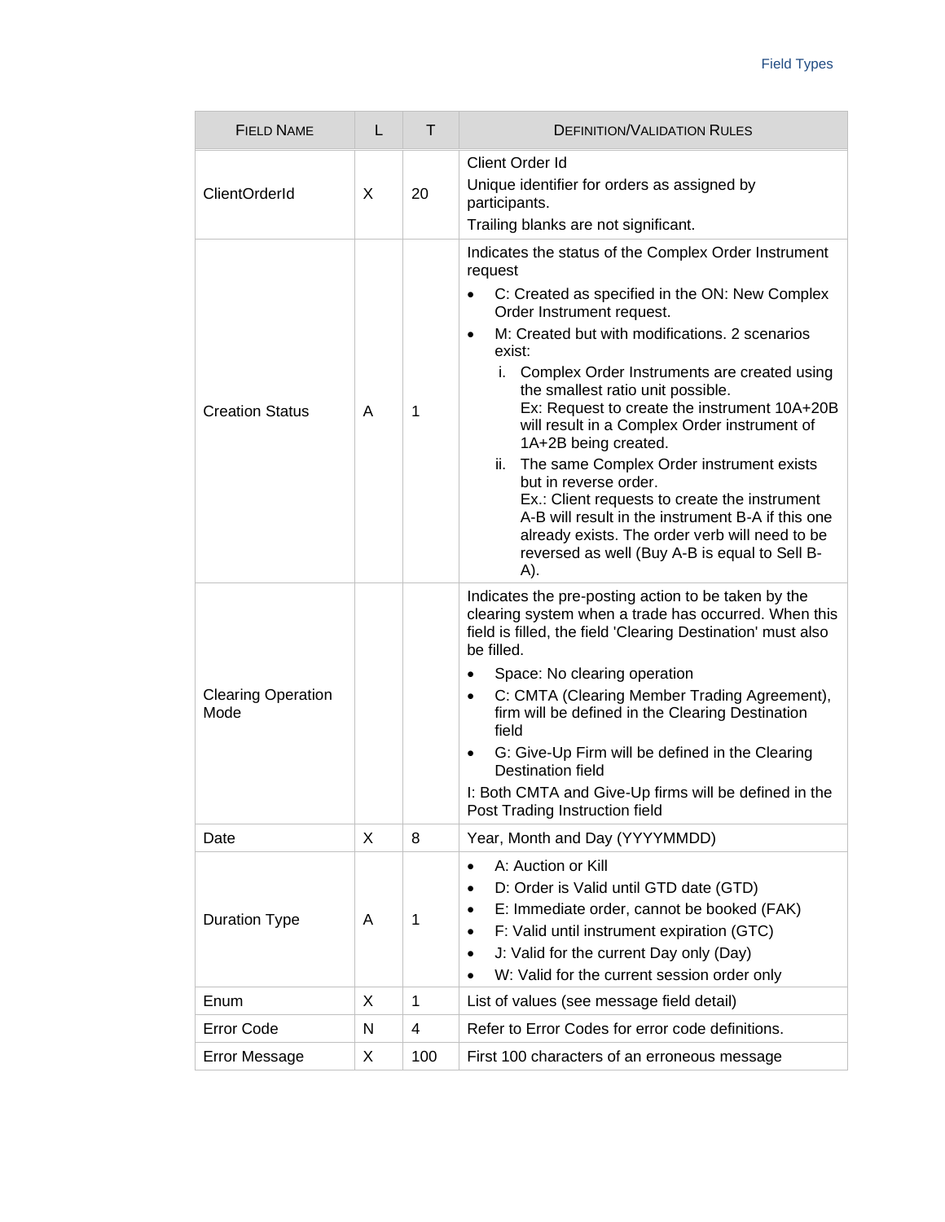| FIELD NAME | L | T | DEFINITION/VALIDATION RULES |
|---|---|---|---|
| ClientOrderId | X | 20 | Client Order Id<br>Unique identifier for orders as assigned by participants.<br>Trailing blanks are not significant. |
| Creation Status | A | 1 | Indicates the status of the Complex Order Instrument request<br>• C: Created as specified in the ON: New Complex Order Instrument request.<br>• M: Created but with modifications. 2 scenarios exist:<br>i. Complex Order Instruments are created using the smallest ratio unit possible. Ex: Request to create the instrument 10A+20B will result in a Complex Order instrument of 1A+2B being created.<br>ii. The same Complex Order instrument exists but in reverse order. Ex.: Client requests to create the instrument A-B will result in the instrument B-A if this one already exists. The order verb will need to be reversed as well (Buy A-B is equal to Sell B-A). |
| Clearing Operation Mode | | | Indicates the pre-posting action to be taken by the clearing system when a trade has occurred. When this field is filled, the field 'Clearing Destination' must also be filled.<br>• Space: No clearing operation<br>• C: CMTA (Clearing Member Trading Agreement), firm will be defined in the Clearing Destination field<br>• G: Give-Up Firm will be defined in the Clearing Destination field<br>I: Both CMTA and Give-Up firms will be defined in the Post Trading Instruction field |
| Date | X | 8 | Year, Month and Day (YYYYMMDD) |
| Duration Type | A | 1 | • A: Auction or Kill<br>• D: Order is Valid until GTD date (GTD)<br>• E: Immediate order, cannot be booked (FAK)<br>• F: Valid until instrument expiration (GTC)<br>• J: Valid for the current Day only (Day)<br>• W: Valid for the current session order only |
| Enum | X | 1 | List of values (see message field detail) |
| Error Code | N | 4 | Refer to Error Codes for error code definitions. |
| Error Message | X | 100 | First 100 characters of an erroneous message |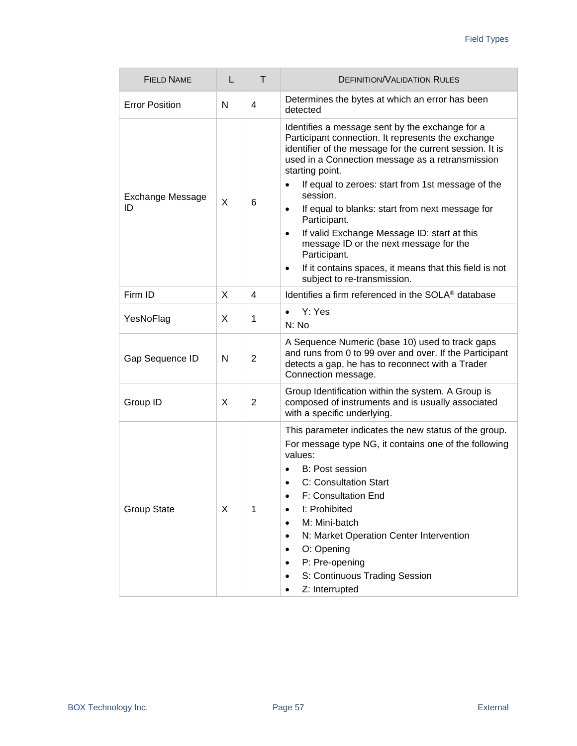| FIELD NAME | L | T | DEFINITION/VALIDATION RULES |
|---|---|---|---|
| Error Position | N | 4 | Determines the bytes at which an error has been detected |
| Exchange Message ID | X | 6 | Identifies a message sent by the exchange for a Participant connection. It represents the exchange identifier of the message for the current session. It is used in a Connection message as a retransmission starting point.<br>• If equal to zeroes: start from 1st message of the session.<br>• If equal to blanks: start from next message for Participant.<br>• If valid Exchange Message ID: start at this message ID or the next message for the Participant.<br>• If it contains spaces, it means that this field is not subject to re-transmission. |
| Firm ID | X | 4 | Identifies a firm referenced in the SOLA® database |
| YesNoFlag | X | 1 | • Y: Yes<br>N: No |
| Gap Sequence ID | N | 2 | A Sequence Numeric (base 10) used to track gaps and runs from 0 to 99 over and over. If the Participant detects a gap, he has to reconnect with a Trader Connection message. |
| Group ID | X | 2 | Group Identification within the system. A Group is composed of instruments and is usually associated with a specific underlying. |
| Group State | X | 1 | This parameter indicates the new status of the group.<br>For message type NG, it contains one of the following values:<br>• B: Post session<br>• C: Consultation Start<br>• F: Consultation End<br>• I: Prohibited<br>• M: Mini-batch<br>• N: Market Operation Center Intervention<br>• O: Opening<br>• P: Pre-opening<br>• S: Continuous Trading Session<br>• Z: Interrupted |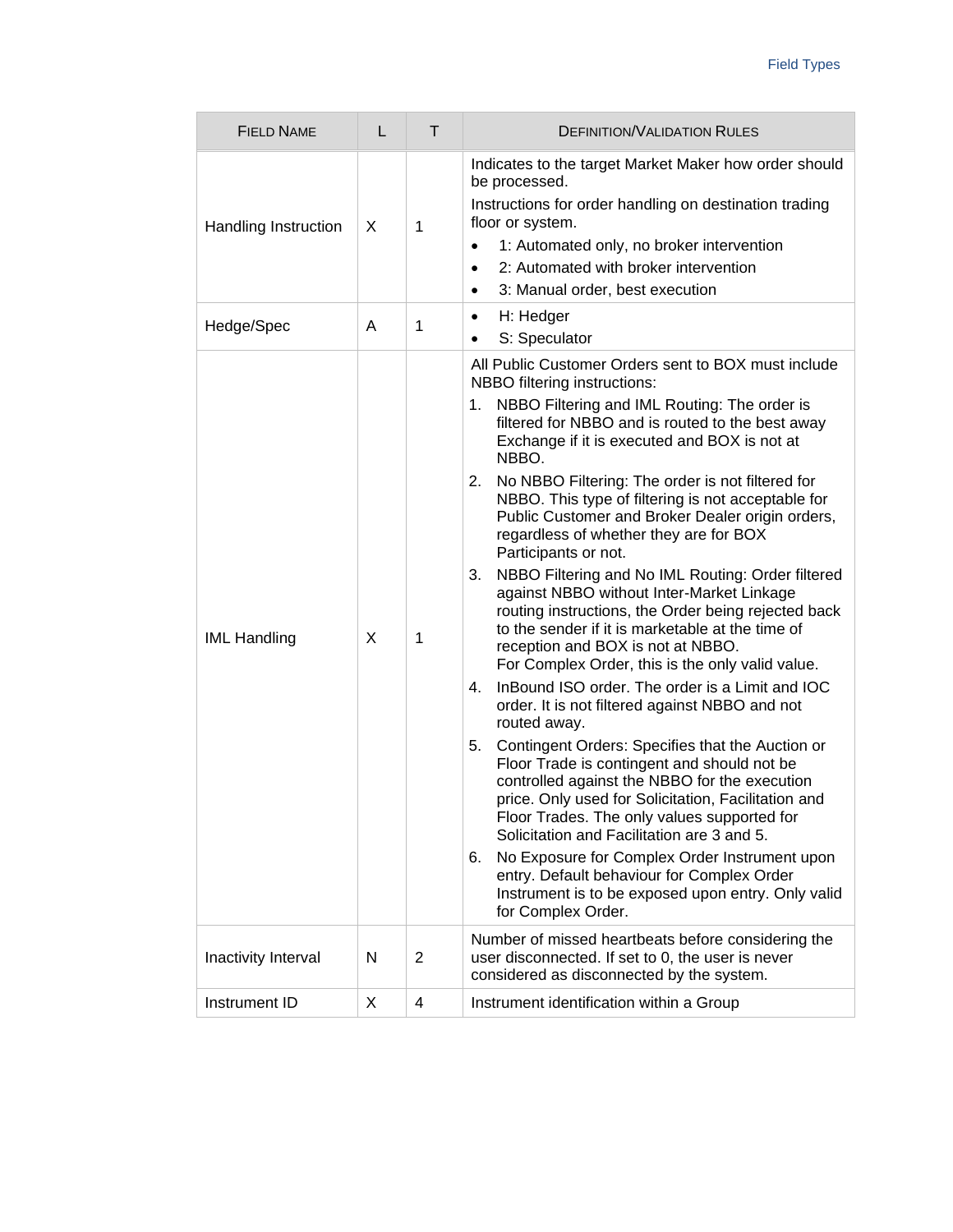| Field Name | L | T | Definition/Validation Rules |
|---|---|---|---|
| Handling Instruction | X | 1 | Indicates to the target Market Maker how order should be processed.<br>Instructions for order handling on destination trading floor or system.<br>• 1: Automated only, no broker intervention<br>• 2: Automated with broker intervention<br>• 3: Manual order, best execution |
| Hedge/Spec | A | 1 | • H: Hedger<br>• S: Speculator |
| IML Handling | X | 1 | All Public Customer Orders sent to BOX must include NBBO filtering instructions:<br>1. NBBO Filtering and IML Routing: The order is filtered for NBBO and is routed to the best away Exchange if it is executed and BOX is not at NBBO.<br>2. No NBBO Filtering: The order is not filtered for NBBO. This type of filtering is not acceptable for Public Customer and Broker Dealer origin orders, regardless of whether they are for BOX Participants or not.<br>3. NBBO Filtering and No IML Routing: Order filtered against NBBO without Inter-Market Linkage routing instructions, the Order being rejected back to the sender if it is marketable at the time of reception and BOX is not at NBBO.<br>For Complex Order, this is the only valid value.<br>4. InBound ISO order. The order is a Limit and IOC order. It is not filtered against NBBO and not routed away.<br>5. Contingent Orders: Specifies that the Auction or Floor Trade is contingent and should not be controlled against the NBBO for the execution price. Only used for Solicitation, Facilitation and Floor Trades. The only values supported for Solicitation and Facilitation are 3 and 5.<br>6. No Exposure for Complex Order Instrument upon entry. Default behaviour for Complex Order Instrument is to be exposed upon entry. Only valid for Complex Order. |
| Inactivity Interval | N | 2 | Number of missed heartbeats before considering the user disconnected. If set to 0, the user is never considered as disconnected by the system. |
| Instrument ID | X | 4 | Instrument identification within a Group |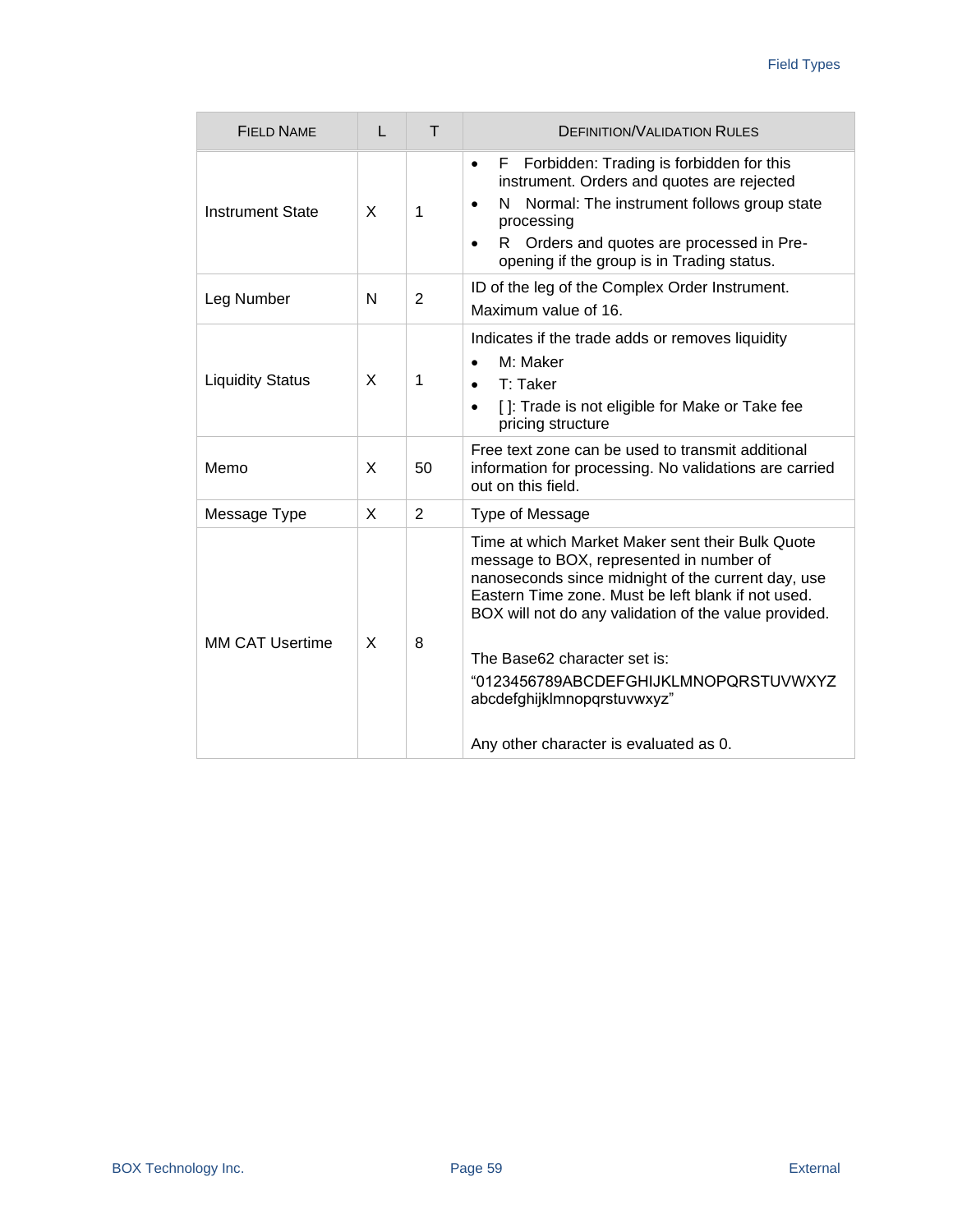| FIELD NAME | L | T | DEFINITION/VALIDATION RULES |
|---|---|---|---|
| Instrument State | X | 1 | • F Forbidden: Trading is forbidden for this instrument. Orders and quotes are rejected<br>• N Normal: The instrument follows group state processing<br>• R Orders and quotes are processed in Pre-opening if the group is in Trading status. |
| Leg Number | N | 2 | ID of the leg of the Complex Order Instrument.<br>Maximum value of 16. |
| Liquidity Status | X | 1 | Indicates if the trade adds or removes liquidity<br>• M: Maker<br>• T: Taker<br>• [ ]: Trade is not eligible for Make or Take fee pricing structure |
| Memo | X | 50 | Free text zone can be used to transmit additional information for processing. No validations are carried out on this field. |
| Message Type | X | 2 | Type of Message |
| MM CAT Usertime | X | 8 | Time at which Market Maker sent their Bulk Quote message to BOX, represented in number of nanoseconds since midnight of the current day, use Eastern Time zone. Must be left blank if not used. BOX will not do any validation of the value provided.<br><br>The Base62 character set is:<br>"0123456789ABCDEFGHIJKLMNOPQRSTUVWXYZ abcdefghijklmnopqrstuvwxyz"<br><br>Any other character is evaluated as 0. |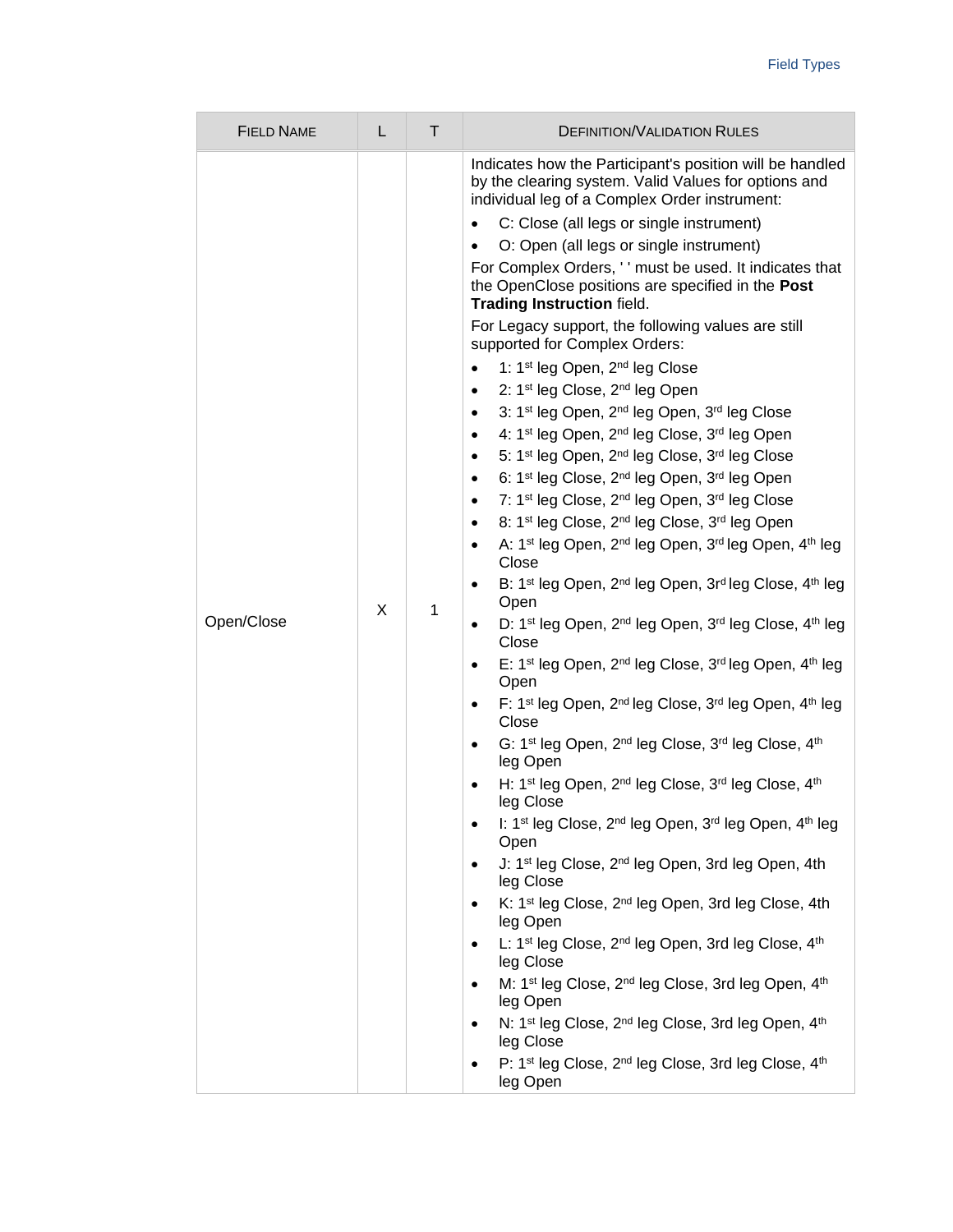| FIELD NAME | L | T | DEFINITION/VALIDATION RULES |
|---|---|---|---|
| Open/Close | X | 1 | Indicates how the Participant's position will be handled by the clearing system. Valid Values for options and individual leg of a Complex Order instrument:<br>• C: Close (all legs or single instrument)<br>• O: Open (all legs or single instrument)<br>For Complex Orders, ' ' must be used. It indicates that the OpenClose positions are specified in the **Post Trading Instruction** field.<br>For Legacy support, the following values are still supported for Complex Orders:<br>• 1: 1st leg Open, 2nd leg Close<br>• 2: 1st leg Close, 2nd leg Open<br>• 3: 1st leg Open, 2nd leg Open, 3rd leg Close<br>• 4: 1st leg Open, 2nd leg Close, 3rd leg Open<br>• 5: 1st leg Open, 2nd leg Close, 3rd leg Close<br>• 6: 1st leg Close, 2nd leg Open, 3rd leg Open<br>• 7: 1st leg Close, 2nd leg Open, 3rd leg Close<br>• 8: 1st leg Close, 2nd leg Close, 3rd leg Open<br>• A: 1st leg Open, 2nd leg Open, 3rd leg Open, 4th leg Close<br>• B: 1st leg Open, 2nd leg Open, 3rd leg Close, 4th leg Open<br>• D: 1st leg Open, 2nd leg Open, 3rd leg Close, 4th leg Close<br>• E: 1st leg Open, 2nd leg Close, 3rd leg Open, 4th leg Open<br>• F: 1st leg Open, 2nd leg Close, 3rd leg Open, 4th leg Close<br>• G: 1st leg Open, 2nd leg Close, 3rd leg Close, 4th leg Open<br>• H: 1st leg Open, 2nd leg Close, 3rd leg Close, 4th leg Close<br>• I: 1st leg Close, 2nd leg Open, 3rd leg Open, 4th leg Open<br>• J: 1st leg Close, 2nd leg Open, 3rd leg Open, 4th leg Close<br>• K: 1st leg Close, 2nd leg Open, 3rd leg Close, 4th leg Open<br>• L: 1st leg Close, 2nd leg Open, 3rd leg Close, 4th leg Close<br>• M: 1st leg Close, 2nd leg Close, 3rd leg Open, 4th leg Open<br>• N: 1st leg Close, 2nd leg Close, 3rd leg Open, 4th leg Close<br>• P: 1st leg Close, 2nd leg Close, 3rd leg Close, 4th leg Open |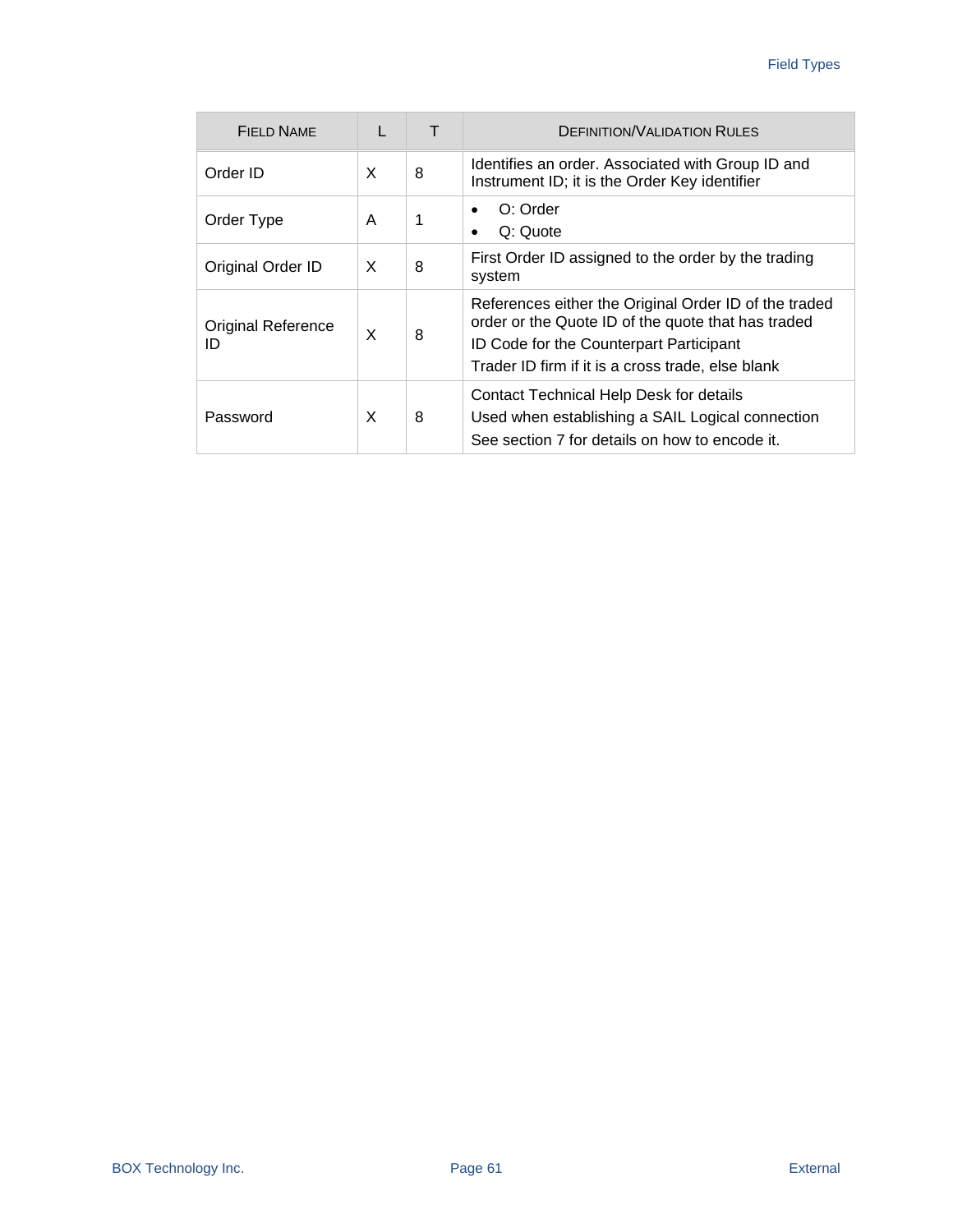| FIELD NAME | L | T | DEFINITION/VALIDATION RULES |
| --- | --- | --- | --- |
| Order ID | X | 8 | Identifies an order. Associated with Group ID and Instrument ID; it is the Order Key identifier |
| Order Type | A | 1 | • O: Order<br>• Q: Quote |
| Original Order ID | X | 8 | First Order ID assigned to the order by the trading system |
| Original Reference ID | X | 8 | References either the Original Order ID of the traded order or the Quote ID of the quote that has traded<br>ID Code for the Counterpart Participant<br>Trader ID firm if it is a cross trade, else blank |
| Password | X | 8 | Contact Technical Help Desk for details<br>Used when establishing a SAIL Logical connection<br>See section 7 for details on how to encode it. |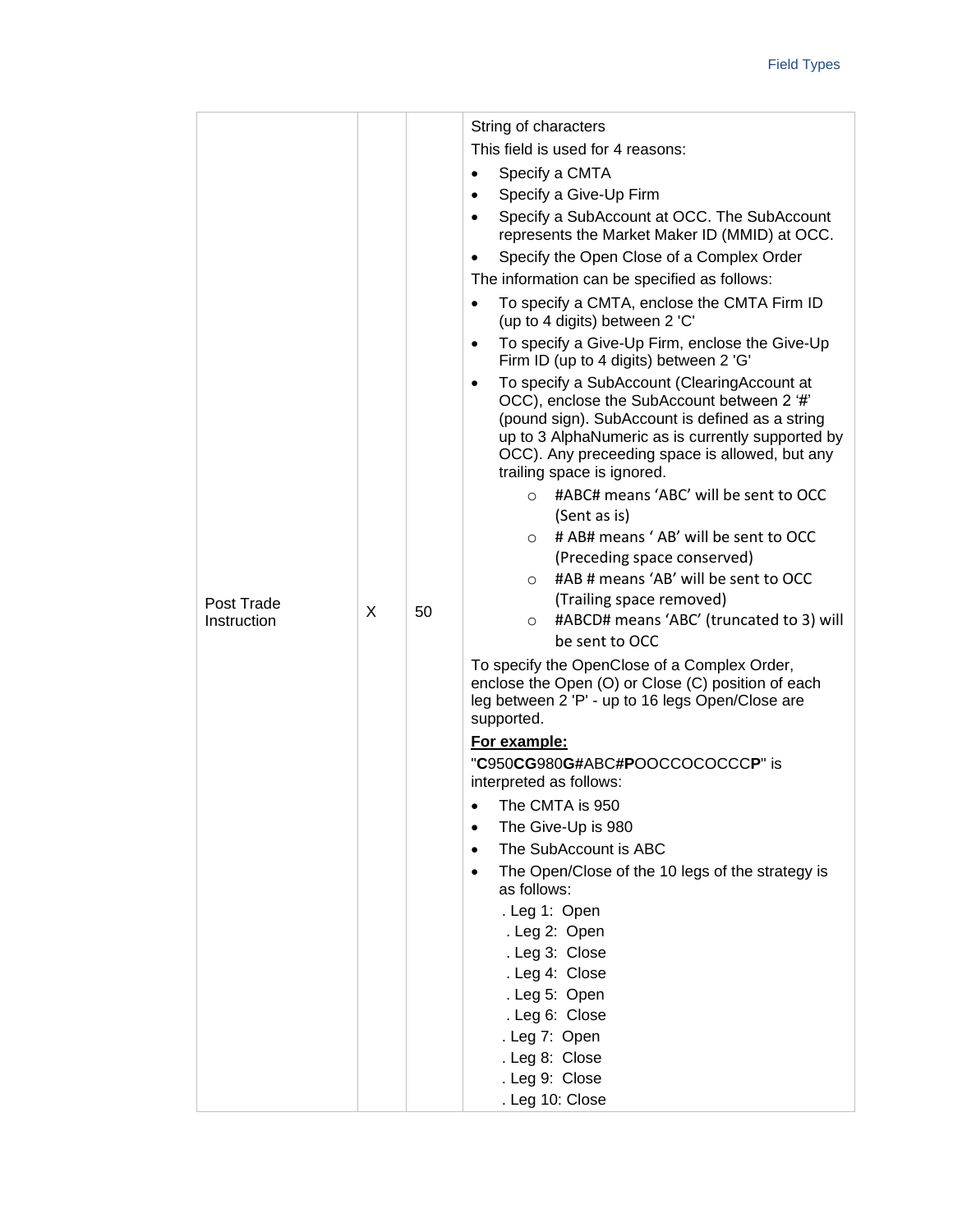| Post Trade Instruction | X | 50 | String of characters<br>This field is used for 4 reasons:<br>• Specify a CMTA<br>• Specify a Give-Up Firm<br>• Specify a SubAccount at OCC. The SubAccount represents the Market Maker ID (MMID) at OCC.<br>• Specify the Open Close of a Complex Order<br>The information can be specified as follows:<br>• To specify a CMTA, enclose the CMTA Firm ID (up to 4 digits) between 2 'C'<br>• To specify a Give-Up Firm, enclose the Give-Up Firm ID (up to 4 digits) between 2 'G'<br>• To specify a SubAccount (ClearingAccount at OCC), enclose the SubAccount between 2 '#' (pound sign). SubAccount is defined as a string up to 3 AlphaNumeric as is currently supported by OCC). Any preceeding space is allowed, but any trailing space is ignored.<br>&nbsp;&nbsp;&nbsp;&nbsp;○ #ABC# means 'ABC' will be sent to OCC (Sent as is)<br>&nbsp;&nbsp;&nbsp;&nbsp;○ # AB# means ' AB' will be sent to OCC (Preceding space conserved)<br>&nbsp;&nbsp;&nbsp;&nbsp;○ #AB # means 'AB' will be sent to OCC (Trailing space removed)<br>&nbsp;&nbsp;&nbsp;&nbsp;○ #ABCD# means 'ABC' (truncated to 3) will be sent to OCC<br>To specify the OpenClose of a Complex Order, enclose the Open (O) or Close (C) position of each leg between 2 'P' - up to 16 legs Open/Close are supported.<br>**For example:**<br>"**C**950**CG**980**G**#ABC**#P**OOCCOCOCCC**P**" is interpreted as follows:<br>• The CMTA is 950<br>• The Give-Up is 980<br>• The SubAccount is ABC<br>• The Open/Close of the 10 legs of the strategy is as follows:<br>. Leg 1: Open<br>. Leg 2: Open<br>. Leg 3: Close<br>. Leg 4: Close<br>. Leg 5: Open<br>. Leg 6: Close<br>. Leg 7: Open<br>. Leg 8: Close<br>. Leg 9: Close<br>. Leg 10: Close |
|---|---|---|---|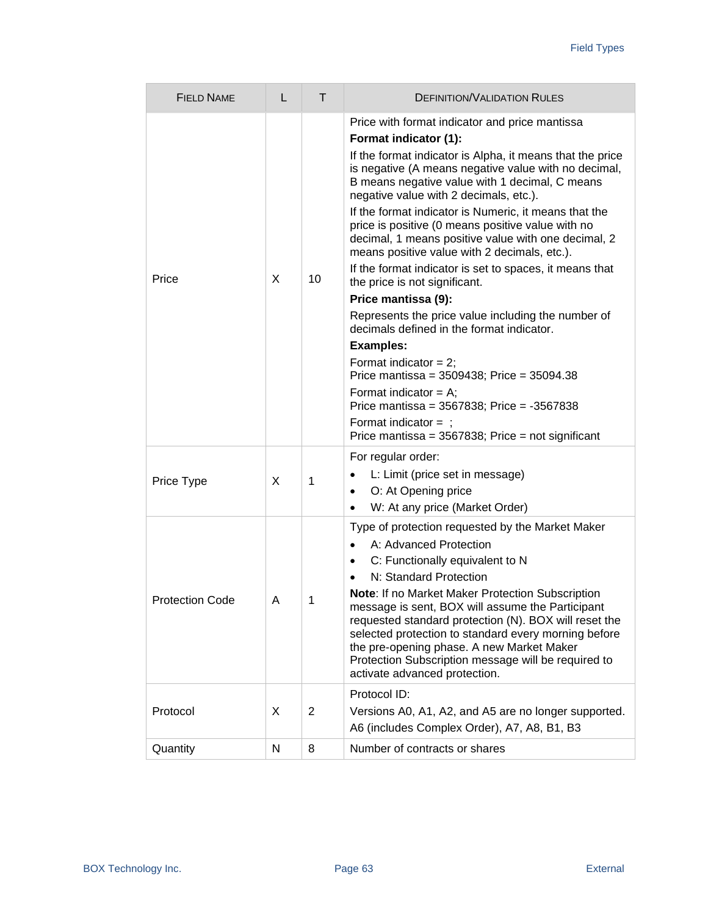| FIELD NAME | L | T | DEFINITION/VALIDATION RULES |
|---|---|---|---|
| Price | X | 10 | Price with format indicator and price mantissa<br>**Format indicator (1):**<br>If the format indicator is Alpha, it means that the price is negative (A means negative value with no decimal, B means negative value with 1 decimal, C means negative value with 2 decimals, etc.).<br>If the format indicator is Numeric, it means that the price is positive (0 means positive value with no decimal, 1 means positive value with one decimal, 2 means positive value with 2 decimals, etc.).<br>If the format indicator is set to spaces, it means that the price is not significant.<br>**Price mantissa (9):**<br>Represents the price value including the number of decimals defined in the format indicator.<br>**Examples:**<br>Format indicator = 2;<br>Price mantissa = 3509438; Price = 35094.38<br>Format indicator = A;<br>Price mantissa = 3567838; Price = -3567838<br>Format indicator =  ;<br>Price mantissa = 3567838; Price = not significant |
| Price Type | X | 1 | For regular order:<br>• L: Limit (price set in message)<br>• O: At Opening price<br>• W: At any price (Market Order) |
| Protection Code | A | 1 | Type of protection requested by the Market Maker<br>• A: Advanced Protection<br>• C: Functionally equivalent to N<br>• N: Standard Protection<br>**Note**: If no Market Maker Protection Subscription message is sent, BOX will assume the Participant requested standard protection (N). BOX will reset the selected protection to standard every morning before the pre-opening phase. A new Market Maker Protection Subscription message will be required to activate advanced protection. |
| Protocol | X | 2 | Protocol ID:<br>Versions A0, A1, A2, and A5 are no longer supported.<br>A6 (includes Complex Order), A7, A8, B1, B3 |
| Quantity | N | 8 | Number of contracts or shares |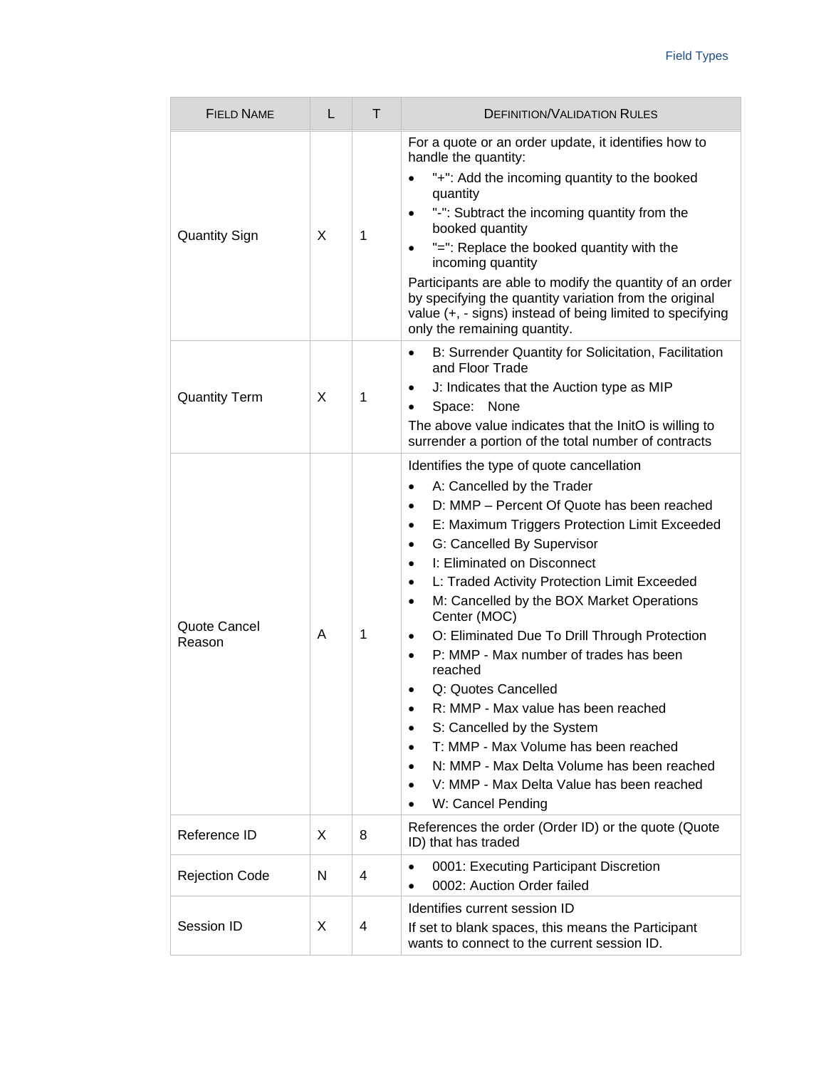| Field Name | L | T | Definition/Validation Rules |
| --- | --- | --- | --- |
| Quantity Sign | X | 1 | For a quote or an order update, it identifies how to handle the quantity:<br>• "+": Add the incoming quantity to the booked quantity<br>• "-": Subtract the incoming quantity from the booked quantity<br>• "=": Replace the booked quantity with the incoming quantity<br>Participants are able to modify the quantity of an order by specifying the quantity variation from the original value (+, - signs) instead of being limited to specifying only the remaining quantity. |
| Quantity Term | X | 1 | • B: Surrender Quantity for Solicitation, Facilitation and Floor Trade<br>• J: Indicates that the Auction type as MIP<br>• Space: None<br>The above value indicates that the InitO is willing to surrender a portion of the total number of contracts |
| Quote Cancel Reason | A | 1 | Identifies the type of quote cancellation<br>• A: Cancelled by the Trader<br>• D: MMP – Percent Of Quote has been reached<br>• E: Maximum Triggers Protection Limit Exceeded<br>• G: Cancelled By Supervisor<br>• I: Eliminated on Disconnect<br>• L: Traded Activity Protection Limit Exceeded<br>• M: Cancelled by the BOX Market Operations Center (MOC)<br>• O: Eliminated Due To Drill Through Protection<br>• P: MMP - Max number of trades has been reached<br>• Q: Quotes Cancelled<br>• R: MMP - Max value has been reached<br>• S: Cancelled by the System<br>• T: MMP - Max Volume has been reached<br>• N: MMP - Max Delta Volume has been reached<br>• V: MMP - Max Delta Value has been reached<br>• W: Cancel Pending |
| Reference ID | X | 8 | References the order (Order ID) or the quote (Quote ID) that has traded |
| Rejection Code | N | 4 | • 0001: Executing Participant Discretion<br>• 0002: Auction Order failed |
| Session ID | X | 4 | Identifies current session ID<br>If set to blank spaces, this means the Participant wants to connect to the current session ID. |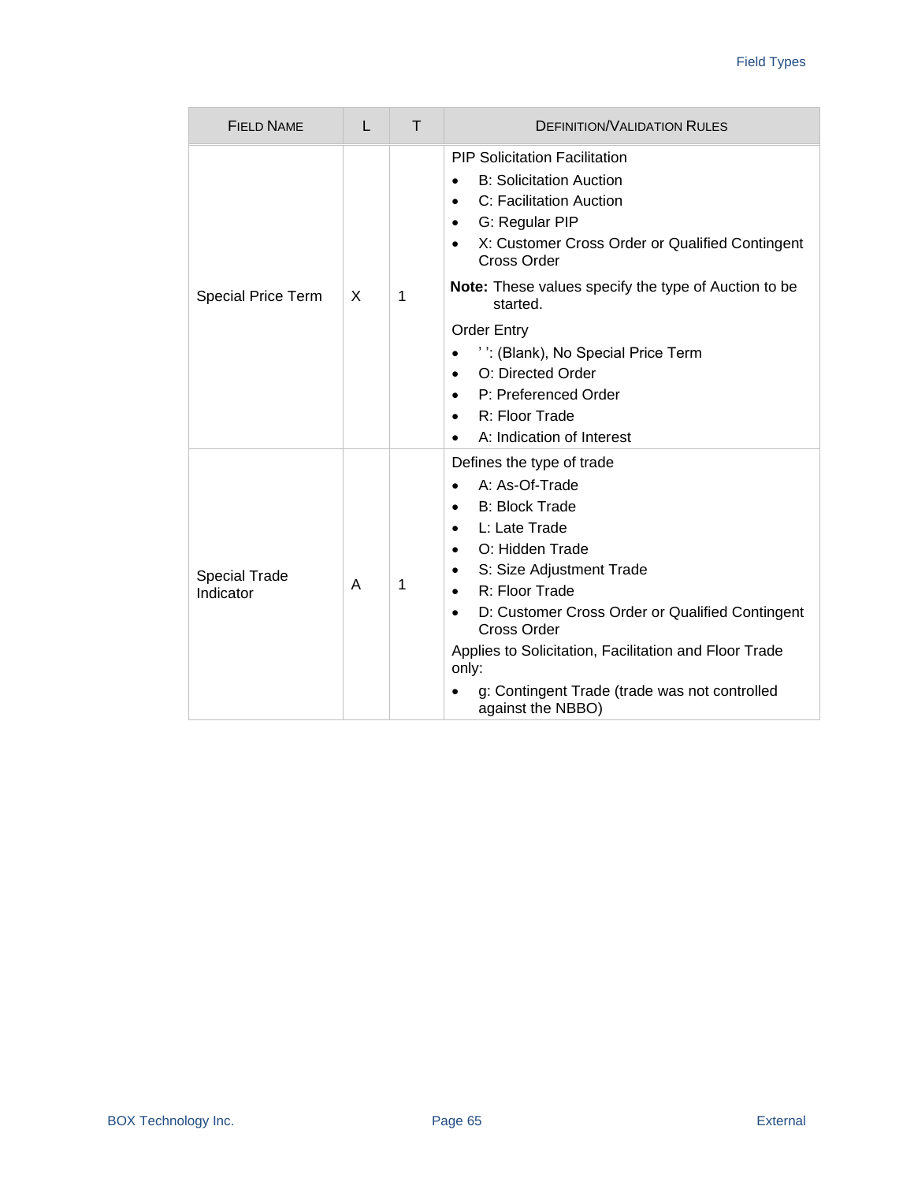| Field Name | L | T | Definition/Validation Rules |
|---|---|---|---|
| Special Price Term | X | 1 | PIP Solicitation Facilitation<br>• B: Solicitation Auction<br>• C: Facilitation Auction<br>• G: Regular PIP<br>• X: Customer Cross Order or Qualified Contingent Cross Order<br>**Note:** These values specify the type of Auction to be started.<br>Order Entry<br>• ' ': (Blank), No Special Price Term<br>• O: Directed Order<br>• P: Preferenced Order<br>• R: Floor Trade<br>• A: Indication of Interest |
| Special Trade Indicator | A | 1 | Defines the type of trade<br>• A: As-Of-Trade<br>• B: Block Trade<br>• L: Late Trade<br>• O: Hidden Trade<br>• S: Size Adjustment Trade<br>• R: Floor Trade<br>• D: Customer Cross Order or Qualified Contingent Cross Order<br>Applies to Solicitation, Facilitation and Floor Trade only:<br>• g: Contingent Trade (trade was not controlled against the NBBO) |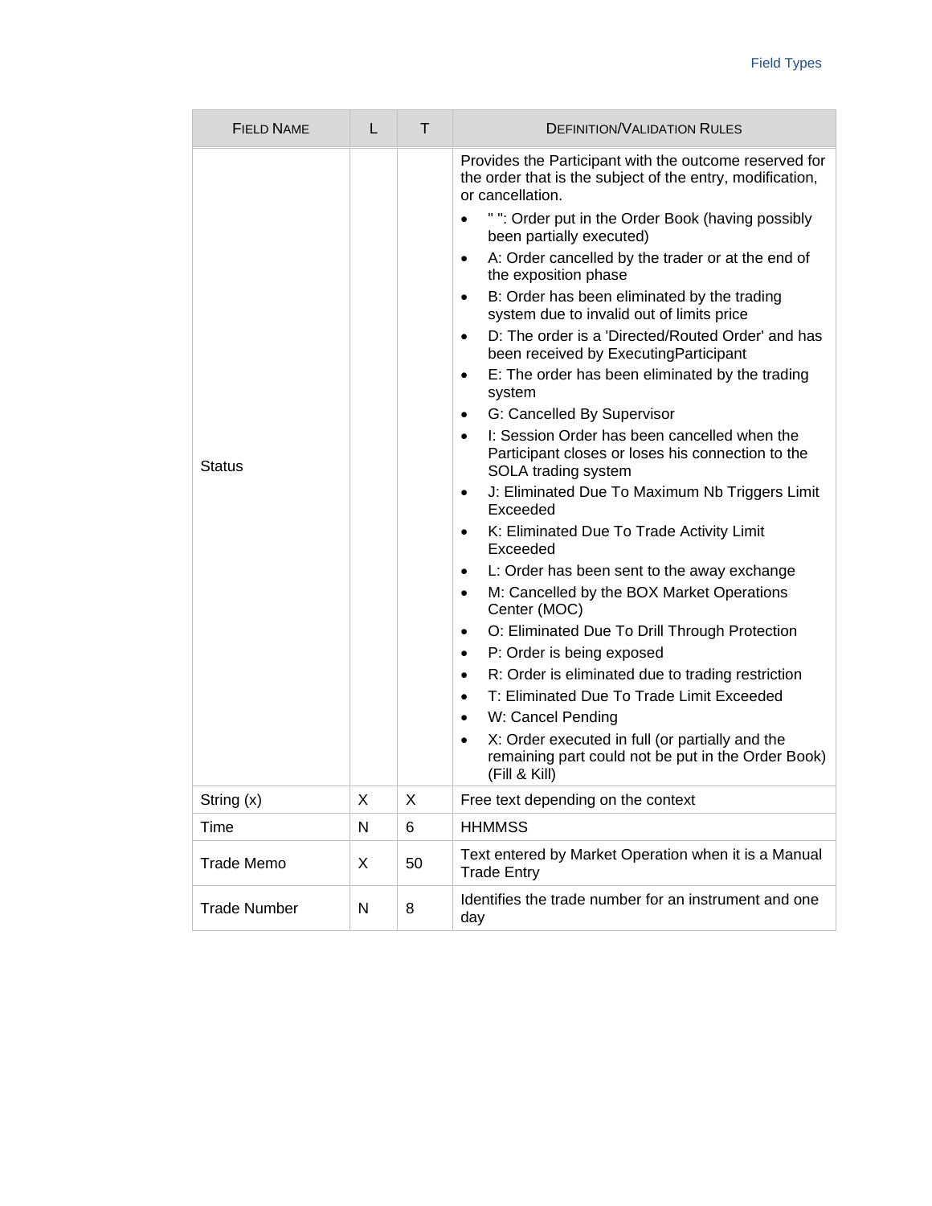| Field Name | L | T | Definition/Validation Rules |
|---|---|---|---|
| Status | | | Provides the Participant with the outcome reserved for the order that is the subject of the entry, modification, or cancellation.<br>• " ": Order put in the Order Book (having possibly been partially executed)<br>• A: Order cancelled by the trader or at the end of the exposition phase<br>• B: Order has been eliminated by the trading system due to invalid out of limits price<br>• D: The order is a 'Directed/Routed Order' and has been received by ExecutingParticipant<br>• E: The order has been eliminated by the trading system<br>• G: Cancelled By Supervisor<br>• I: Session Order has been cancelled when the Participant closes or loses his connection to the SOLA trading system<br>• J: Eliminated Due To Maximum Nb Triggers Limit Exceeded<br>• K: Eliminated Due To Trade Activity Limit Exceeded<br>• L: Order has been sent to the away exchange<br>• M: Cancelled by the BOX Market Operations Center (MOC)<br>• O: Eliminated Due To Drill Through Protection<br>• P: Order is being exposed<br>• R: Order is eliminated due to trading restriction<br>• T: Eliminated Due To Trade Limit Exceeded<br>• W: Cancel Pending<br>• X: Order executed in full (or partially and the remaining part could not be put in the Order Book) (Fill & Kill) |
| String (x) | X | X | Free text depending on the context |
| Time | N | 6 | HHMMSS |
| Trade Memo | X | 50 | Text entered by Market Operation when it is a Manual Trade Entry |
| Trade Number | N | 8 | Identifies the trade number for an instrument and one day |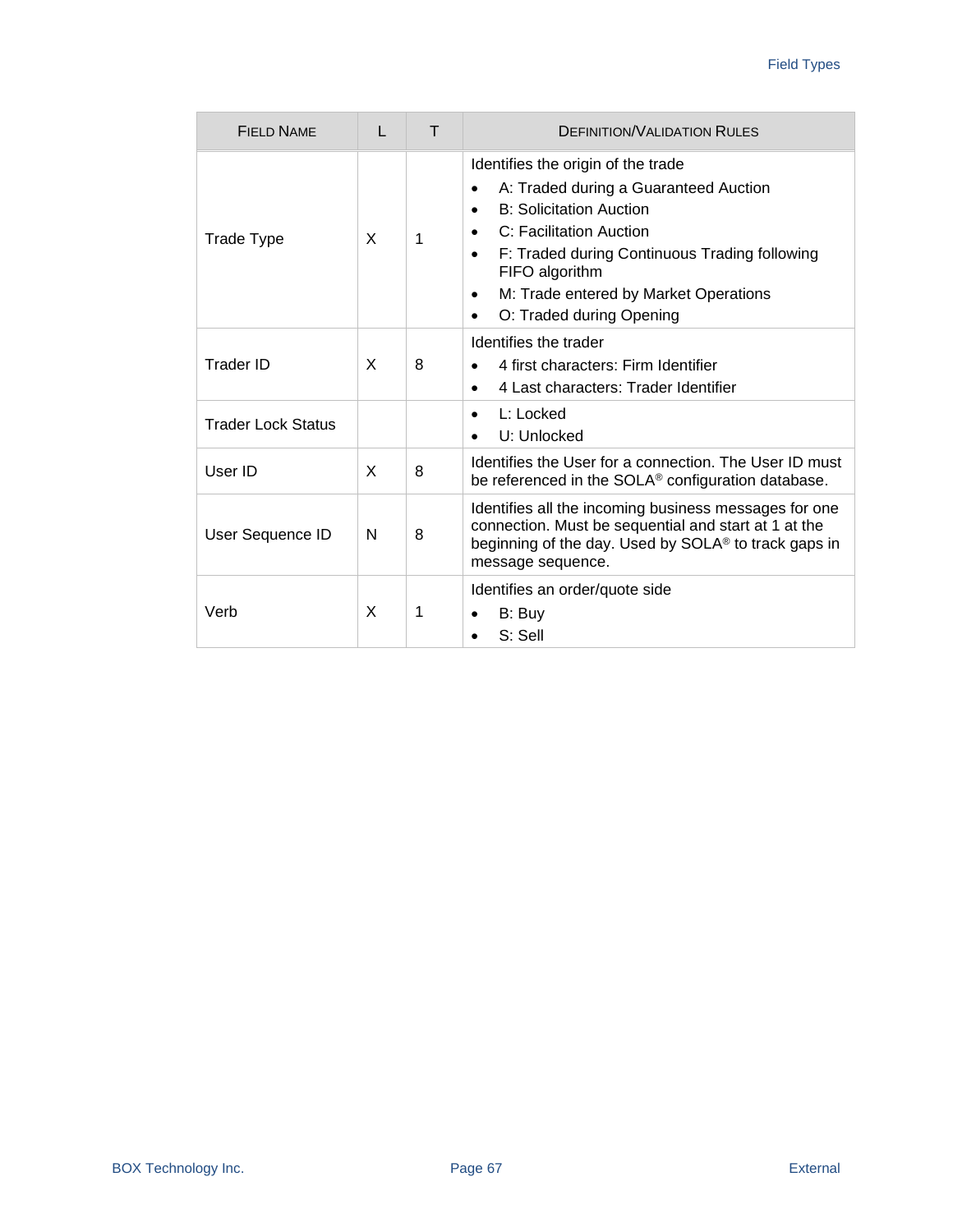| FIELD NAME | L | T | DEFINITION/VALIDATION RULES |
|---|---|---|---|
| Trade Type | X | 1 | Identifies the origin of the trade<br>• A: Traded during a Guaranteed Auction<br>• B: Solicitation Auction<br>• C: Facilitation Auction<br>• F: Traded during Continuous Trading following FIFO algorithm<br>• M: Trade entered by Market Operations<br>• O: Traded during Opening |
| Trader ID | X | 8 | Identifies the trader<br>• 4 first characters: Firm Identifier<br>• 4 Last characters: Trader Identifier |
| Trader Lock Status | | | • L: Locked<br>• U: Unlocked |
| User ID | X | 8 | Identifies the User for a connection. The User ID must be referenced in the SOLA® configuration database. |
| User Sequence ID | N | 8 | Identifies all the incoming business messages for one connection. Must be sequential and start at 1 at the beginning of the day. Used by SOLA® to track gaps in message sequence. |
| Verb | X | 1 | Identifies an order/quote side<br>• B: Buy<br>• S: Sell |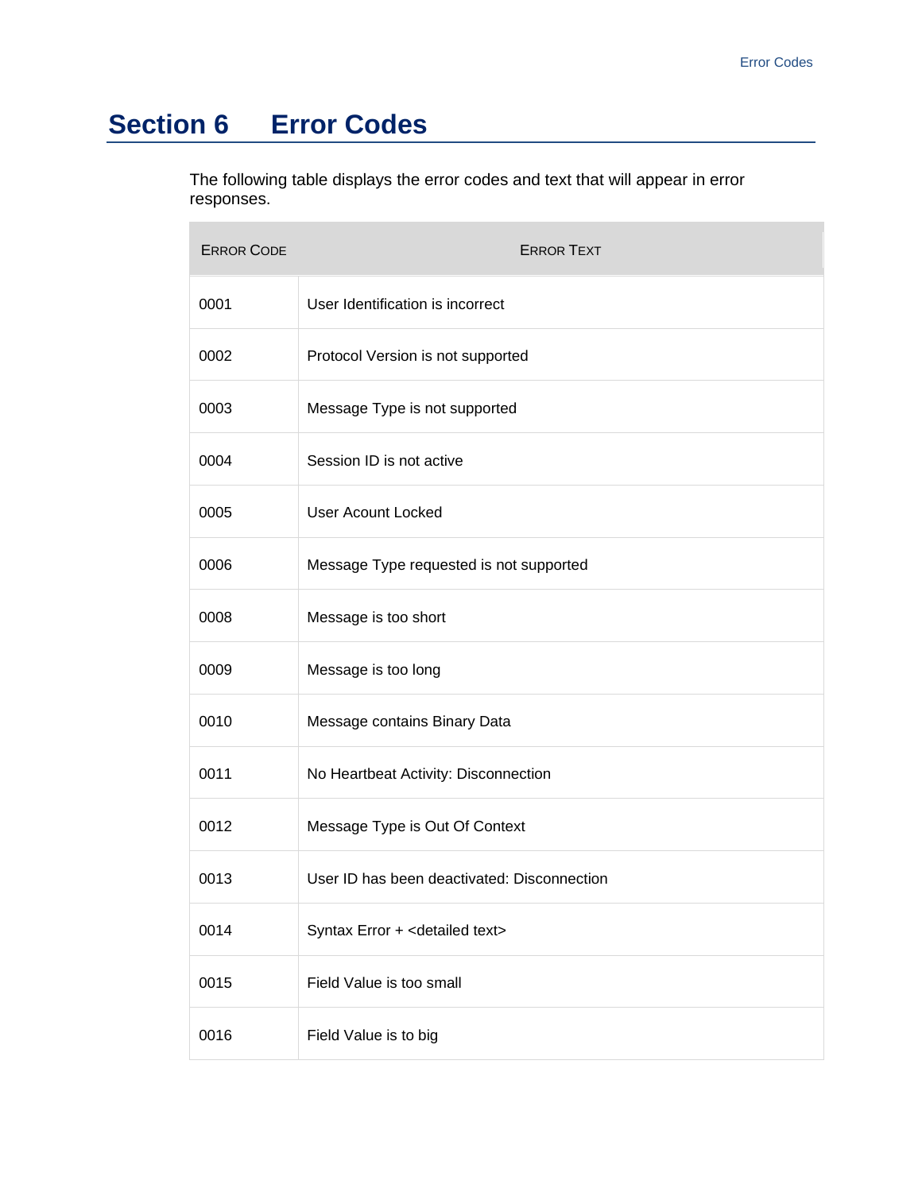# Section 6 Error Codes

The following table displays the error codes and text that will appear in error responses.

| ERROR CODE | ERROR TEXT |
|---|---|
| 0001 | User Identification is incorrect |
| 0002 | Protocol Version is not supported |
| 0003 | Message Type is not supported |
| 0004 | Session ID is not active |
| 0005 | User Acount Locked |
| 0006 | Message Type requested is not supported |
| 0008 | Message is too short |
| 0009 | Message is too long |
| 0010 | Message contains Binary Data |
| 0011 | No Heartbeat Activity: Disconnection |
| 0012 | Message Type is Out Of Context |
| 0013 | User ID has been deactivated: Disconnection |
| 0014 | Syntax Error + <detailed text> |
| 0015 | Field Value is too small |
| 0016 | Field Value is to big |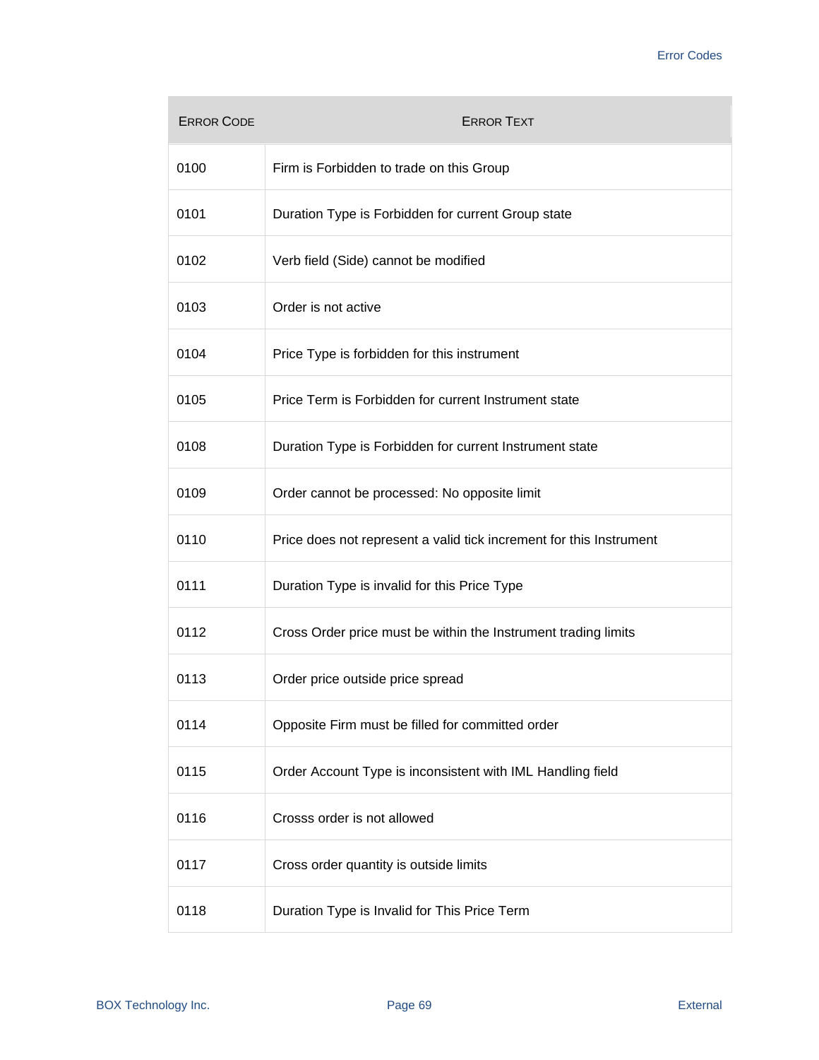| ERROR CODE | ERROR TEXT |
| --- | --- |
| 0100 | Firm is Forbidden to trade on this Group |
| 0101 | Duration Type is Forbidden for current Group state |
| 0102 | Verb field (Side) cannot be modified |
| 0103 | Order is not active |
| 0104 | Price Type is forbidden for this instrument |
| 0105 | Price Term is Forbidden for current Instrument state |
| 0108 | Duration Type is Forbidden for current Instrument state |
| 0109 | Order cannot be processed: No opposite limit |
| 0110 | Price does not represent a valid tick increment for this Instrument |
| 0111 | Duration Type is invalid for this Price Type |
| 0112 | Cross Order price must be within the Instrument trading limits |
| 0113 | Order price outside price spread |
| 0114 | Opposite Firm must be filled for committed order |
| 0115 | Order Account Type is inconsistent with IML Handling field |
| 0116 | Crosss order is not allowed |
| 0117 | Cross order quantity is outside limits |
| 0118 | Duration Type is Invalid for This Price Term |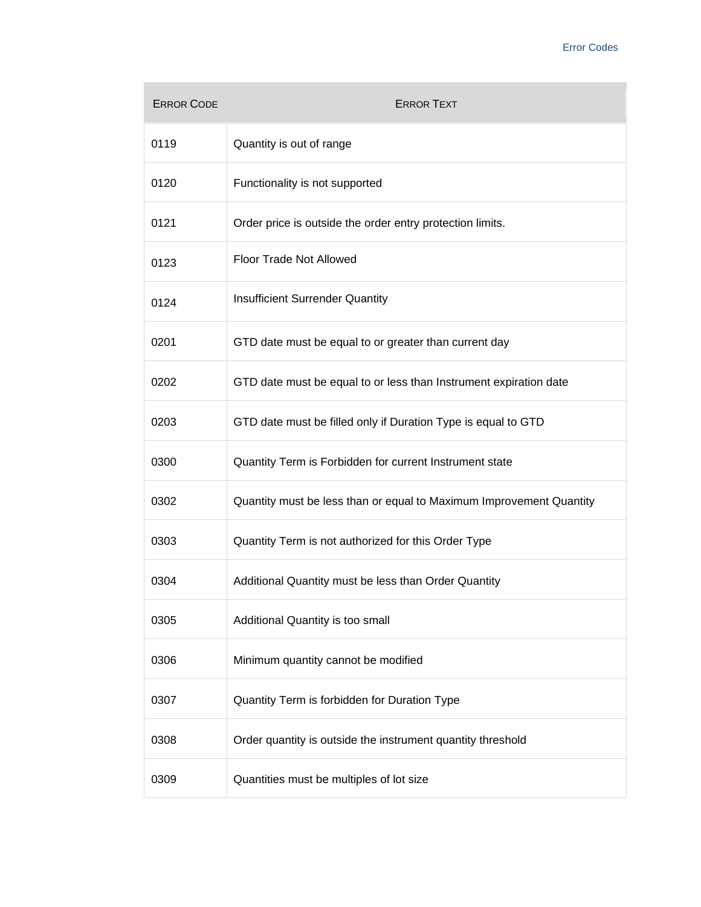| Error Code | Error Text |
| --- | --- |
| 0119 | Quantity is out of range |
| 0120 | Functionality is not supported |
| 0121 | Order price is outside the order entry protection limits. |
| 0123 | Floor Trade Not Allowed |
| 0124 | Insufficient Surrender Quantity |
| 0201 | GTD date must be equal to or greater than current day |
| 0202 | GTD date must be equal to or less than Instrument expiration date |
| 0203 | GTD date must be filled only if Duration Type is equal to GTD |
| 0300 | Quantity Term is Forbidden for current Instrument state |
| 0302 | Quantity must be less than or equal to Maximum Improvement Quantity |
| 0303 | Quantity Term is not authorized for this Order Type |
| 0304 | Additional Quantity must be less than Order Quantity |
| 0305 | Additional Quantity is too small |
| 0306 | Minimum quantity cannot be modified |
| 0307 | Quantity Term is forbidden for Duration Type |
| 0308 | Order quantity is outside the instrument quantity threshold |
| 0309 | Quantities must be multiples of lot size |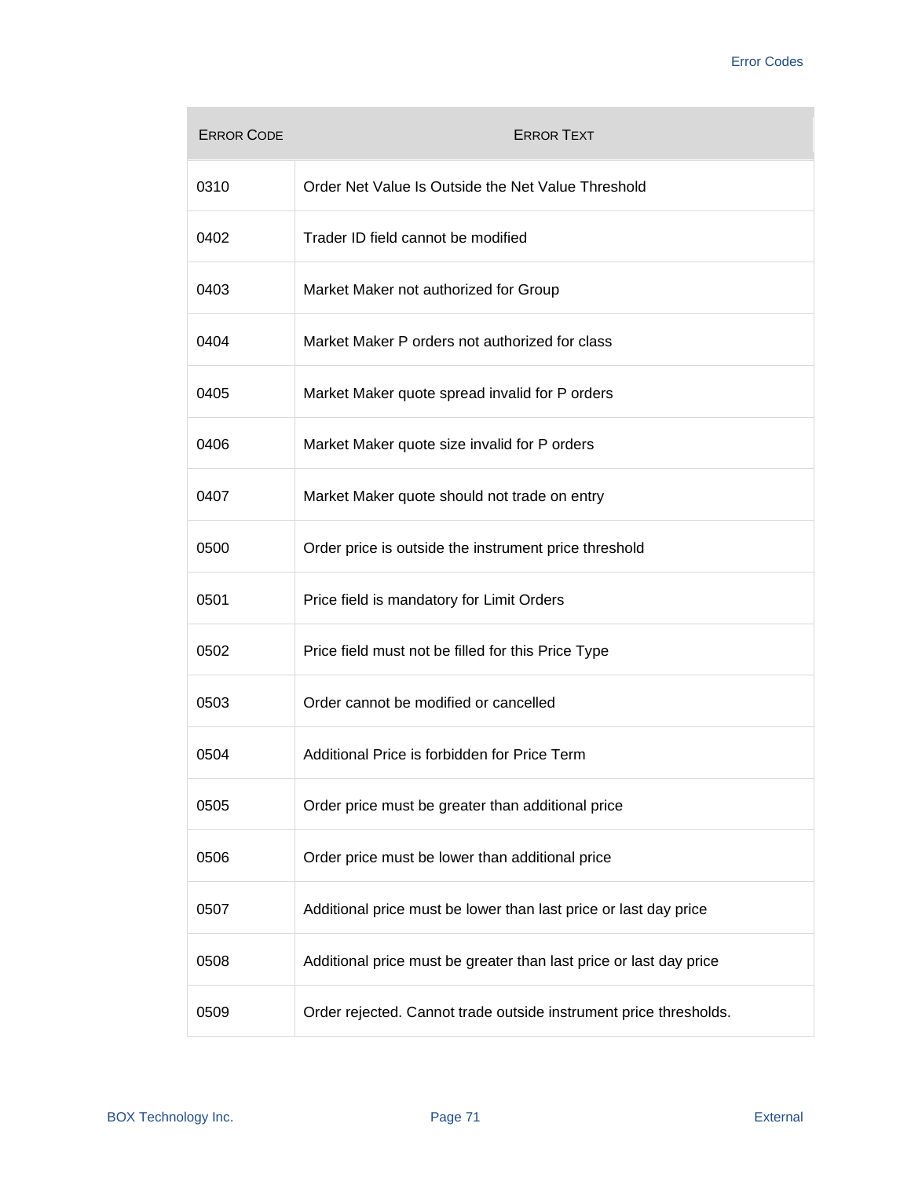| ERROR CODE | ERROR TEXT |
| --- | --- |
| 0310 | Order Net Value Is Outside the Net Value Threshold |
| 0402 | Trader ID field cannot be modified |
| 0403 | Market Maker not authorized for Group |
| 0404 | Market Maker P orders not authorized for class |
| 0405 | Market Maker quote spread invalid for P orders |
| 0406 | Market Maker quote size invalid for P orders |
| 0407 | Market Maker quote should not trade on entry |
| 0500 | Order price is outside the instrument price threshold |
| 0501 | Price field is mandatory for Limit Orders |
| 0502 | Price field must not be filled for this Price Type |
| 0503 | Order cannot be modified or cancelled |
| 0504 | Additional Price is forbidden for Price Term |
| 0505 | Order price must be greater than additional price |
| 0506 | Order price must be lower than additional price |
| 0507 | Additional price must be lower than last price or last day price |
| 0508 | Additional price must be greater than last price or last day price |
| 0509 | Order rejected. Cannot trade outside instrument price thresholds. |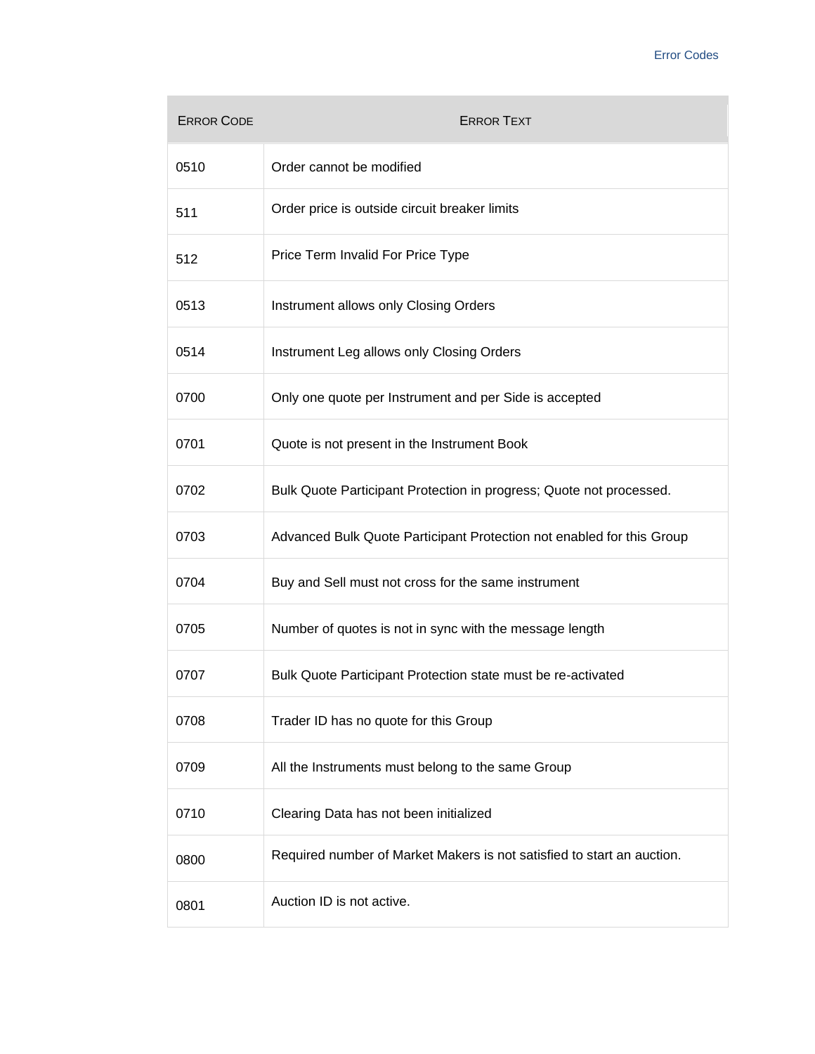| Error Code | Error Text |
| --- | --- |
| 0510 | Order cannot be modified |
| 511 | Order price is outside circuit breaker limits |
| 512 | Price Term Invalid For Price Type |
| 0513 | Instrument allows only Closing Orders |
| 0514 | Instrument Leg allows only Closing Orders |
| 0700 | Only one quote per Instrument and per Side is accepted |
| 0701 | Quote is not present in the Instrument Book |
| 0702 | Bulk Quote Participant Protection in progress; Quote not processed. |
| 0703 | Advanced Bulk Quote Participant Protection not enabled for this Group |
| 0704 | Buy and Sell must not cross for the same instrument |
| 0705 | Number of quotes is not in sync with the message length |
| 0707 | Bulk Quote Participant Protection state must be re-activated |
| 0708 | Trader ID has no quote for this Group |
| 0709 | All the Instruments must belong to the same Group |
| 0710 | Clearing Data has not been initialized |
| 0800 | Required number of Market Makers is not satisfied to start an auction. |
| 0801 | Auction ID is not active. |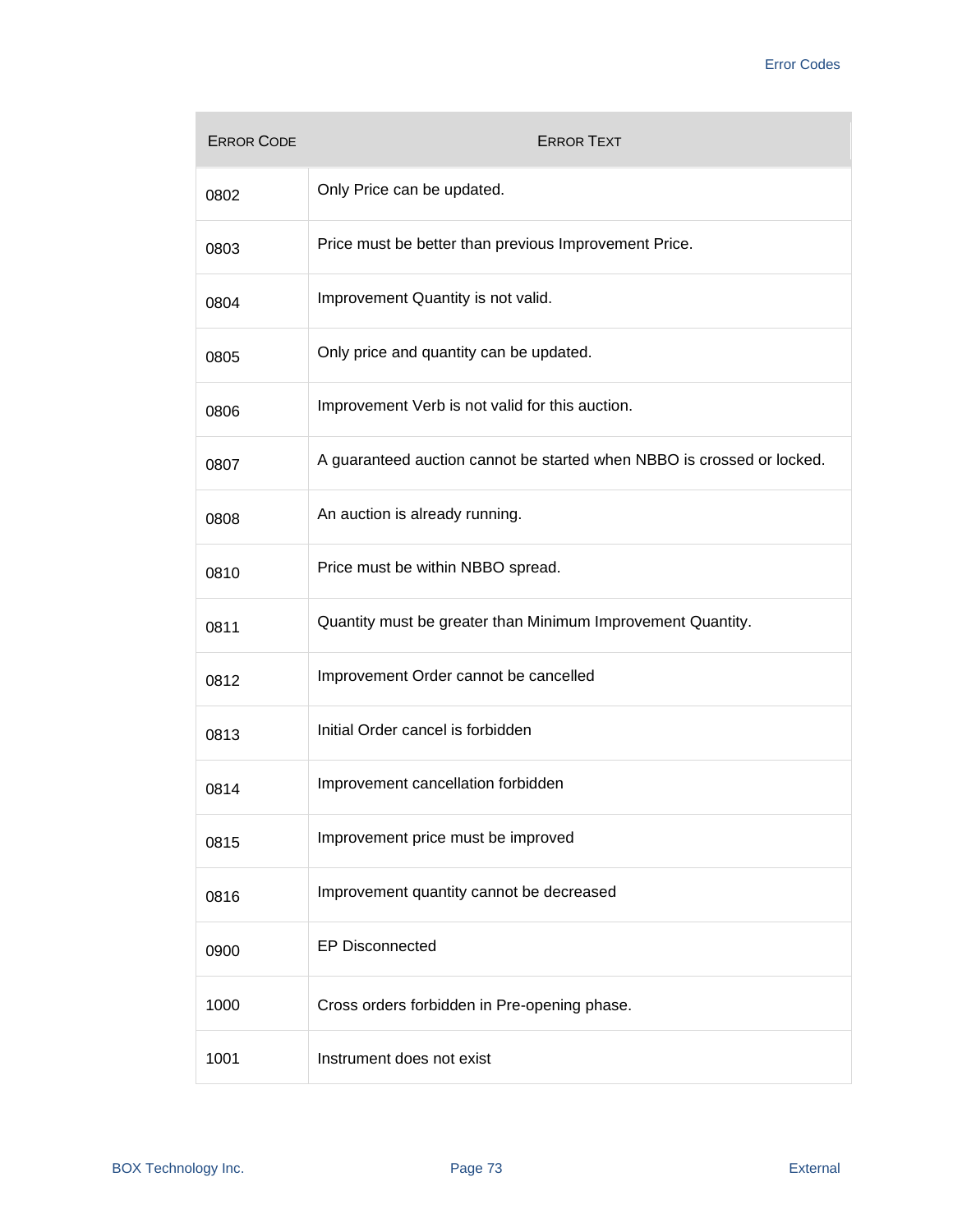| ERROR CODE | ERROR TEXT |
|---|---|
| 0802 | Only Price can be updated. |
| 0803 | Price must be better than previous Improvement Price. |
| 0804 | Improvement Quantity is not valid. |
| 0805 | Only price and quantity can be updated. |
| 0806 | Improvement Verb is not valid for this auction. |
| 0807 | A guaranteed auction cannot be started when NBBO is crossed or locked. |
| 0808 | An auction is already running. |
| 0810 | Price must be within NBBO spread. |
| 0811 | Quantity must be greater than Minimum Improvement Quantity. |
| 0812 | Improvement Order cannot be cancelled |
| 0813 | Initial Order cancel is forbidden |
| 0814 | Improvement cancellation forbidden |
| 0815 | Improvement price must be improved |
| 0816 | Improvement quantity cannot be decreased |
| 0900 | EP Disconnected |
| 1000 | Cross orders forbidden in Pre-opening phase. |
| 1001 | Instrument does not exist |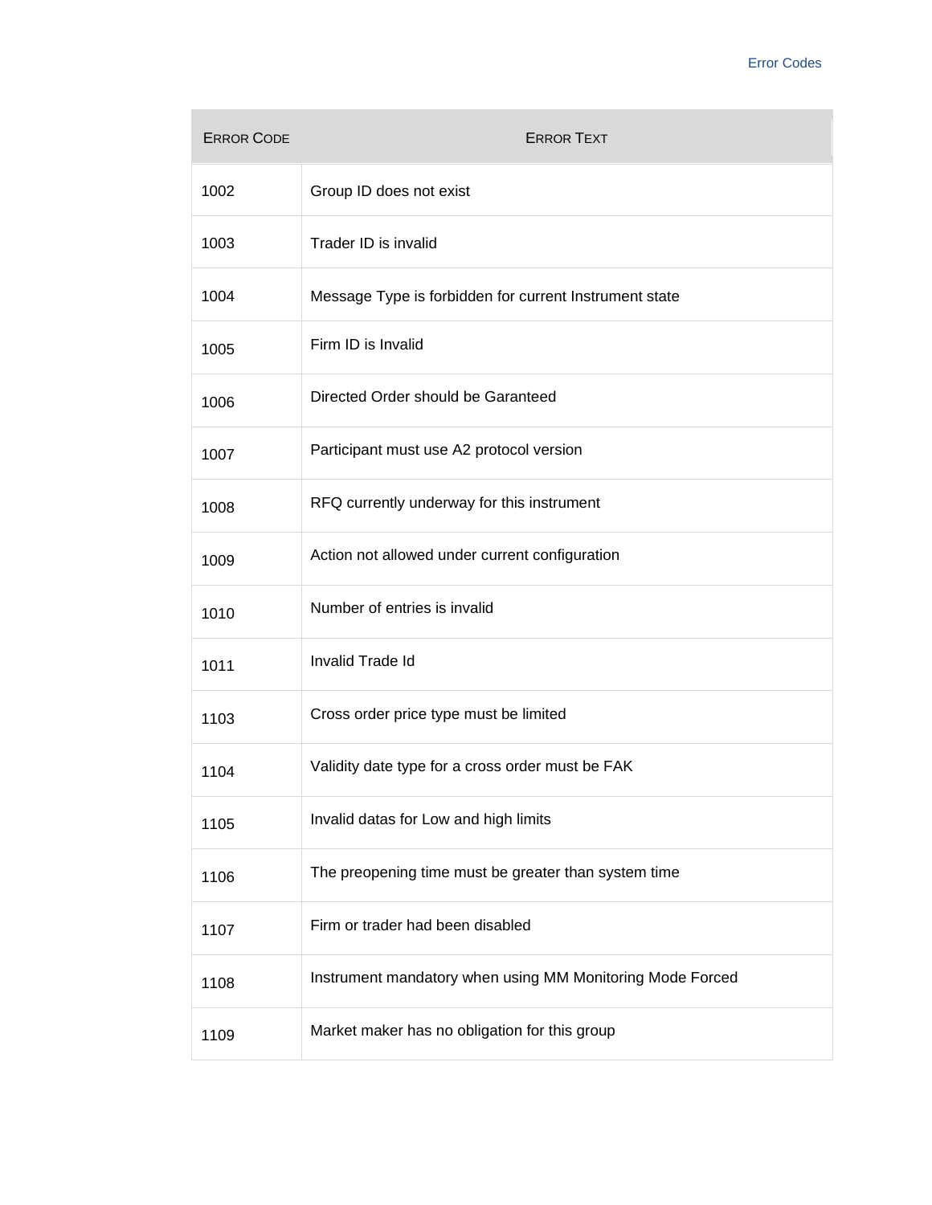| Error Code | Error Text |
|---|---|
| 1002 | Group ID does not exist |
| 1003 | Trader ID is invalid |
| 1004 | Message Type is forbidden for current Instrument state |
| 1005 | Firm ID is Invalid |
| 1006 | Directed Order should be Garanteed |
| 1007 | Participant must use A2 protocol version |
| 1008 | RFQ currently underway for this instrument |
| 1009 | Action not allowed under current configuration |
| 1010 | Number of entries is invalid |
| 1011 | Invalid Trade Id |
| 1103 | Cross order price type must be limited |
| 1104 | Validity date type for a cross order must be FAK |
| 1105 | Invalid datas for Low and high limits |
| 1106 | The preopening time must be greater than system time |
| 1107 | Firm or trader had been disabled |
| 1108 | Instrument mandatory when using MM Monitoring Mode Forced |
| 1109 | Market maker has no obligation for this group |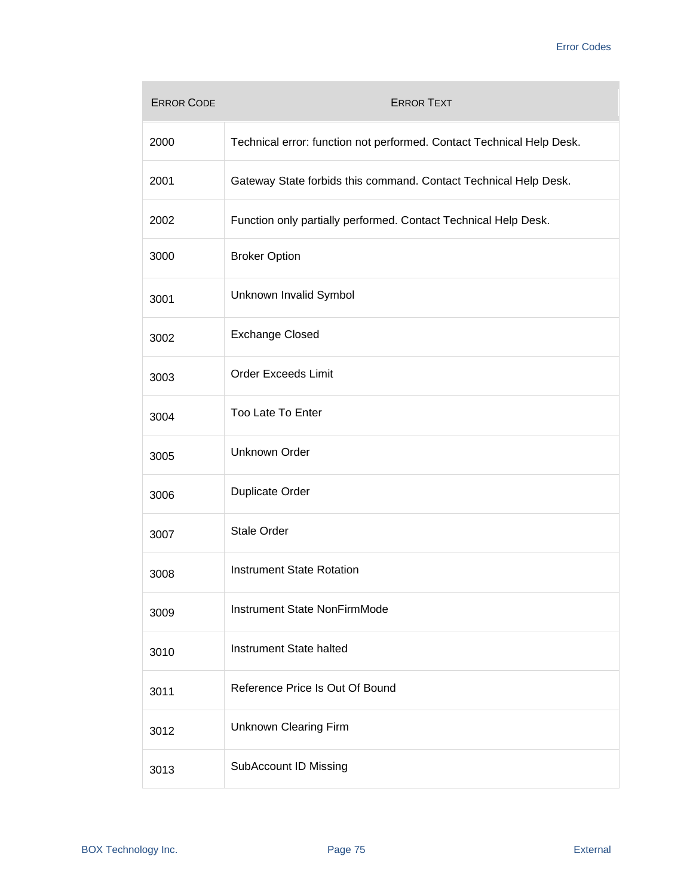| ERROR CODE | ERROR TEXT |
|---|---|
| 2000 | Technical error: function not performed. Contact Technical Help Desk. |
| 2001 | Gateway State forbids this command. Contact Technical Help Desk. |
| 2002 | Function only partially performed. Contact Technical Help Desk. |
| 3000 | Broker Option |
| 3001 | Unknown Invalid Symbol |
| 3002 | Exchange Closed |
| 3003 | Order Exceeds Limit |
| 3004 | Too Late To Enter |
| 3005 | Unknown Order |
| 3006 | Duplicate Order |
| 3007 | Stale Order |
| 3008 | Instrument State Rotation |
| 3009 | Instrument State NonFirmMode |
| 3010 | Instrument State halted |
| 3011 | Reference Price Is Out Of Bound |
| 3012 | Unknown Clearing Firm |
| 3013 | SubAccount ID Missing |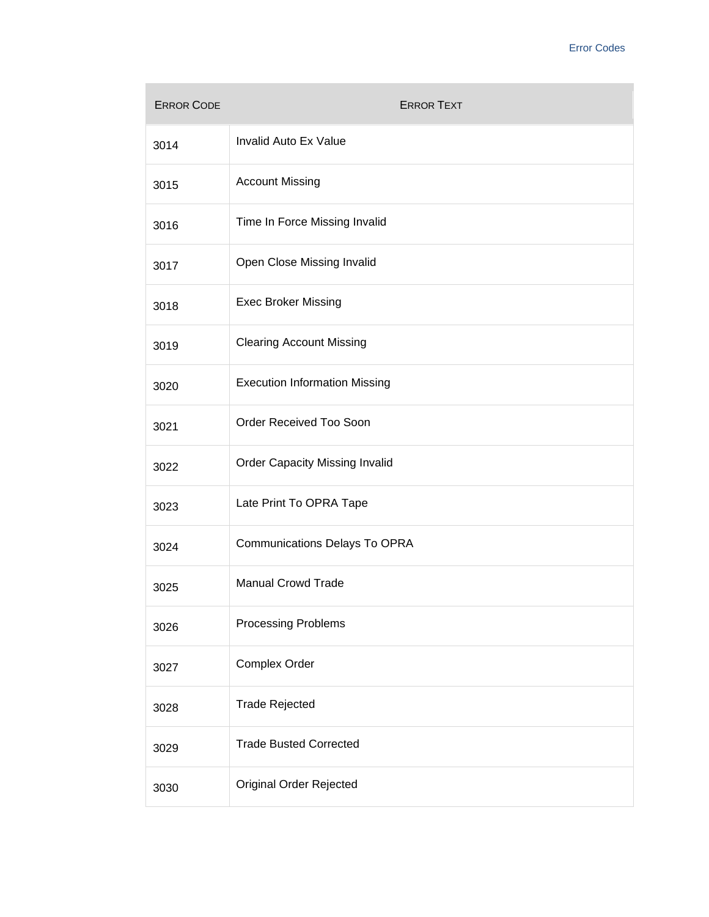| ERROR CODE | ERROR TEXT |
|---|---|
| 3014 | Invalid Auto Ex Value |
| 3015 | Account Missing |
| 3016 | Time In Force Missing Invalid |
| 3017 | Open Close Missing Invalid |
| 3018 | Exec Broker Missing |
| 3019 | Clearing Account Missing |
| 3020 | Execution Information Missing |
| 3021 | Order Received Too Soon |
| 3022 | Order Capacity Missing Invalid |
| 3023 | Late Print To OPRA Tape |
| 3024 | Communications Delays To OPRA |
| 3025 | Manual Crowd Trade |
| 3026 | Processing Problems |
| 3027 | Complex Order |
| 3028 | Trade Rejected |
| 3029 | Trade Busted Corrected |
| 3030 | Original Order Rejected |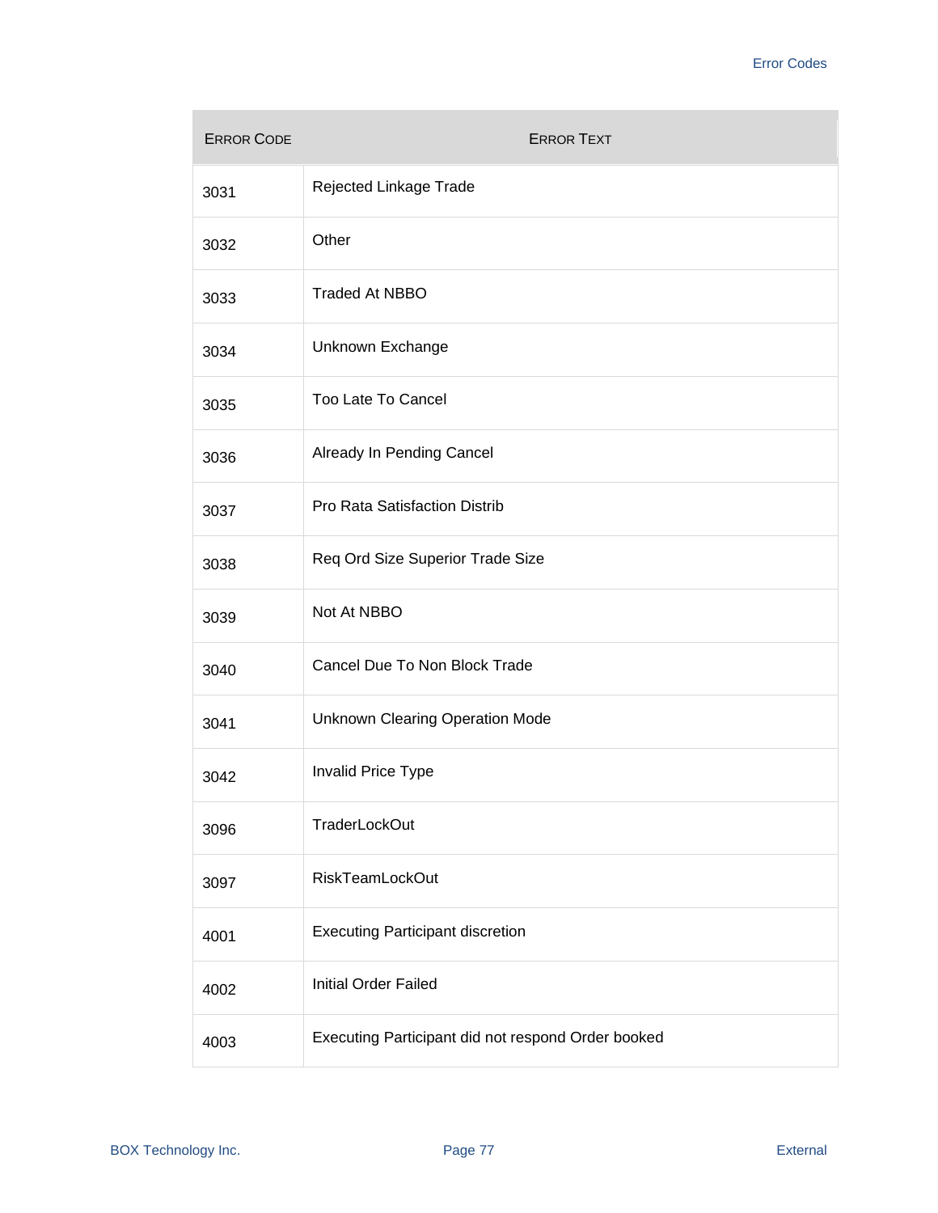| ERROR CODE | ERROR TEXT |
|---|---|
| 3031 | Rejected Linkage Trade |
| 3032 | Other |
| 3033 | Traded At NBBO |
| 3034 | Unknown Exchange |
| 3035 | Too Late To Cancel |
| 3036 | Already In Pending Cancel |
| 3037 | Pro Rata Satisfaction Distrib |
| 3038 | Req Ord Size Superior Trade Size |
| 3039 | Not At NBBO |
| 3040 | Cancel Due To Non Block Trade |
| 3041 | Unknown Clearing Operation Mode |
| 3042 | Invalid Price Type |
| 3096 | TraderLockOut |
| 3097 | RiskTeamLockOut |
| 4001 | Executing Participant discretion |
| 4002 | Initial Order Failed |
| 4003 | Executing Participant did not respond Order booked |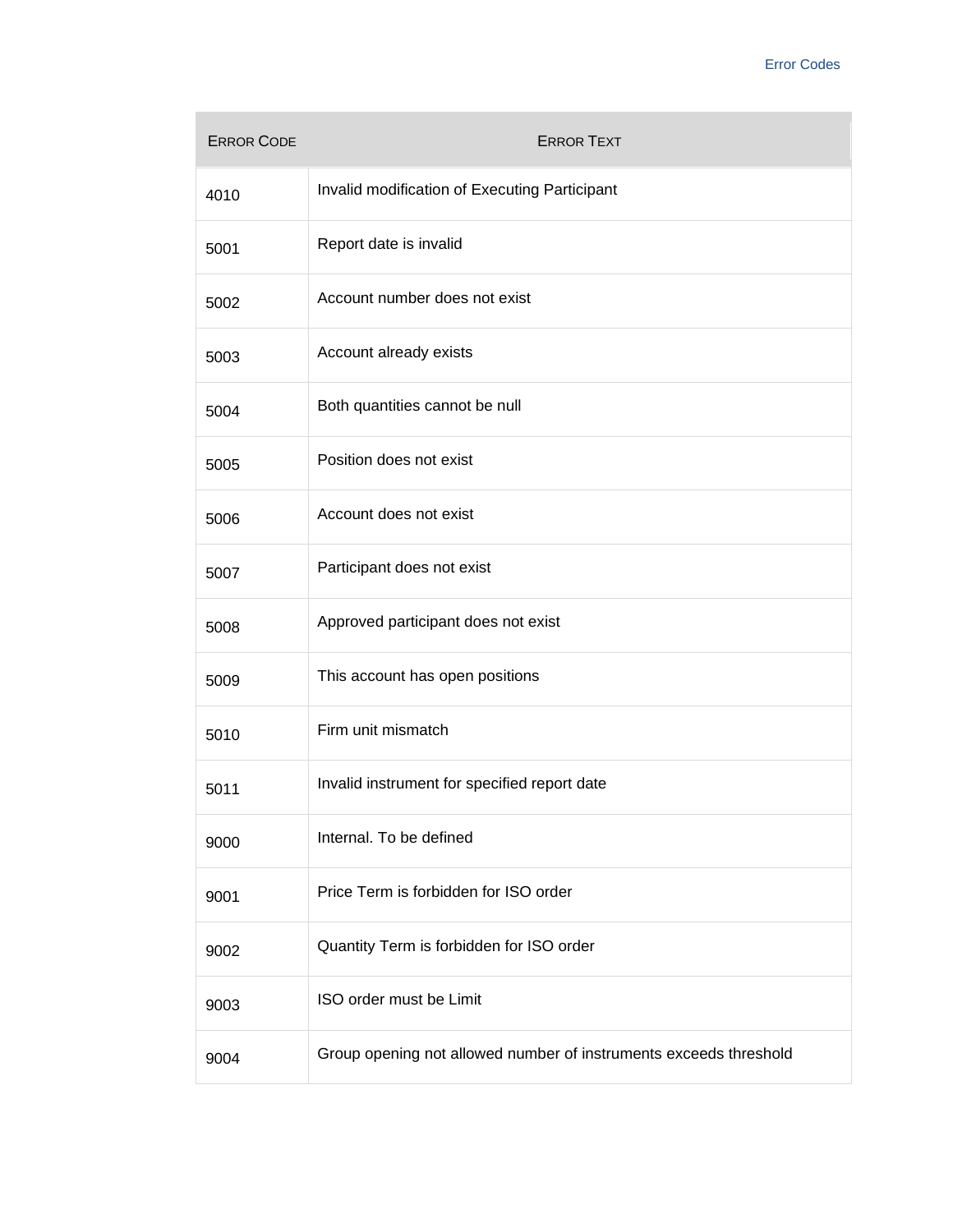| Error Code | Error Text |
|---|---|
| 4010 | Invalid modification of Executing Participant |
| 5001 | Report date is invalid |
| 5002 | Account number does not exist |
| 5003 | Account already exists |
| 5004 | Both quantities cannot be null |
| 5005 | Position does not exist |
| 5006 | Account does not exist |
| 5007 | Participant does not exist |
| 5008 | Approved participant does not exist |
| 5009 | This account has open positions |
| 5010 | Firm unit mismatch |
| 5011 | Invalid instrument for specified report date |
| 9000 | Internal. To be defined |
| 9001 | Price Term is forbidden for ISO order |
| 9002 | Quantity Term is forbidden for ISO order |
| 9003 | ISO order must be Limit |
| 9004 | Group opening not allowed number of instruments exceeds threshold |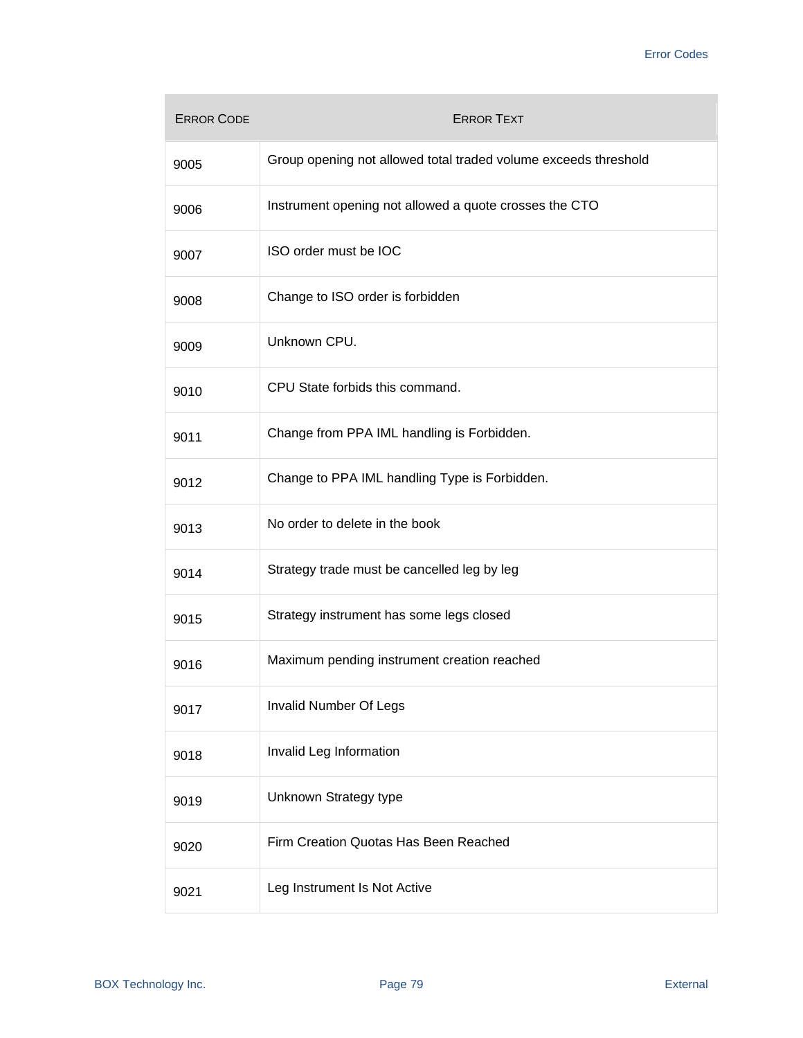| Error Code | Error Text |
|---|---|
| 9005 | Group opening not allowed total traded volume exceeds threshold |
| 9006 | Instrument opening not allowed a quote crosses the CTO |
| 9007 | ISO order must be IOC |
| 9008 | Change to ISO order is forbidden |
| 9009 | Unknown CPU. |
| 9010 | CPU State forbids this command. |
| 9011 | Change from PPA IML handling is Forbidden. |
| 9012 | Change to PPA IML handling Type is Forbidden. |
| 9013 | No order to delete in the book |
| 9014 | Strategy trade must be cancelled leg by leg |
| 9015 | Strategy instrument has some legs closed |
| 9016 | Maximum pending instrument creation reached |
| 9017 | Invalid Number Of Legs |
| 9018 | Invalid Leg Information |
| 9019 | Unknown Strategy type |
| 9020 | Firm Creation Quotas Has Been Reached |
| 9021 | Leg Instrument Is Not Active |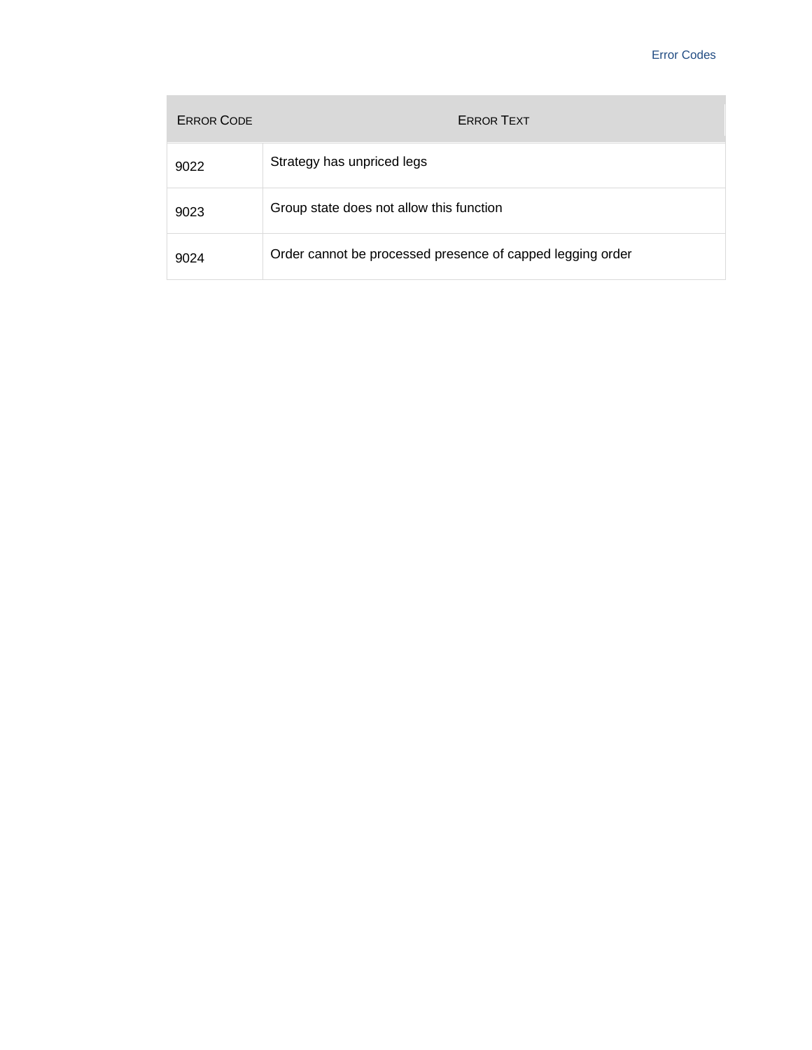| ERROR CODE | ERROR TEXT |
| --- | --- |
| 9022 | Strategy has unpriced legs |
| 9023 | Group state does not allow this function |
| 9024 | Order cannot be processed presence of capped legging order |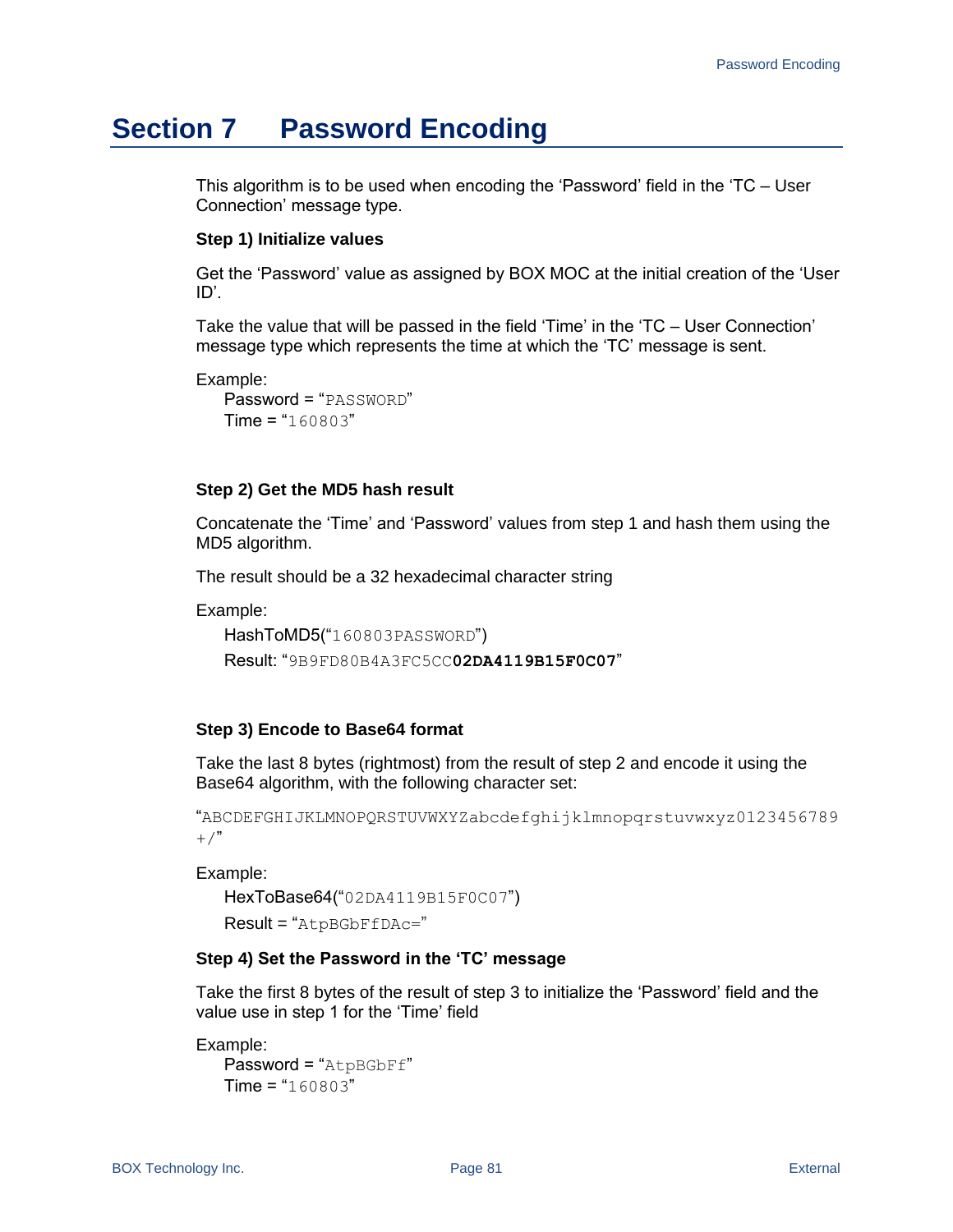# Section 7 Password Encoding

This algorithm is to be used when encoding the ‘Password’ field in the ‘TC – User Connection’ message type.

**Step 1) Initialize values**

Get the ‘Password’ value as assigned by BOX MOC at the initial creation of the ‘User ID’.

Take the value that will be passed in the field ‘Time’ in the ‘TC – User Connection’ message type which represents the time at which the ‘TC’ message is sent.

Example:
  Password = “PASSWORD”
  Time = “160803”

**Step 2) Get the MD5 hash result**

Concatenate the ‘Time’ and ‘Password’ values from step 1 and hash them using the MD5 algorithm.

The result should be a 32 hexadecimal character string

Example:
  HashToMD5(“160803PASSWORD”)
  Result: “9B9FD80B4A3FC5CC**02DA4119B15F0C07**”

**Step 3) Encode to Base64 format**

Take the last 8 bytes (rightmost) from the result of step 2 and encode it using the Base64 algorithm, with the following character set:

“ABCDEFGHIJKLMNOPQRSTUVWXYZabcdefghijklmnopqrstuvwxyz0123456789+/”

Example:
  HexToBase64(“02DA4119B15F0C07”)
  Result = “AtpBGbFfDAc=”

**Step 4) Set the Password in the ‘TC’ message**

Take the first 8 bytes of the result of step 3 to initialize the ‘Password’ field and the value use in step 1 for the ‘Time’ field

Example:
  Password = “AtpBGbFf”
  Time = “160803”